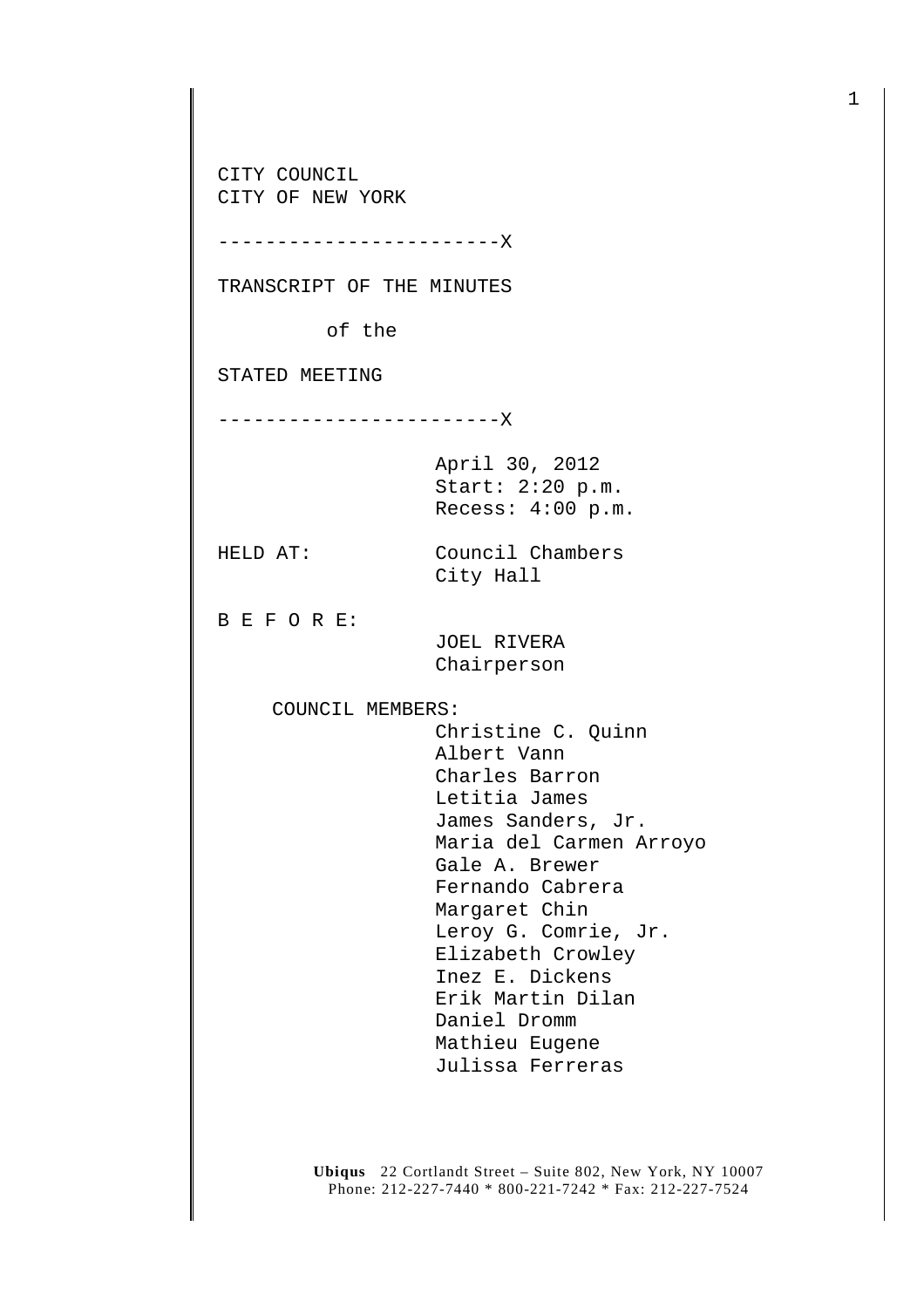CITY COUNCIL
CITY OF NEW YORK

------------------------X

TRANSCRIPT OF THE MINUTES

of the

STATED MEETING

------------------------X

April 30, 2012
Start: 2:20 p.m.
Recess: 4:00 p.m.

HELD AT: Council Chambers
City Hall

B E F O R E:

JOEL RIVERA
Chairperson

COUNCIL MEMBERS:

Christine C. Quinn
Albert Vann
Charles Barron
Letitia James
James Sanders, Jr.
Maria del Carmen Arroyo
Gale A. Brewer
Fernando Cabrera
Margaret Chin
Leroy G. Comrie, Jr.
Elizabeth Crowley
Inez E. Dickens
Erik Martin Dilan
Daniel Dromm
Mathieu Eugene
Julissa Ferreras

**Ubiqus** 22 Cortlandt Street – Suite 802, New York, NY 10007
Phone: 212-227-7440 * 800-221-7242 * Fax: 212-227-7524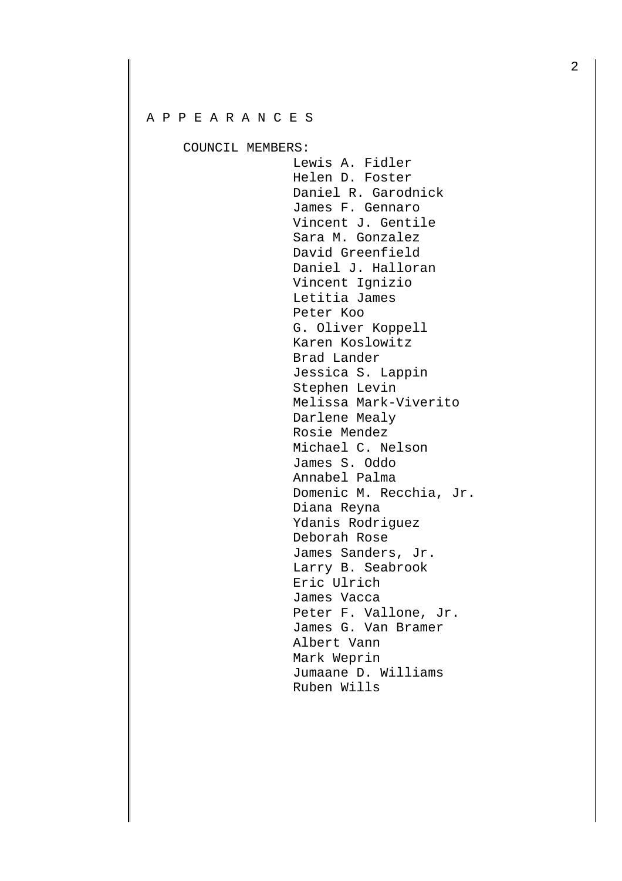# A P P E A R A N C E S

COUNCIL MEMBERS:

Lewis A. Fidler
Helen D. Foster
Daniel R. Garodnick
James F. Gennaro
Vincent J. Gentile
Sara M. Gonzalez
David Greenfield
Daniel J. Halloran
Vincent Ignizio
Letitia James
Peter Koo
G. Oliver Koppell
Karen Koslowitz
Brad Lander
Jessica S. Lappin
Stephen Levin
Melissa Mark-Viverito
Darlene Mealy
Rosie Mendez
Michael C. Nelson
James S. Oddo
Annabel Palma
Domenic M. Recchia, Jr.
Diana Reyna
Ydanis Rodriguez
Deborah Rose
James Sanders, Jr.
Larry B. Seabrook
Eric Ulrich
James Vacca
Peter F. Vallone, Jr.
James G. Van Bramer
Albert Vann
Mark Weprin
Jumaane D. Williams
Ruben Wills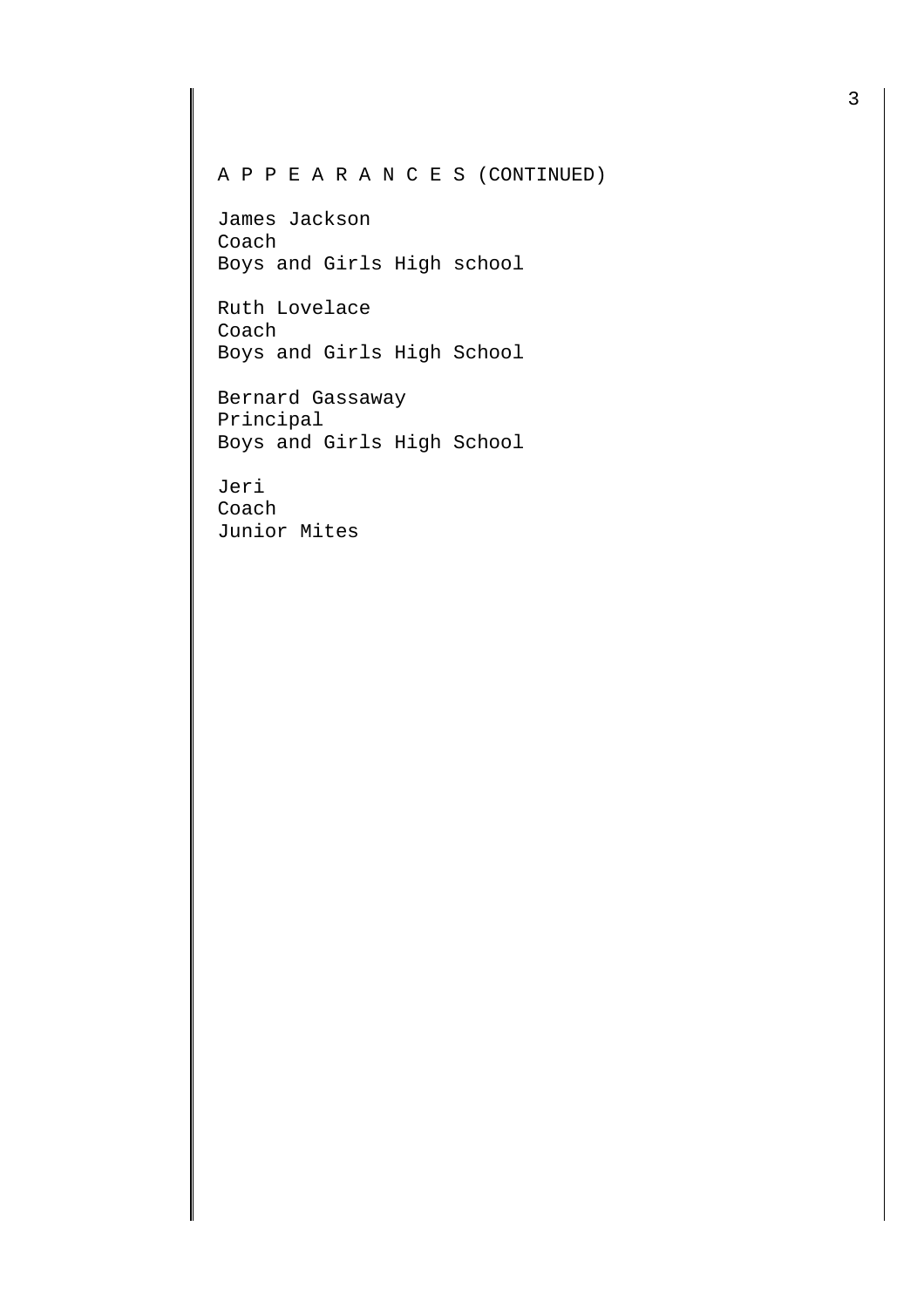A P P E A R A N C E S (CONTINUED)

James Jackson
Coach
Boys and Girls High school

Ruth Lovelace
Coach
Boys and Girls High School

Bernard Gassaway
Principal
Boys and Girls High School

Jeri
Coach
Junior Mites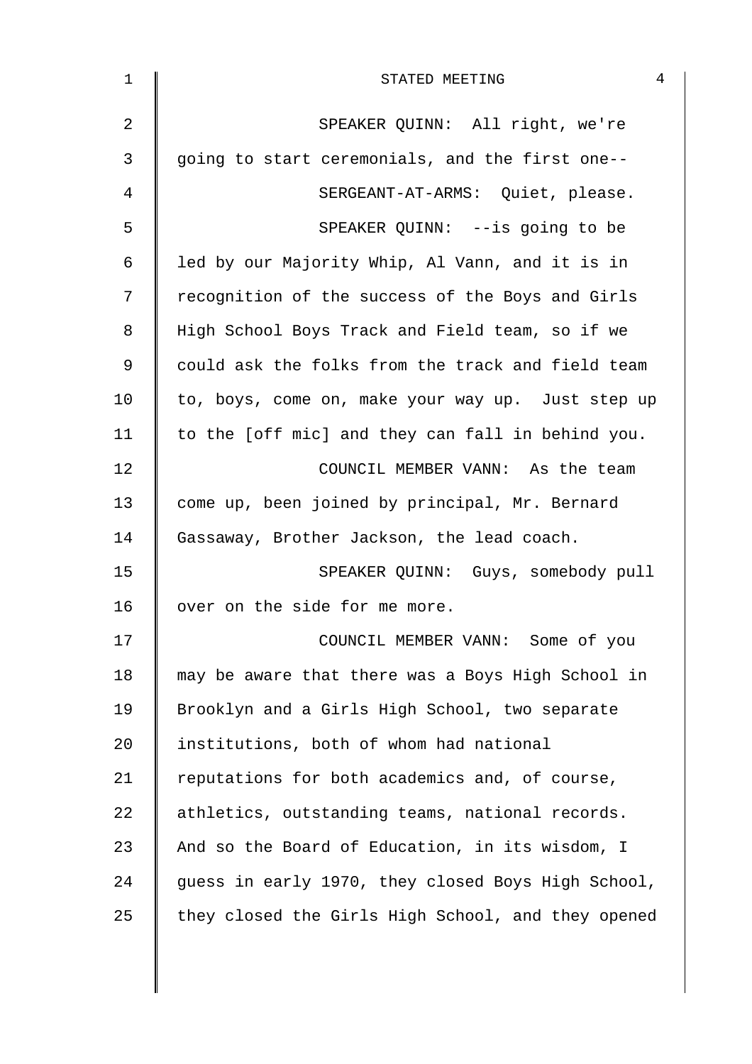SPEAKER QUINN: All right, we're going to start ceremonials, and the first one--

SERGEANT-AT-ARMS: Quiet, please.

SPEAKER QUINN: --is going to be led by our Majority Whip, Al Vann, and it is in recognition of the success of the Boys and Girls High School Boys Track and Field team, so if we could ask the folks from the track and field team to, boys, come on, make your way up. Just step up to the [off mic] and they can fall in behind you.

COUNCIL MEMBER VANN: As the team come up, been joined by principal, Mr. Bernard Gassaway, Brother Jackson, the lead coach.

SPEAKER QUINN: Guys, somebody pull over on the side for me more.

COUNCIL MEMBER VANN: Some of you may be aware that there was a Boys High School in Brooklyn and a Girls High School, two separate institutions, both of whom had national reputations for both academics and, of course, athletics, outstanding teams, national records. And so the Board of Education, in its wisdom, I guess in early 1970, they closed Boys High School, they closed the Girls High School, and they opened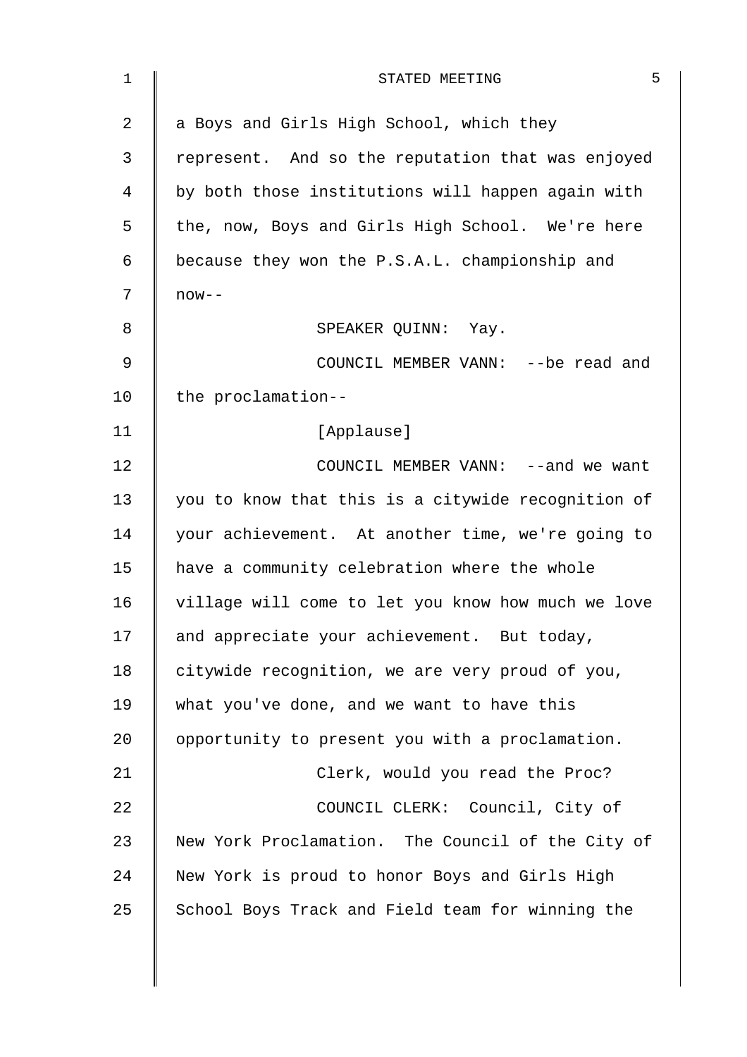a Boys and Girls High School, which they represent. And so the reputation that was enjoyed by both those institutions will happen again with the, now, Boys and Girls High School. We're here because they won the P.S.A.L. championship and now--

SPEAKER QUINN: Yay.

COUNCIL MEMBER VANN: --be read and the proclamation--

[Applause]

COUNCIL MEMBER VANN: --and we want you to know that this is a citywide recognition of your achievement. At another time, we're going to have a community celebration where the whole village will come to let you know how much we love and appreciate your achievement. But today, citywide recognition, we are very proud of you, what you've done, and we want to have this opportunity to present you with a proclamation.

Clerk, would you read the Proc?

COUNCIL CLERK: Council, City of New York Proclamation. The Council of the City of New York is proud to honor Boys and Girls High School Boys Track and Field team for winning the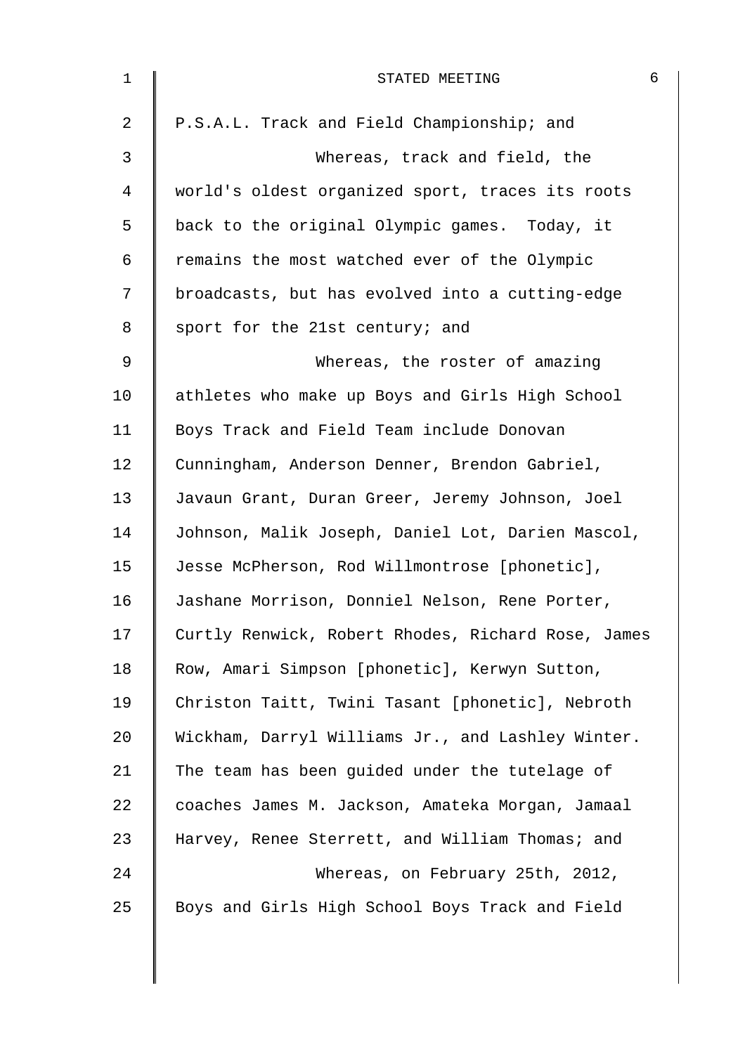P.S.A.L. Track and Field Championship; and

Whereas, track and field, the world's oldest organized sport, traces its roots back to the original Olympic games. Today, it remains the most watched ever of the Olympic broadcasts, but has evolved into a cutting-edge sport for the 21st century; and

Whereas, the roster of amazing athletes who make up Boys and Girls High School Boys Track and Field Team include Donovan Cunningham, Anderson Denner, Brendon Gabriel, Javaun Grant, Duran Greer, Jeremy Johnson, Joel Johnson, Malik Joseph, Daniel Lot, Darien Mascol, Jesse McPherson, Rod Willmontrose [phonetic], Jashane Morrison, Donniel Nelson, Rene Porter, Curtly Renwick, Robert Rhodes, Richard Rose, James Row, Amari Simpson [phonetic], Kerwyn Sutton, Christon Taitt, Twini Tasant [phonetic], Nebroth Wickham, Darryl Williams Jr., and Lashley Winter. The team has been guided under the tutelage of coaches James M. Jackson, Amateka Morgan, Jamaal Harvey, Renee Sterrett, and William Thomas; and

Whereas, on February 25th, 2012, Boys and Girls High School Boys Track and Field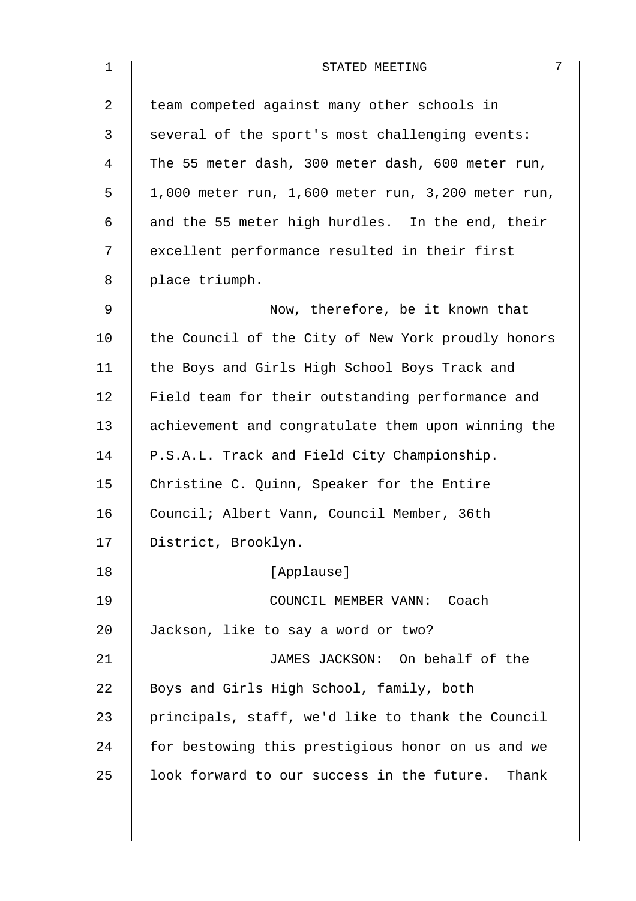team competed against many other schools in several of the sport's most challenging events: The 55 meter dash, 300 meter dash, 600 meter run, 1,000 meter run, 1,600 meter run, 3,200 meter run, and the 55 meter high hurdles. In the end, their excellent performance resulted in their first place triumph.

Now, therefore, be it known that the Council of the City of New York proudly honors the Boys and Girls High School Boys Track and Field team for their outstanding performance and achievement and congratulate them upon winning the P.S.A.L. Track and Field City Championship. Christine C. Quinn, Speaker for the Entire Council; Albert Vann, Council Member, 36th District, Brooklyn.

[Applause]

COUNCIL MEMBER VANN: Coach Jackson, like to say a word or two?

JAMES JACKSON: On behalf of the Boys and Girls High School, family, both principals, staff, we'd like to thank the Council for bestowing this prestigious honor on us and we look forward to our success in the future. Thank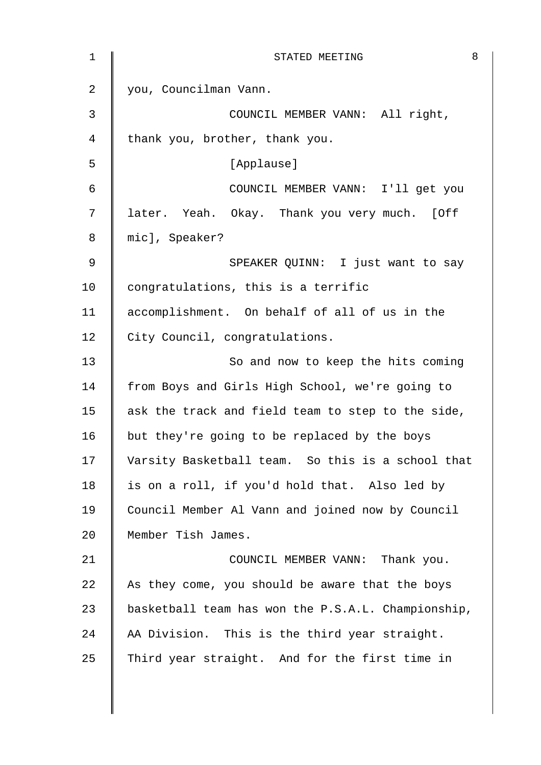you, Councilman Vann.

COUNCIL MEMBER VANN: All right, thank you, brother, thank you.

[Applause]

COUNCIL MEMBER VANN: I'll get you later. Yeah. Okay. Thank you very much. [Off mic], Speaker?

SPEAKER QUINN: I just want to say congratulations, this is a terrific accomplishment. On behalf of all of us in the City Council, congratulations.

So and now to keep the hits coming from Boys and Girls High School, we're going to ask the track and field team to step to the side, but they're going to be replaced by the boys Varsity Basketball team. So this is a school that is on a roll, if you'd hold that. Also led by Council Member Al Vann and joined now by Council Member Tish James.

COUNCIL MEMBER VANN: Thank you. As they come, you should be aware that the boys basketball team has won the P.S.A.L. Championship, AA Division. This is the third year straight. Third year straight. And for the first time in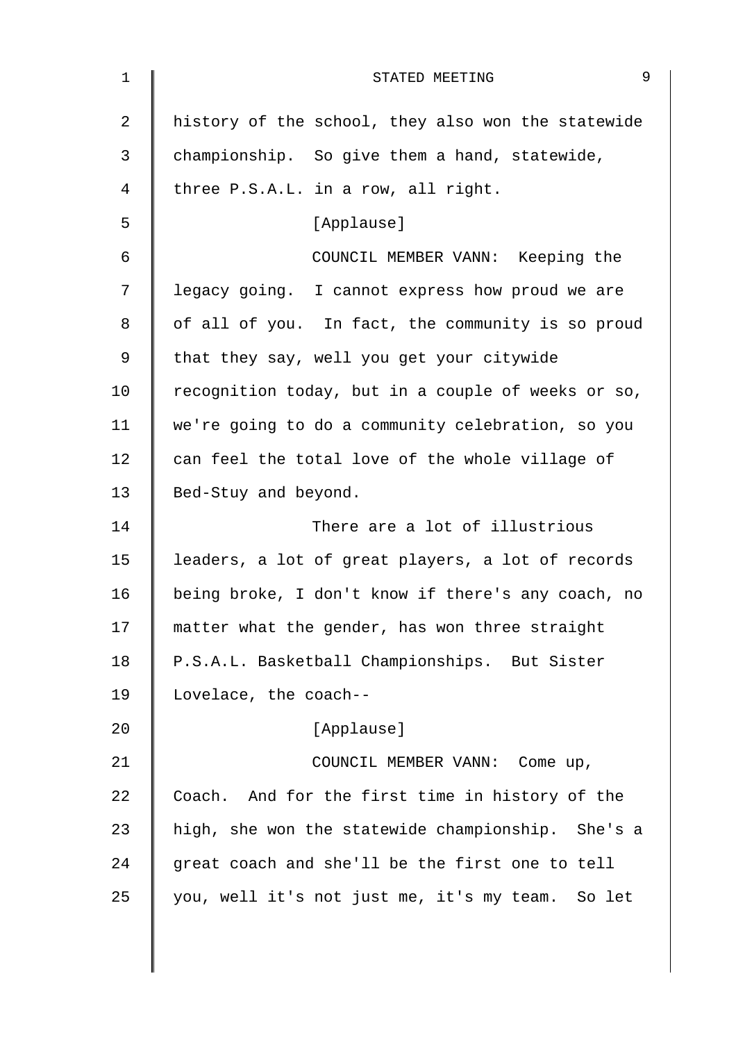history of the school, they also won the statewide championship. So give them a hand, statewide, three P.S.A.L. in a row, all right.

[Applause]

COUNCIL MEMBER VANN: Keeping the legacy going. I cannot express how proud we are of all of you. In fact, the community is so proud that they say, well you get your citywide recognition today, but in a couple of weeks or so, we're going to do a community celebration, so you can feel the total love of the whole village of Bed-Stuy and beyond.

There are a lot of illustrious leaders, a lot of great players, a lot of records being broke, I don't know if there's any coach, no matter what the gender, has won three straight P.S.A.L. Basketball Championships. But Sister Lovelace, the coach--

[Applause]

COUNCIL MEMBER VANN: Come up, Coach. And for the first time in history of the high, she won the statewide championship. She's a great coach and she'll be the first one to tell you, well it's not just me, it's my team. So let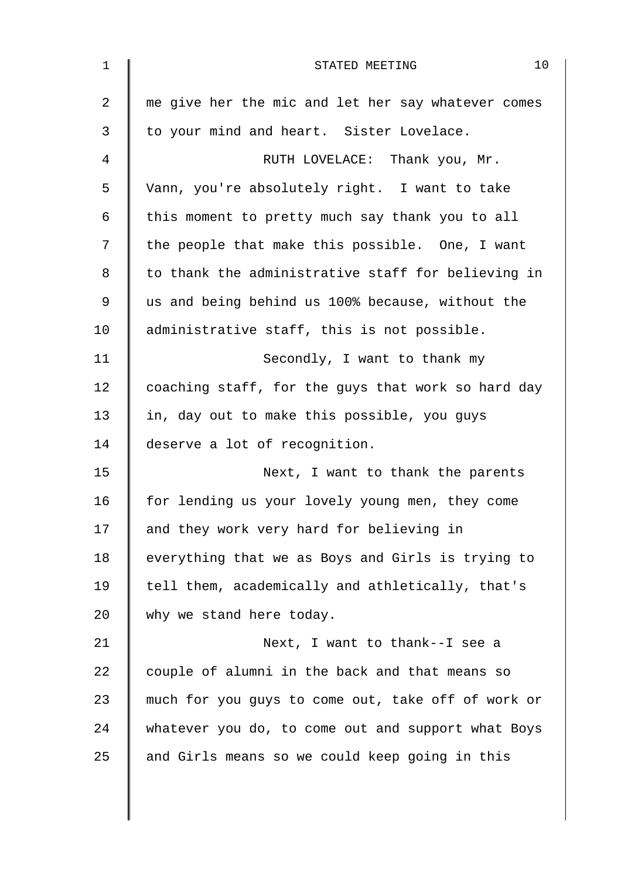me give her the mic and let her say whatever comes to your mind and heart. Sister Lovelace.

RUTH LOVELACE: Thank you, Mr. Vann, you're absolutely right. I want to take this moment to pretty much say thank you to all the people that make this possible. One, I want to thank the administrative staff for believing in us and being behind us 100% because, without the administrative staff, this is not possible.

Secondly, I want to thank my coaching staff, for the guys that work so hard day in, day out to make this possible, you guys deserve a lot of recognition.

Next, I want to thank the parents for lending us your lovely young men, they come and they work very hard for believing in everything that we as Boys and Girls is trying to tell them, academically and athletically, that's why we stand here today.

Next, I want to thank--I see a couple of alumni in the back and that means so much for you guys to come out, take off of work or whatever you do, to come out and support what Boys and Girls means so we could keep going in this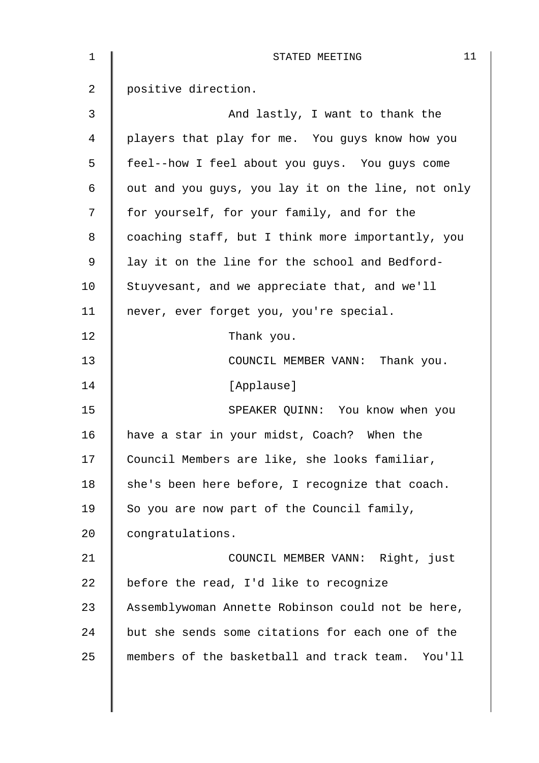positive direction.

And lastly, I want to thank the players that play for me. You guys know how you feel--how I feel about you guys. You guys come out and you guys, you lay it on the line, not only for yourself, for your family, and for the coaching staff, but I think more importantly, you lay it on the line for the school and Bedford-Stuyvesant, and we appreciate that, and we'll never, ever forget you, you're special.

Thank you.

COUNCIL MEMBER VANN: Thank you.

[Applause]

SPEAKER QUINN: You know when you have a star in your midst, Coach? When the Council Members are like, she looks familiar, she's been here before, I recognize that coach. So you are now part of the Council family, congratulations.

COUNCIL MEMBER VANN: Right, just before the read, I'd like to recognize Assemblywoman Annette Robinson could not be here, but she sends some citations for each one of the members of the basketball and track team. You'll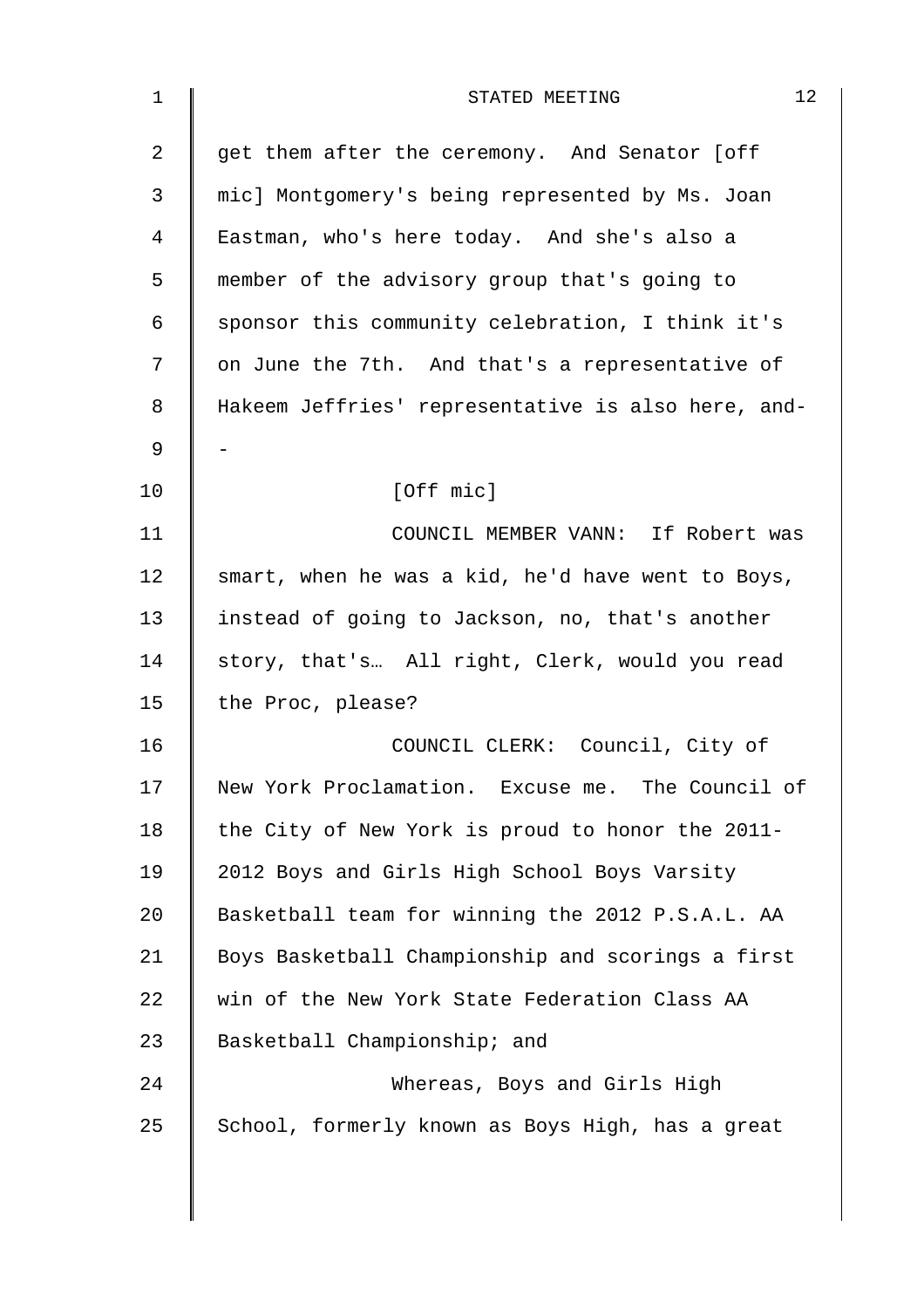get them after the ceremony. And Senator [off mic] Montgomery's being represented by Ms. Joan Eastman, who's here today. And she's also a member of the advisory group that's going to sponsor this community celebration, I think it's on June the 7th. And that's a representative of Hakeem Jeffries' representative is also here, and--

[Off mic]

COUNCIL MEMBER VANN: If Robert was smart, when he was a kid, he'd have went to Boys, instead of going to Jackson, no, that's another story, that's… All right, Clerk, would you read the Proc, please?

COUNCIL CLERK: Council, City of New York Proclamation. Excuse me. The Council of the City of New York is proud to honor the 2011-2012 Boys and Girls High School Boys Varsity Basketball team for winning the 2012 P.S.A.L. AA Boys Basketball Championship and scorings a first win of the New York State Federation Class AA Basketball Championship; and

Whereas, Boys and Girls High School, formerly known as Boys High, has a great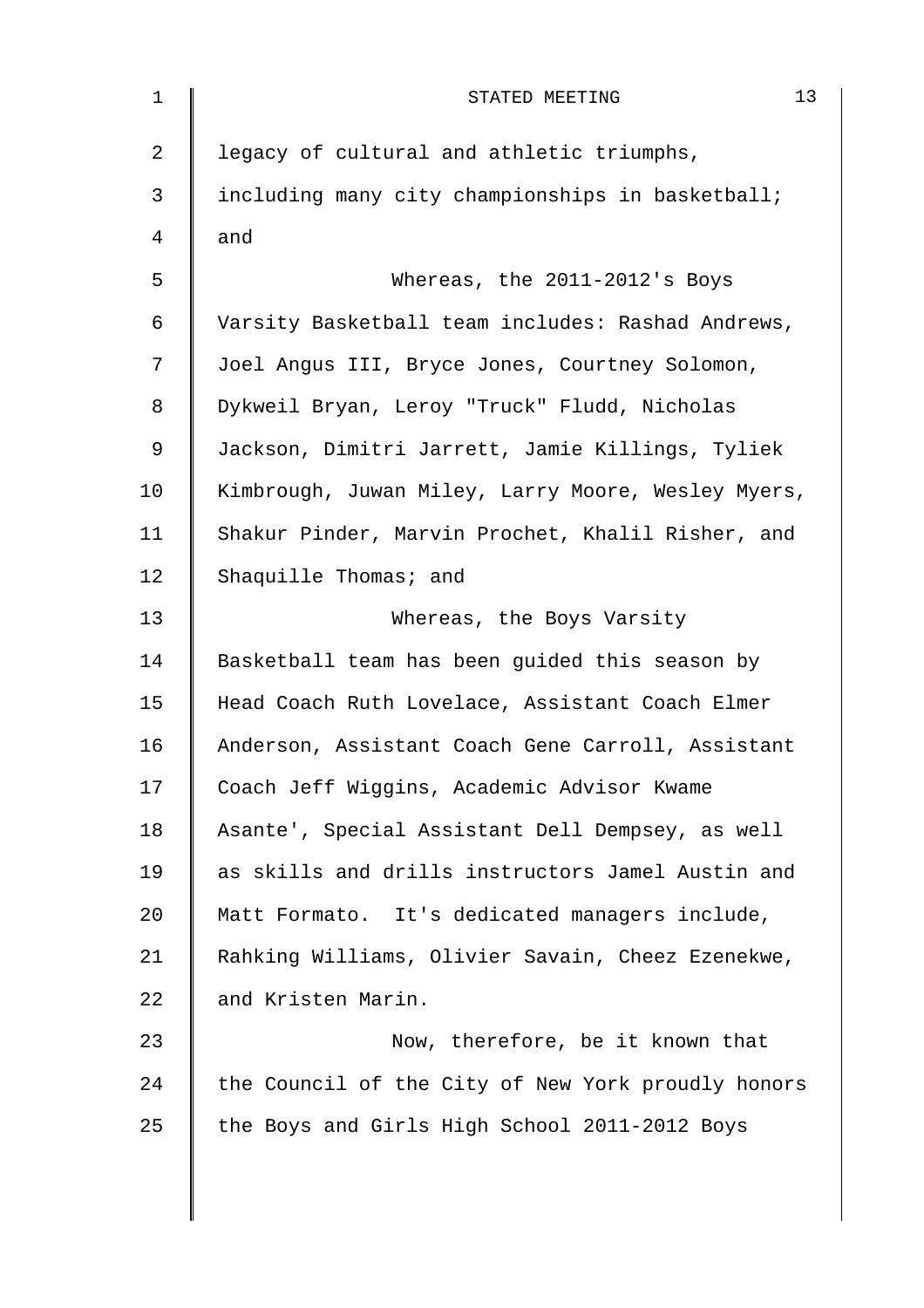legacy of cultural and athletic triumphs, including many city championships in basketball; and

Whereas, the 2011-2012's Boys Varsity Basketball team includes: Rashad Andrews, Joel Angus III, Bryce Jones, Courtney Solomon, Dykweil Bryan, Leroy "Truck" Fludd, Nicholas Jackson, Dimitri Jarrett, Jamie Killings, Tyliek Kimbrough, Juwan Miley, Larry Moore, Wesley Myers, Shakur Pinder, Marvin Prochet, Khalil Risher, and Shaquille Thomas; and

Whereas, the Boys Varsity Basketball team has been guided this season by Head Coach Ruth Lovelace, Assistant Coach Elmer Anderson, Assistant Coach Gene Carroll, Assistant Coach Jeff Wiggins, Academic Advisor Kwame Asante', Special Assistant Dell Dempsey, as well as skills and drills instructors Jamel Austin and Matt Formato. It's dedicated managers include, Rahking Williams, Olivier Savain, Cheez Ezenekwe, and Kristen Marin.

Now, therefore, be it known that the Council of the City of New York proudly honors the Boys and Girls High School 2011-2012 Boys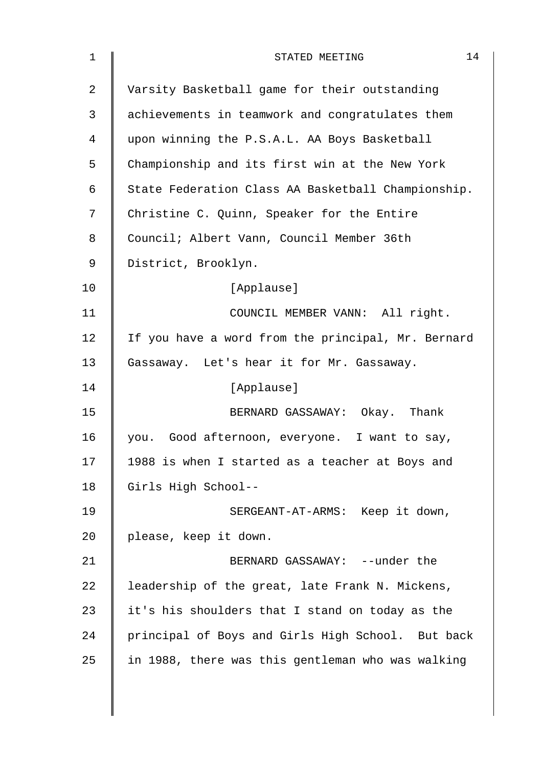Varsity Basketball game for their outstanding achievements in teamwork and congratulates them upon winning the P.S.A.L. AA Boys Basketball Championship and its first win at the New York State Federation Class AA Basketball Championship. Christine C. Quinn, Speaker for the Entire Council; Albert Vann, Council Member 36th District, Brooklyn.

[Applause]

COUNCIL MEMBER VANN: All right. If you have a word from the principal, Mr. Bernard Gassaway. Let's hear it for Mr. Gassaway.

[Applause]

BERNARD GASSAWAY: Okay. Thank you. Good afternoon, everyone. I want to say, 1988 is when I started as a teacher at Boys and Girls High School--

SERGEANT-AT-ARMS: Keep it down, please, keep it down.

BERNARD GASSAWAY: --under the leadership of the great, late Frank N. Mickens, it's his shoulders that I stand on today as the principal of Boys and Girls High School. But back in 1988, there was this gentleman who was walking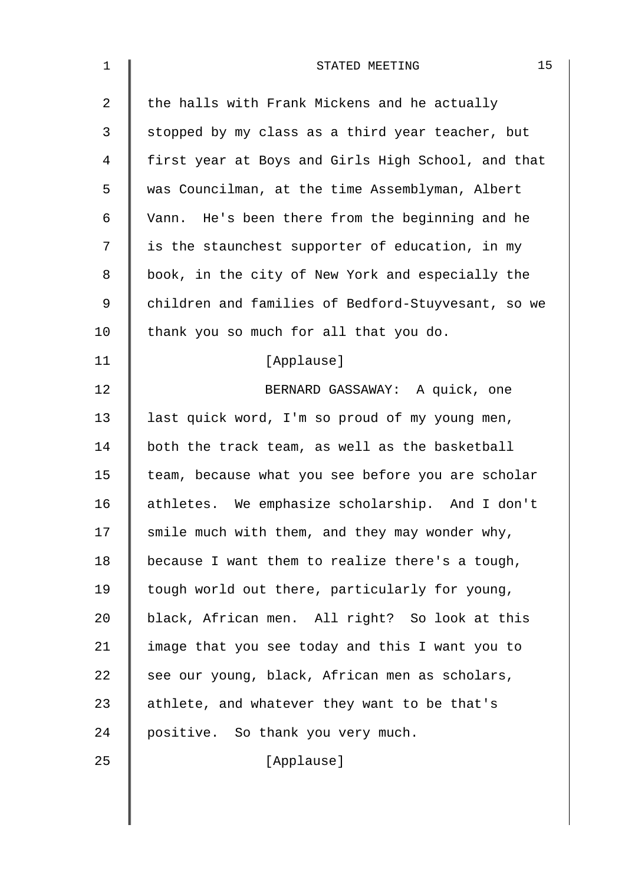the halls with Frank Mickens and he actually stopped by my class as a third year teacher, but first year at Boys and Girls High School, and that was Councilman, at the time Assemblyman, Albert Vann. He's been there from the beginning and he is the staunchest supporter of education, in my book, in the city of New York and especially the children and families of Bedford-Stuyvesant, so we thank you so much for all that you do.

[Applause]

BERNARD GASSAWAY: A quick, one last quick word, I'm so proud of my young men, both the track team, as well as the basketball team, because what you see before you are scholar athletes. We emphasize scholarship. And I don't smile much with them, and they may wonder why, because I want them to realize there's a tough, tough world out there, particularly for young, black, African men. All right? So look at this image that you see today and this I want you to see our young, black, African men as scholars, athlete, and whatever they want to be that's positive. So thank you very much.

[Applause]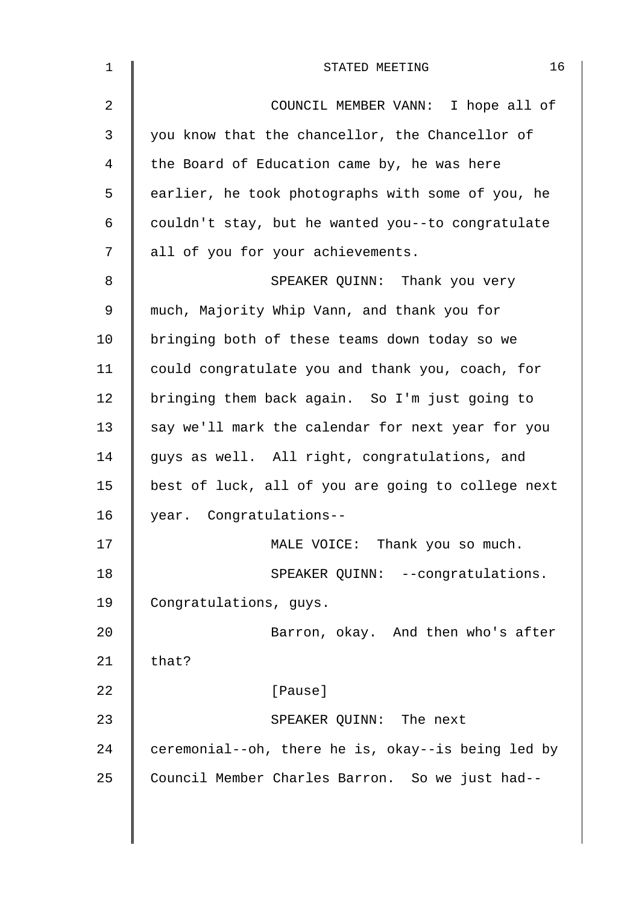COUNCIL MEMBER VANN: I hope all of you know that the chancellor, the Chancellor of the Board of Education came by, he was here earlier, he took photographs with some of you, he couldn't stay, but he wanted you--to congratulate all of you for your achievements.

SPEAKER QUINN: Thank you very much, Majority Whip Vann, and thank you for bringing both of these teams down today so we could congratulate you and thank you, coach, for bringing them back again. So I'm just going to say we'll mark the calendar for next year for you guys as well. All right, congratulations, and best of luck, all of you are going to college next year. Congratulations--

MALE VOICE: Thank you so much.

SPEAKER QUINN: --congratulations. Congratulations, guys.

Barron, okay. And then who's after that?

[Pause]

SPEAKER QUINN: The next ceremonial--oh, there he is, okay--is being led by Council Member Charles Barron. So we just had--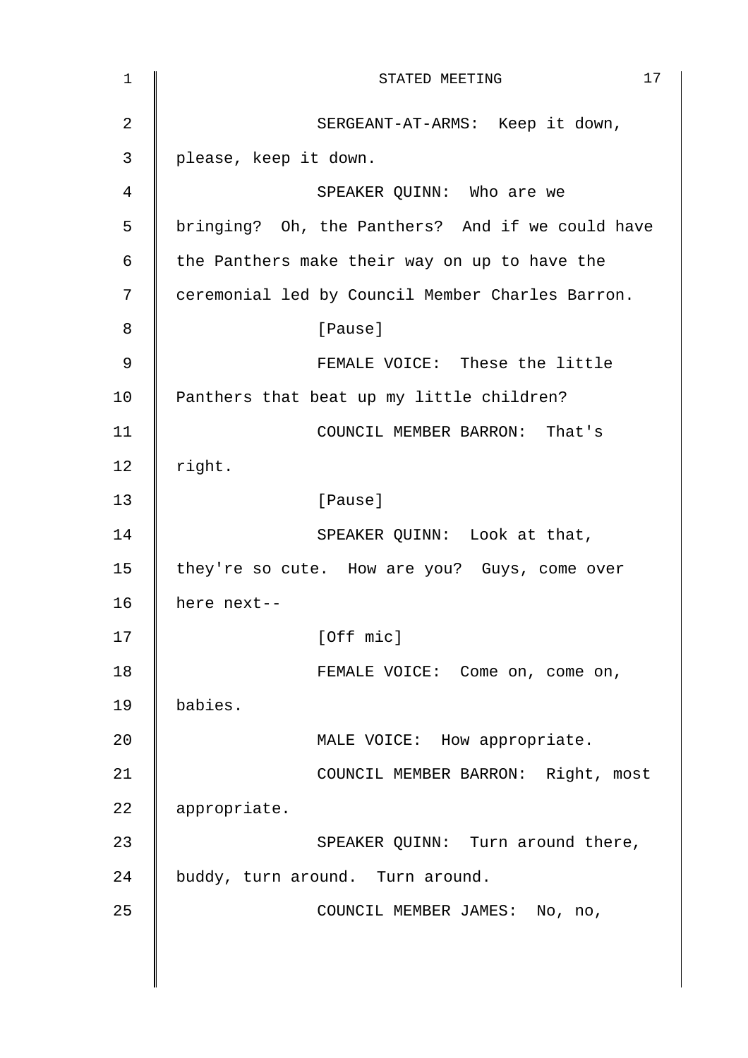SERGEANT-AT-ARMS: Keep it down, please, keep it down.

SPEAKER QUINN: Who are we bringing? Oh, the Panthers? And if we could have the Panthers make their way on up to have the ceremonial led by Council Member Charles Barron.

[Pause]

FEMALE VOICE: These the little Panthers that beat up my little children?

COUNCIL MEMBER BARRON: That's right.

[Pause]

SPEAKER QUINN: Look at that, they're so cute. How are you? Guys, come over here next--

[Off mic]

FEMALE VOICE: Come on, come on, babies.

MALE VOICE: How appropriate.

COUNCIL MEMBER BARRON: Right, most appropriate.

SPEAKER QUINN: Turn around there, buddy, turn around. Turn around.

COUNCIL MEMBER JAMES: No, no,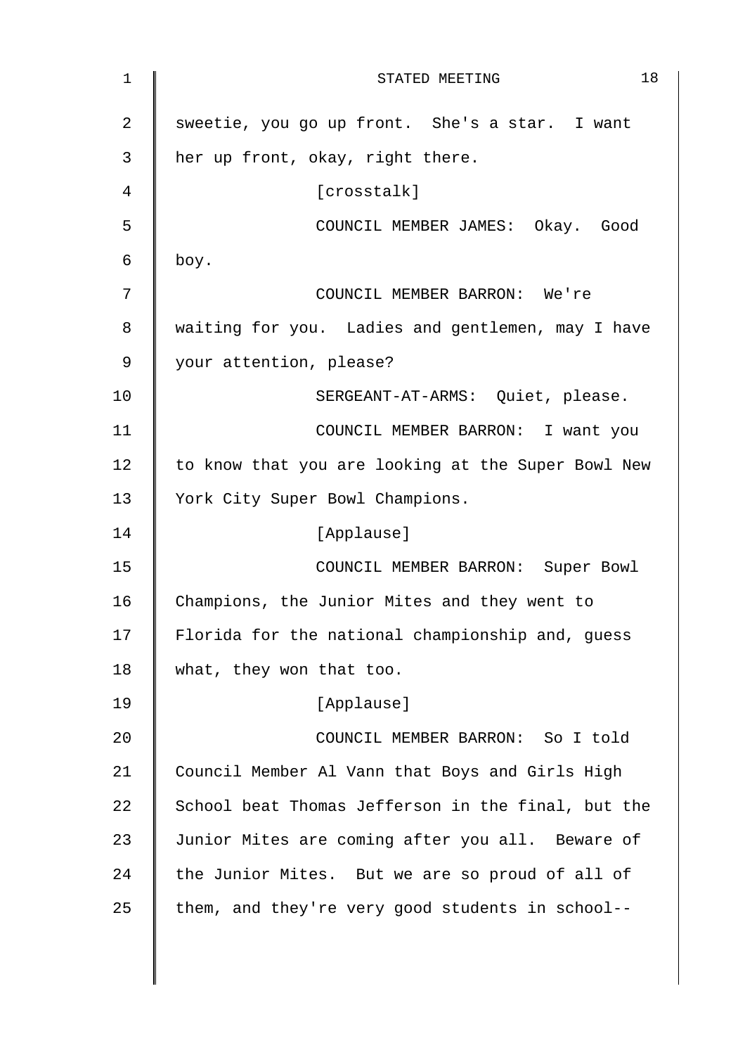sweetie, you go up front. She's a star. I want her up front, okay, right there.

[crosstalk]

COUNCIL MEMBER JAMES: Okay. Good boy.

COUNCIL MEMBER BARRON: We're waiting for you. Ladies and gentlemen, may I have your attention, please?

SERGEANT-AT-ARMS: Quiet, please.

COUNCIL MEMBER BARRON: I want you to know that you are looking at the Super Bowl New York City Super Bowl Champions.

[Applause]

COUNCIL MEMBER BARRON: Super Bowl Champions, the Junior Mites and they went to Florida for the national championship and, guess what, they won that too.

[Applause]

COUNCIL MEMBER BARRON: So I told Council Member Al Vann that Boys and Girls High School beat Thomas Jefferson in the final, but the Junior Mites are coming after you all. Beware of the Junior Mites. But we are so proud of all of them, and they're very good students in school--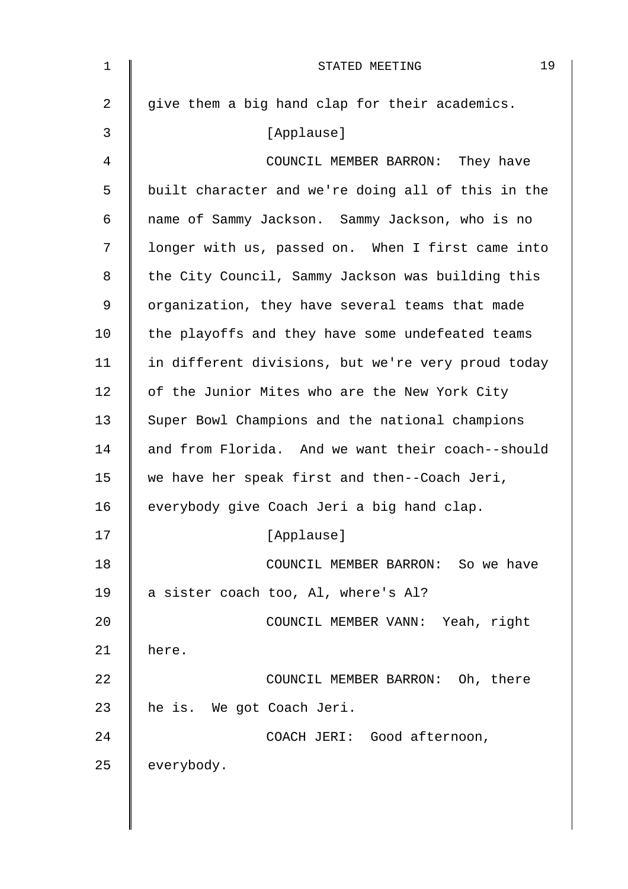give them a big hand clap for their academics.

[Applause]

COUNCIL MEMBER BARRON: They have built character and we're doing all of this in the name of Sammy Jackson. Sammy Jackson, who is no longer with us, passed on. When I first came into the City Council, Sammy Jackson was building this organization, they have several teams that made the playoffs and they have some undefeated teams in different divisions, but we're very proud today of the Junior Mites who are the New York City Super Bowl Champions and the national champions and from Florida. And we want their coach--should we have her speak first and then--Coach Jeri, everybody give Coach Jeri a big hand clap.

[Applause]

COUNCIL MEMBER BARRON: So we have a sister coach too, Al, where's Al?

COUNCIL MEMBER VANN: Yeah, right here.

COUNCIL MEMBER BARRON: Oh, there he is. We got Coach Jeri.

COACH JERI: Good afternoon, everybody.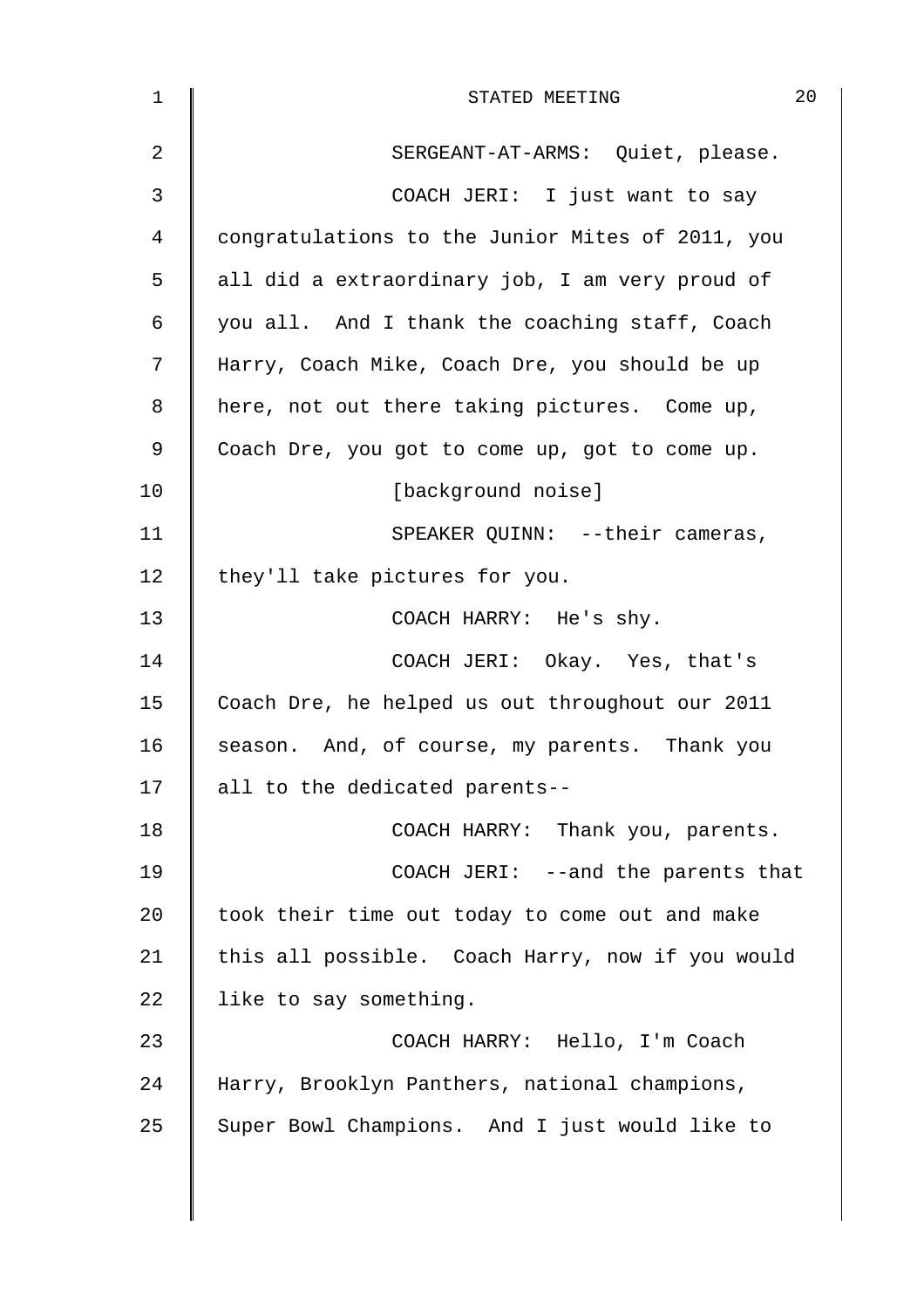SERGEANT-AT-ARMS: Quiet, please.

COACH JERI: I just want to say congratulations to the Junior Mites of 2011, you all did a extraordinary job, I am very proud of you all. And I thank the coaching staff, Coach Harry, Coach Mike, Coach Dre, you should be up here, not out there taking pictures. Come up, Coach Dre, you got to come up, got to come up.

[background noise]

SPEAKER QUINN: --their cameras, they'll take pictures for you.

COACH HARRY: He's shy.

COACH JERI: Okay. Yes, that's Coach Dre, he helped us out throughout our 2011 season. And, of course, my parents. Thank you all to the dedicated parents--

COACH HARRY: Thank you, parents.

COACH JERI: --and the parents that took their time out today to come out and make this all possible. Coach Harry, now if you would like to say something.

COACH HARRY: Hello, I'm Coach Harry, Brooklyn Panthers, national champions, Super Bowl Champions. And I just would like to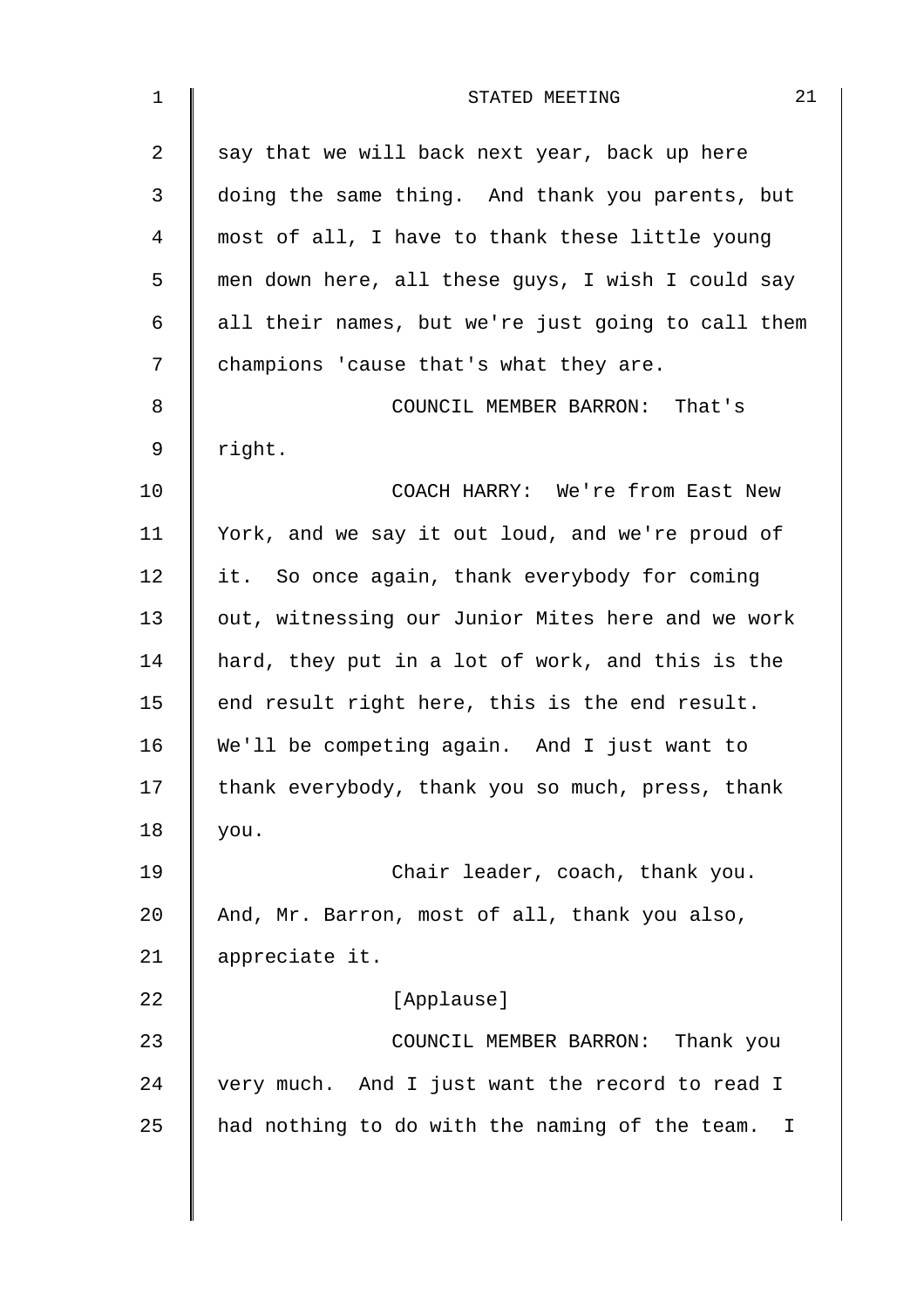say that we will back next year, back up here doing the same thing. And thank you parents, but most of all, I have to thank these little young men down here, all these guys, I wish I could say all their names, but we're just going to call them champions 'cause that's what they are.

COUNCIL MEMBER BARRON: That's right.

COACH HARRY: We're from East New York, and we say it out loud, and we're proud of it. So once again, thank everybody for coming out, witnessing our Junior Mites here and we work hard, they put in a lot of work, and this is the end result right here, this is the end result. We'll be competing again. And I just want to thank everybody, thank you so much, press, thank you.

Chair leader, coach, thank you. And, Mr. Barron, most of all, thank you also, appreciate it.

[Applause]

COUNCIL MEMBER BARRON: Thank you very much. And I just want the record to read I had nothing to do with the naming of the team. I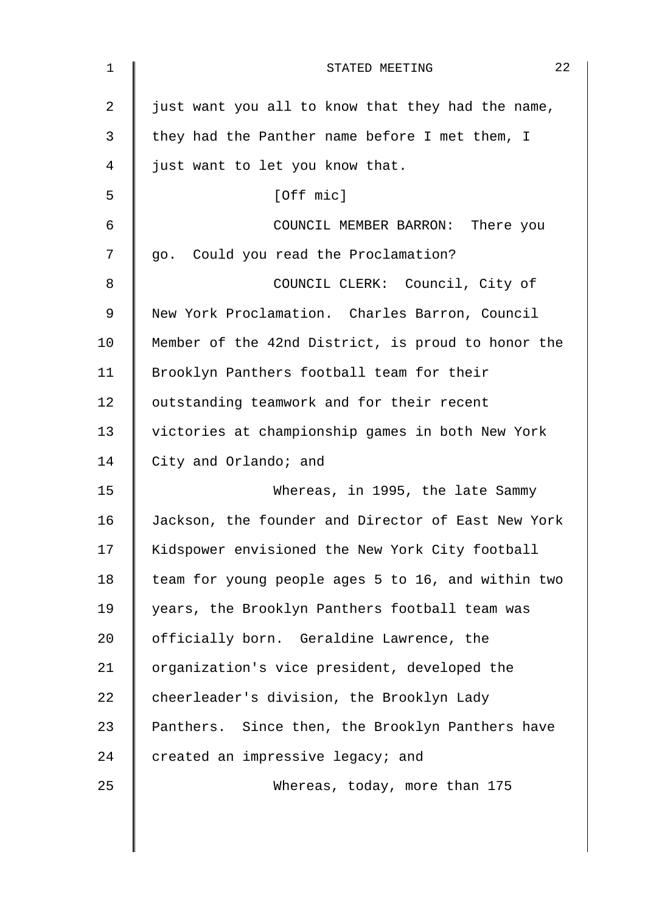just want you all to know that they had the name, they had the Panther name before I met them, I just want to let you know that.

[Off mic]

COUNCIL MEMBER BARRON: There you go. Could you read the Proclamation?

COUNCIL CLERK: Council, City of New York Proclamation. Charles Barron, Council Member of the 42nd District, is proud to honor the Brooklyn Panthers football team for their outstanding teamwork and for their recent victories at championship games in both New York City and Orlando; and

Whereas, in 1995, the late Sammy Jackson, the founder and Director of East New York Kidspower envisioned the New York City football team for young people ages 5 to 16, and within two years, the Brooklyn Panthers football team was officially born. Geraldine Lawrence, the organization's vice president, developed the cheerleader's division, the Brooklyn Lady Panthers. Since then, the Brooklyn Panthers have created an impressive legacy; and

Whereas, today, more than 175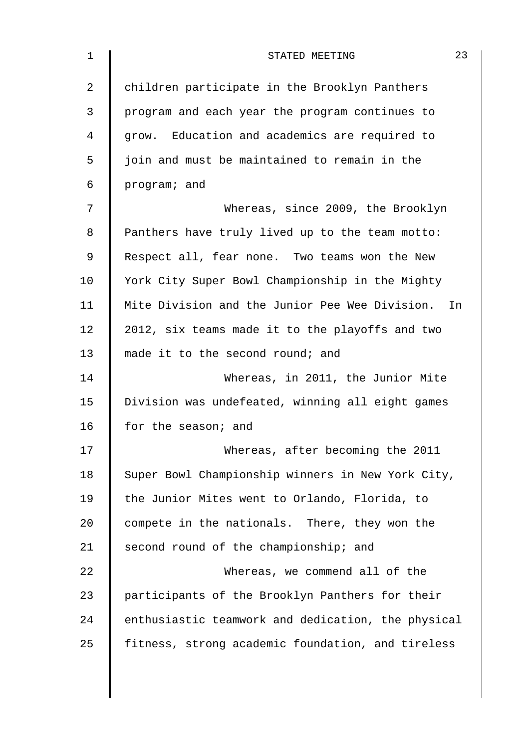children participate in the Brooklyn Panthers program and each year the program continues to grow. Education and academics are required to join and must be maintained to remain in the program; and

Whereas, since 2009, the Brooklyn Panthers have truly lived up to the team motto: Respect all, fear none. Two teams won the New York City Super Bowl Championship in the Mighty Mite Division and the Junior Pee Wee Division. In 2012, six teams made it to the playoffs and two made it to the second round; and

Whereas, in 2011, the Junior Mite Division was undefeated, winning all eight games for the season; and

Whereas, after becoming the 2011 Super Bowl Championship winners in New York City, the Junior Mites went to Orlando, Florida, to compete in the nationals. There, they won the second round of the championship; and

Whereas, we commend all of the participants of the Brooklyn Panthers for their enthusiastic teamwork and dedication, the physical fitness, strong academic foundation, and tireless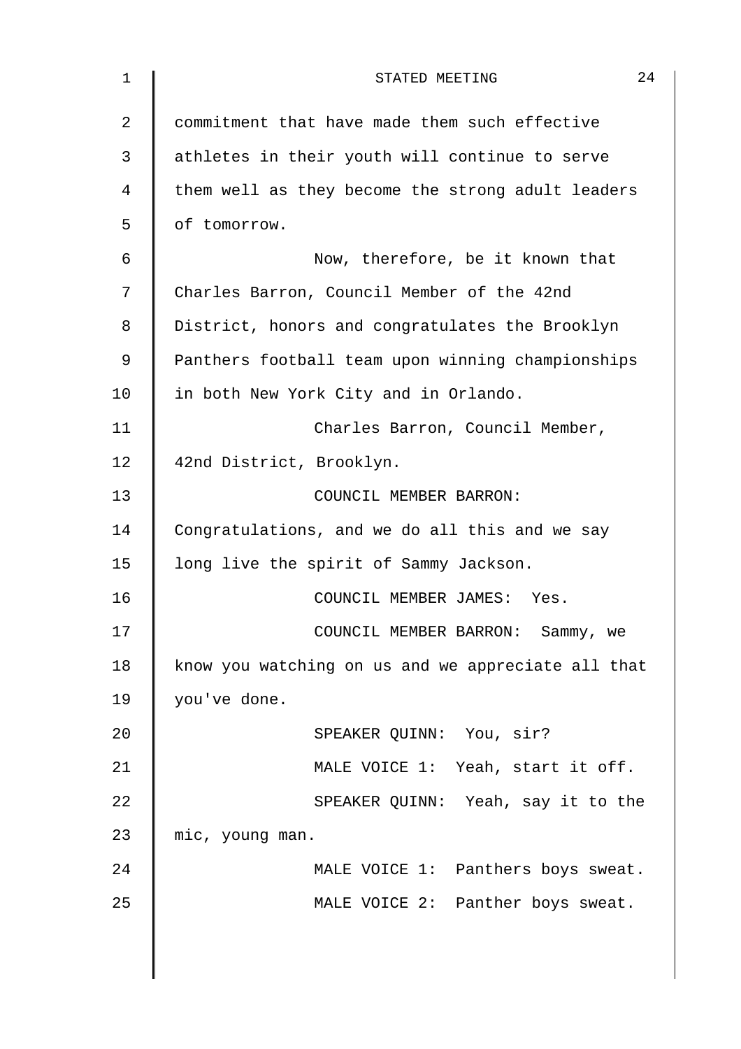commitment that have made them such effective athletes in their youth will continue to serve them well as they become the strong adult leaders of tomorrow.

Now, therefore, be it known that Charles Barron, Council Member of the 42nd District, honors and congratulates the Brooklyn Panthers football team upon winning championships in both New York City and in Orlando.

Charles Barron, Council Member, 42nd District, Brooklyn.

COUNCIL MEMBER BARRON: Congratulations, and we do all this and we say long live the spirit of Sammy Jackson.

COUNCIL MEMBER JAMES: Yes.

COUNCIL MEMBER BARRON: Sammy, we know you watching on us and we appreciate all that you've done.

SPEAKER QUINN: You, sir?

MALE VOICE 1: Yeah, start it off.

SPEAKER QUINN: Yeah, say it to the mic, young man.

MALE VOICE 1: Panthers boys sweat.

MALE VOICE 2: Panther boys sweat.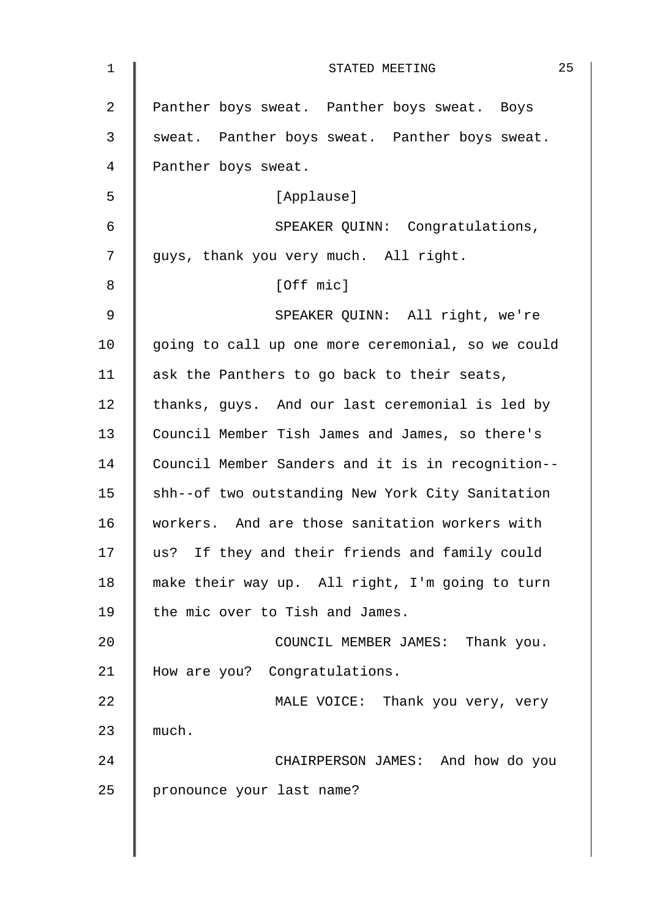Panther boys sweat. Panther boys sweat. Boys sweat. Panther boys sweat. Panther boys sweat. Panther boys sweat.

[Applause]

SPEAKER QUINN: Congratulations, guys, thank you very much. All right.

[Off mic]

SPEAKER QUINN: All right, we're going to call up one more ceremonial, so we could ask the Panthers to go back to their seats, thanks, guys. And our last ceremonial is led by Council Member Tish James and James, so there's Council Member Sanders and it is in recognition--shh--of two outstanding New York City Sanitation workers. And are those sanitation workers with us? If they and their friends and family could make their way up. All right, I'm going to turn the mic over to Tish and James.

COUNCIL MEMBER JAMES: Thank you. How are you? Congratulations.

MALE VOICE: Thank you very, very much.

CHAIRPERSON JAMES: And how do you pronounce your last name?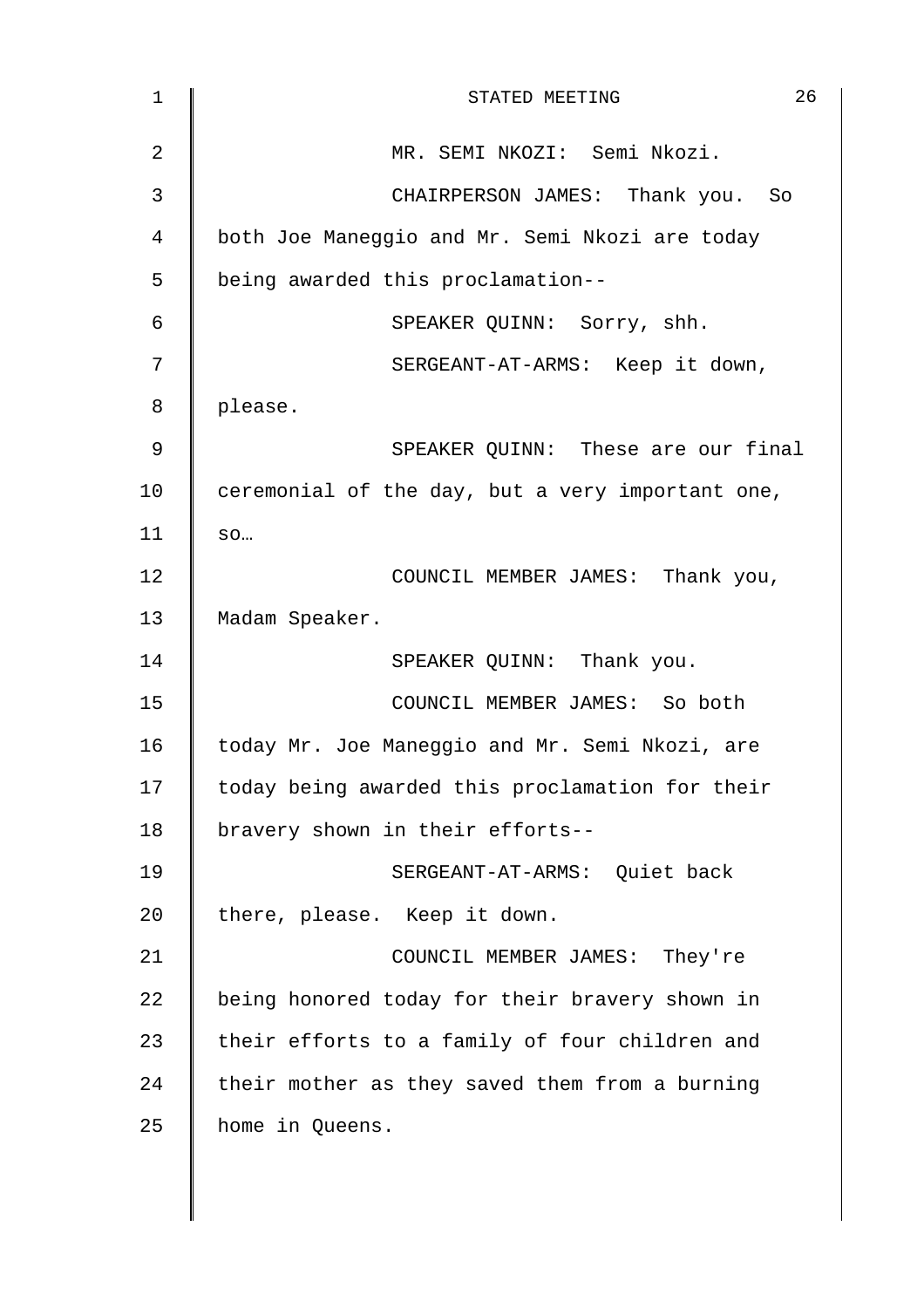MR. SEMI NKOZI: Semi Nkozi.

CHAIRPERSON JAMES: Thank you. So both Joe Maneggio and Mr. Semi Nkozi are today being awarded this proclamation--

SPEAKER QUINN: Sorry, shh.

SERGEANT-AT-ARMS: Keep it down, please.

SPEAKER QUINN: These are our final ceremonial of the day, but a very important one, so…

COUNCIL MEMBER JAMES: Thank you, Madam Speaker.

SPEAKER QUINN: Thank you.

COUNCIL MEMBER JAMES: So both today Mr. Joe Maneggio and Mr. Semi Nkozi, are today being awarded this proclamation for their bravery shown in their efforts--

SERGEANT-AT-ARMS: Quiet back there, please. Keep it down.

COUNCIL MEMBER JAMES: They're being honored today for their bravery shown in their efforts to a family of four children and their mother as they saved them from a burning home in Queens.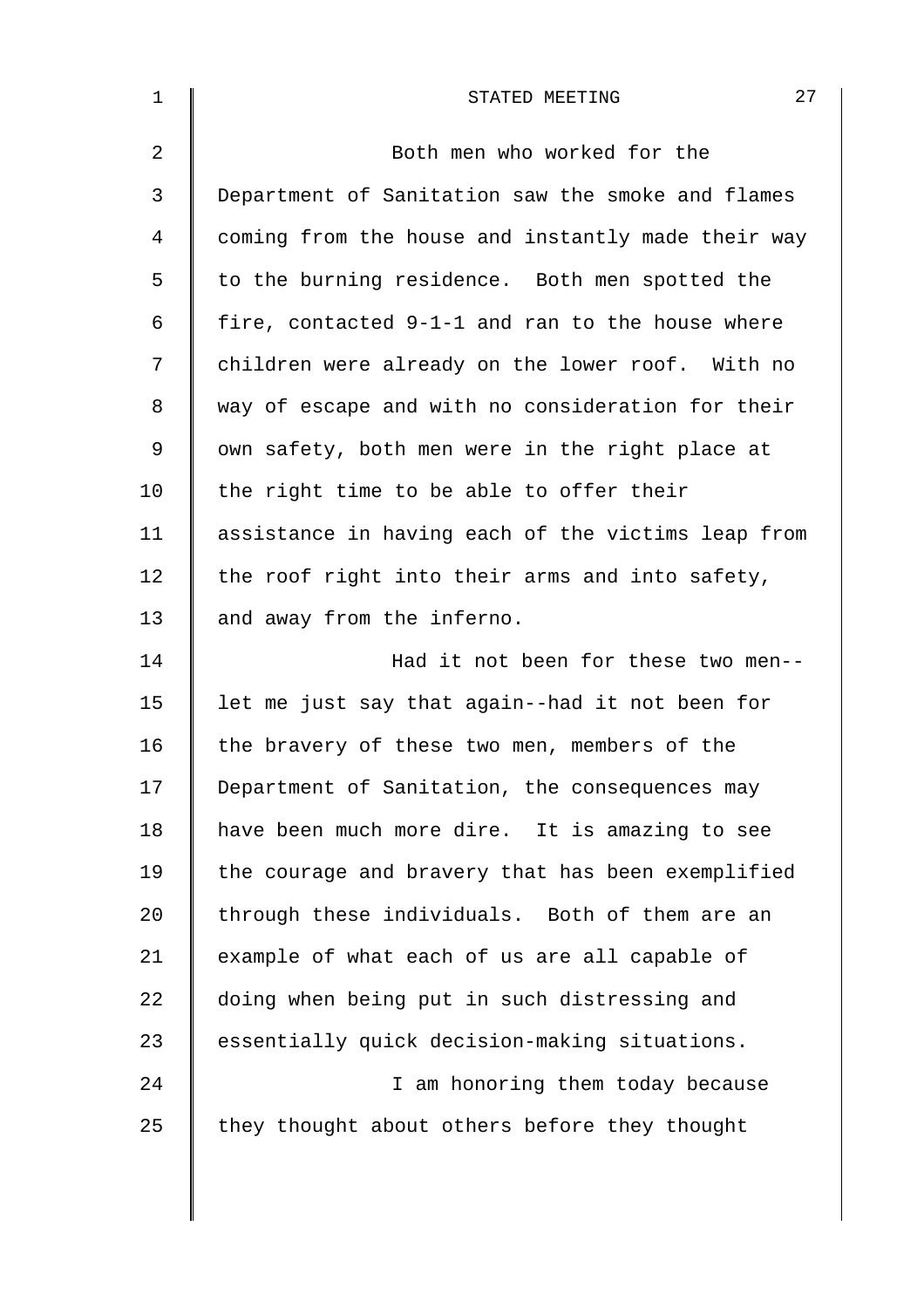Both men who worked for the Department of Sanitation saw the smoke and flames coming from the house and instantly made their way to the burning residence. Both men spotted the fire, contacted 9-1-1 and ran to the house where children were already on the lower roof. With no way of escape and with no consideration for their own safety, both men were in the right place at the right time to be able to offer their assistance in having each of the victims leap from the roof right into their arms and into safety, and away from the inferno.

Had it not been for these two men-- let me just say that again--had it not been for the bravery of these two men, members of the Department of Sanitation, the consequences may have been much more dire. It is amazing to see the courage and bravery that has been exemplified through these individuals. Both of them are an example of what each of us are all capable of doing when being put in such distressing and essentially quick decision-making situations.

I am honoring them today because they thought about others before they thought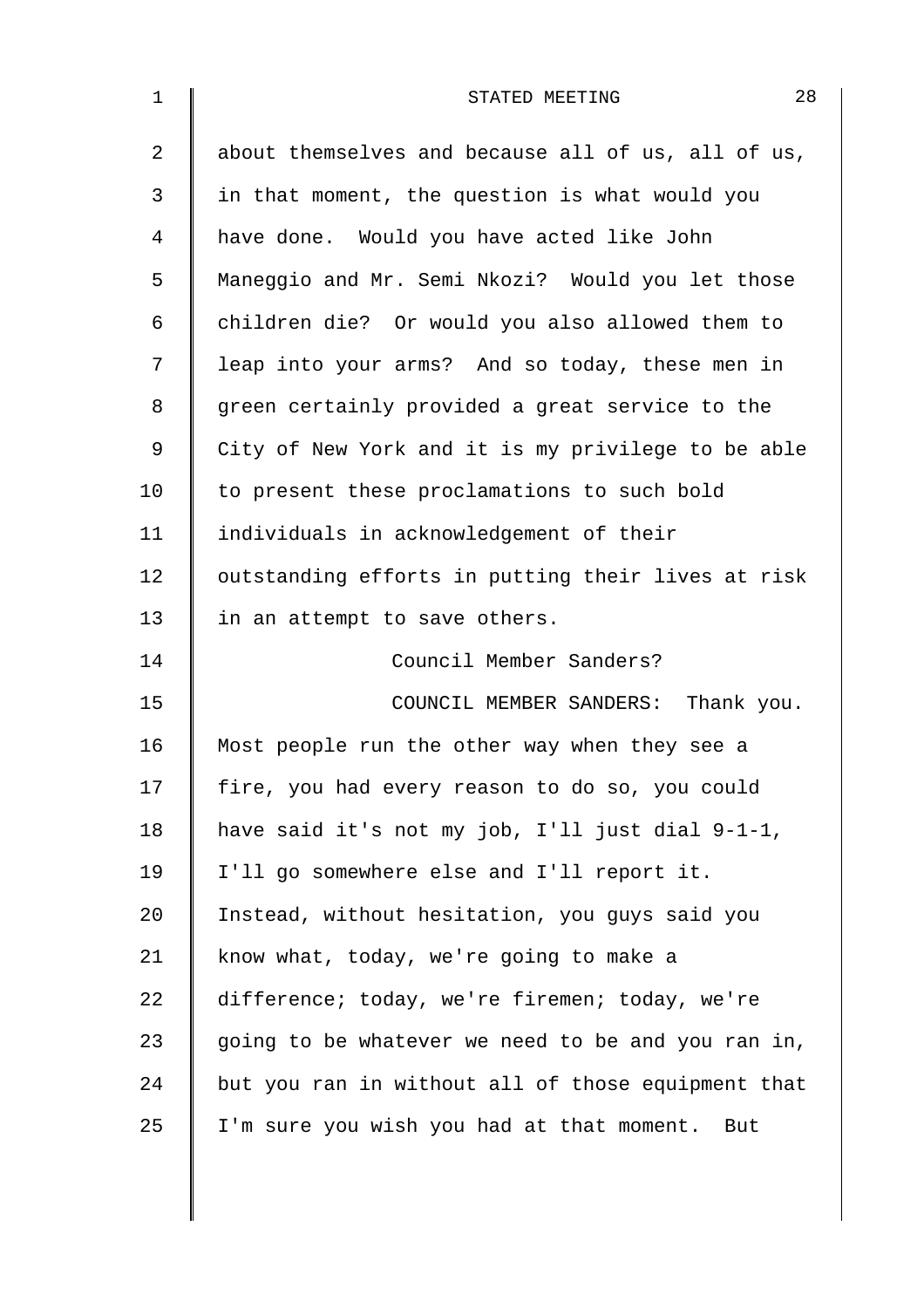about themselves and because all of us, all of us, in that moment, the question is what would you have done. Would you have acted like John Maneggio and Mr. Semi Nkozi? Would you let those children die? Or would you also allowed them to leap into your arms? And so today, these men in green certainly provided a great service to the City of New York and it is my privilege to be able to present these proclamations to such bold individuals in acknowledgement of their outstanding efforts in putting their lives at risk in an attempt to save others.

Council Member Sanders?

COUNCIL MEMBER SANDERS: Thank you. Most people run the other way when they see a fire, you had every reason to do so, you could have said it's not my job, I'll just dial 9-1-1, I'll go somewhere else and I'll report it. Instead, without hesitation, you guys said you know what, today, we're going to make a difference; today, we're firemen; today, we're going to be whatever we need to be and you ran in, but you ran in without all of those equipment that I'm sure you wish you had at that moment. But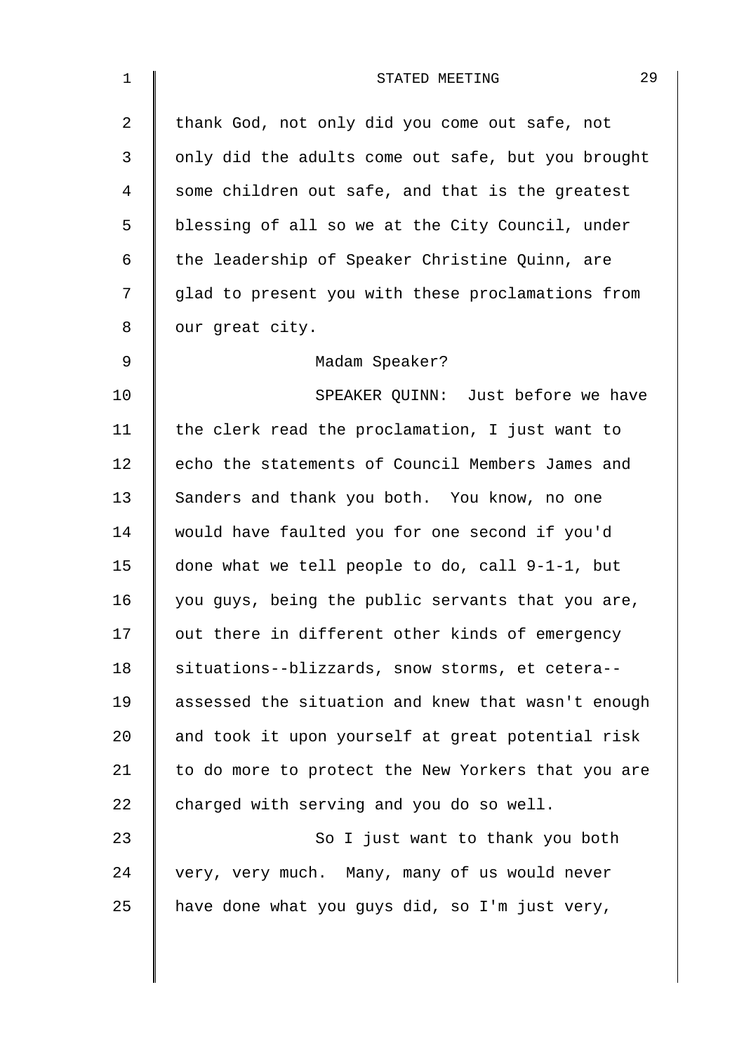thank God, not only did you come out safe, not only did the adults come out safe, but you brought some children out safe, and that is the greatest blessing of all so we at the City Council, under the leadership of Speaker Christine Quinn, are glad to present you with these proclamations from our great city.

Madam Speaker?

SPEAKER QUINN: Just before we have the clerk read the proclamation, I just want to echo the statements of Council Members James and Sanders and thank you both. You know, no one would have faulted you for one second if you'd done what we tell people to do, call 9-1-1, but you guys, being the public servants that you are, out there in different other kinds of emergency situations--blizzards, snow storms, et cetera--assessed the situation and knew that wasn't enough and took it upon yourself at great potential risk to do more to protect the New Yorkers that you are charged with serving and you do so well.

So I just want to thank you both very, very much. Many, many of us would never have done what you guys did, so I'm just very,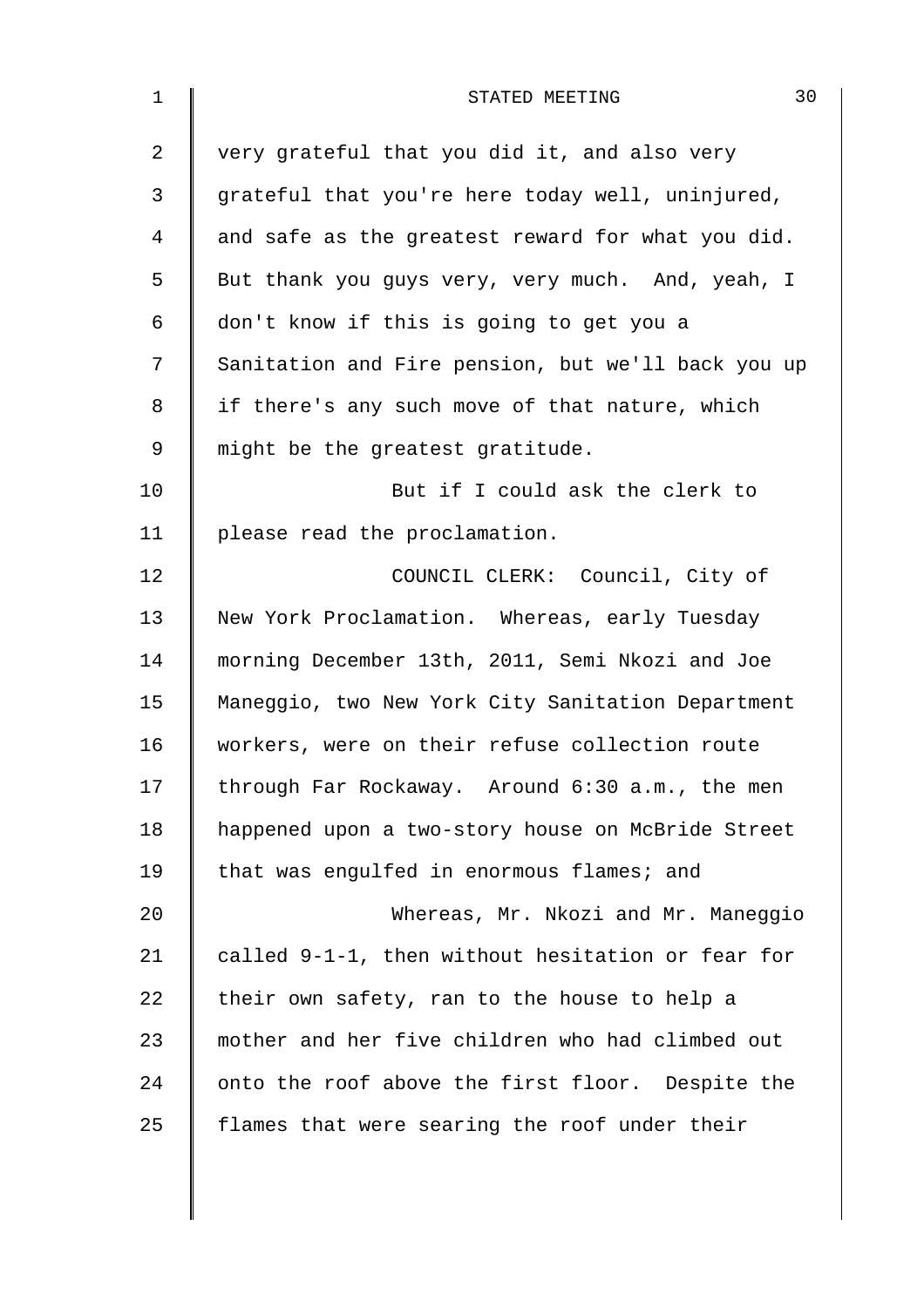very grateful that you did it, and also very grateful that you're here today well, uninjured, and safe as the greatest reward for what you did. But thank you guys very, very much. And, yeah, I don't know if this is going to get you a Sanitation and Fire pension, but we'll back you up if there's any such move of that nature, which might be the greatest gratitude.

But if I could ask the clerk to please read the proclamation.

COUNCIL CLERK: Council, City of New York Proclamation. Whereas, early Tuesday morning December 13th, 2011, Semi Nkozi and Joe Maneggio, two New York City Sanitation Department workers, were on their refuse collection route through Far Rockaway. Around 6:30 a.m., the men happened upon a two-story house on McBride Street that was engulfed in enormous flames; and

Whereas, Mr. Nkozi and Mr. Maneggio called 9-1-1, then without hesitation or fear for their own safety, ran to the house to help a mother and her five children who had climbed out onto the roof above the first floor. Despite the flames that were searing the roof under their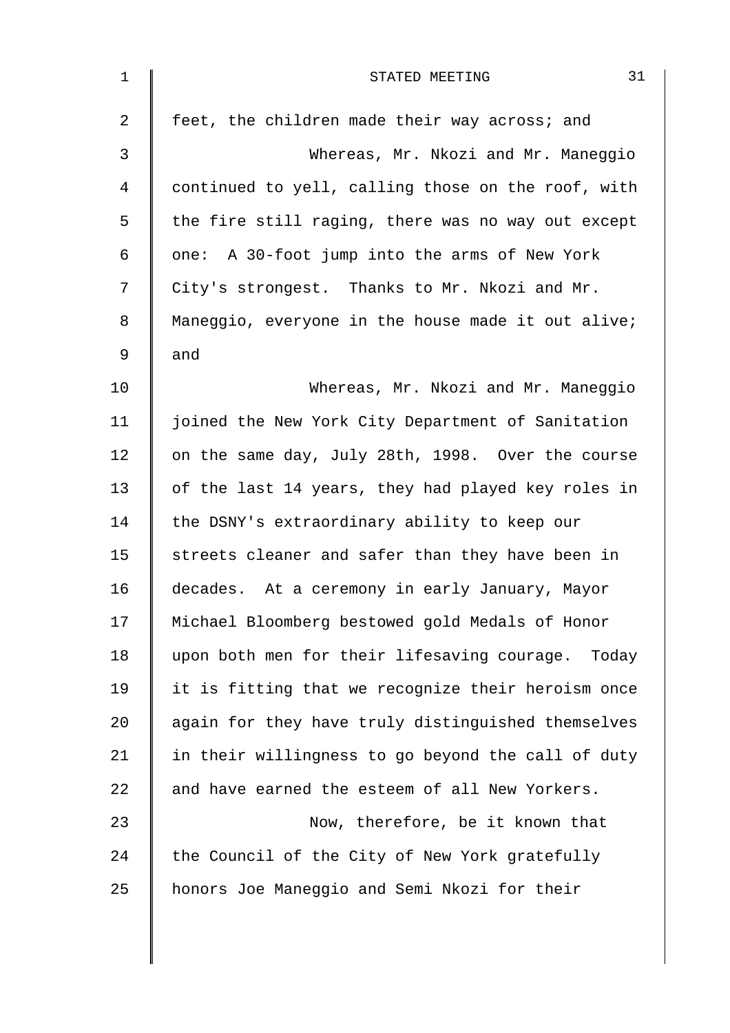feet, the children made their way across; and

Whereas, Mr. Nkozi and Mr. Maneggio continued to yell, calling those on the roof, with the fire still raging, there was no way out except one: A 30-foot jump into the arms of New York City's strongest. Thanks to Mr. Nkozi and Mr. Maneggio, everyone in the house made it out alive; and

Whereas, Mr. Nkozi and Mr. Maneggio joined the New York City Department of Sanitation on the same day, July 28th, 1998. Over the course of the last 14 years, they had played key roles in the DSNY's extraordinary ability to keep our streets cleaner and safer than they have been in decades. At a ceremony in early January, Mayor Michael Bloomberg bestowed gold Medals of Honor upon both men for their lifesaving courage. Today it is fitting that we recognize their heroism once again for they have truly distinguished themselves in their willingness to go beyond the call of duty and have earned the esteem of all New Yorkers.

Now, therefore, be it known that the Council of the City of New York gratefully honors Joe Maneggio and Semi Nkozi for their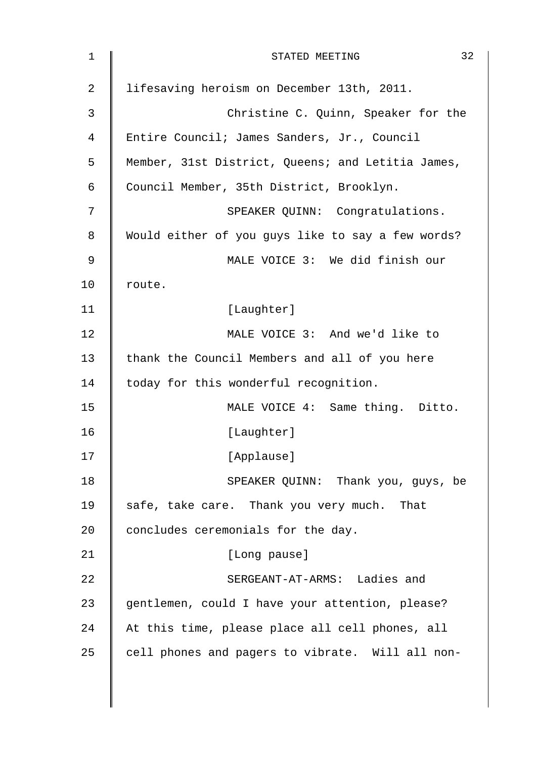lifesaving heroism on December 13th, 2011.

Christine C. Quinn, Speaker for the Entire Council; James Sanders, Jr., Council Member, 31st District, Queens; and Letitia James, Council Member, 35th District, Brooklyn.

SPEAKER QUINN: Congratulations. Would either of you guys like to say a few words?

MALE VOICE 3: We did finish our route.

[Laughter]

MALE VOICE 3: And we'd like to thank the Council Members and all of you here today for this wonderful recognition.

MALE VOICE 4: Same thing. Ditto.

[Laughter]

[Applause]

SPEAKER QUINN: Thank you, guys, be safe, take care. Thank you very much. That concludes ceremonials for the day.

[Long pause]

SERGEANT-AT-ARMS: Ladies and gentlemen, could I have your attention, please? At this time, please place all cell phones, all cell phones and pagers to vibrate. Will all non-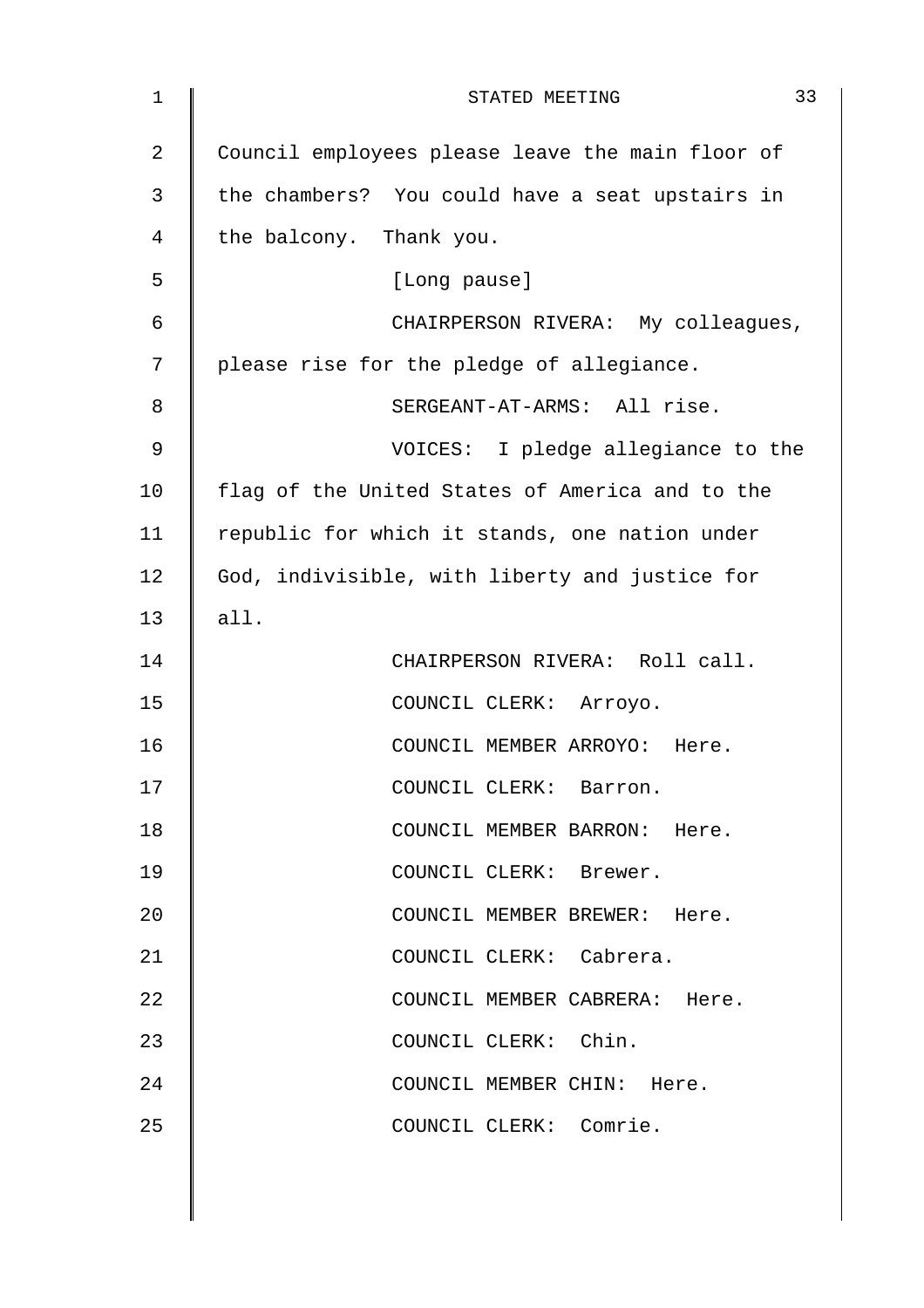Council employees please leave the main floor of the chambers? You could have a seat upstairs in the balcony. Thank you.

[Long pause]

CHAIRPERSON RIVERA: My colleagues, please rise for the pledge of allegiance.

SERGEANT-AT-ARMS: All rise.

VOICES: I pledge allegiance to the flag of the United States of America and to the republic for which it stands, one nation under God, indivisible, with liberty and justice for all.

CHAIRPERSON RIVERA: Roll call.

COUNCIL CLERK: Arroyo.

COUNCIL MEMBER ARROYO: Here.

COUNCIL CLERK: Barron.

COUNCIL MEMBER BARRON: Here.

COUNCIL CLERK: Brewer.

COUNCIL MEMBER BREWER: Here.

COUNCIL CLERK: Cabrera.

COUNCIL MEMBER CABRERA: Here.

COUNCIL CLERK: Chin.

COUNCIL MEMBER CHIN: Here.

COUNCIL CLERK: Comrie.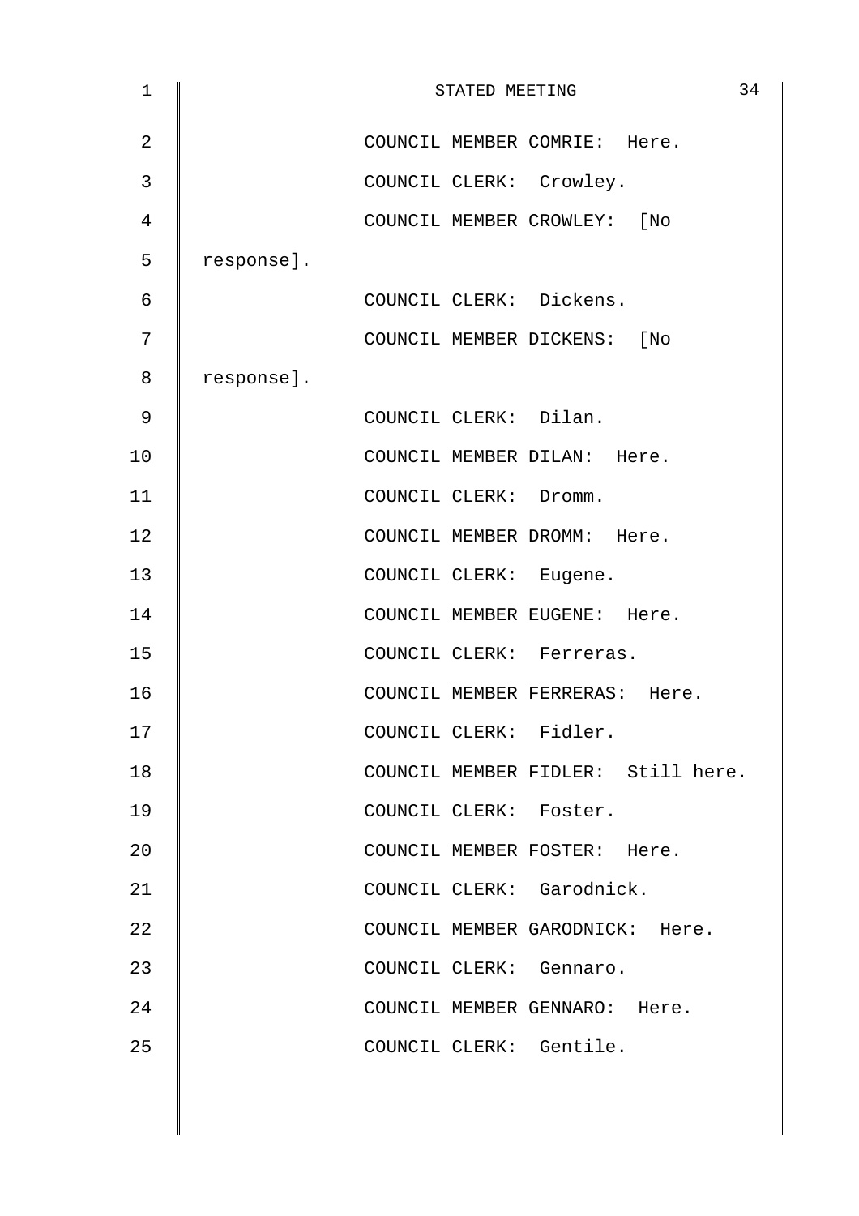COUNCIL MEMBER COMRIE: Here.

COUNCIL CLERK: Crowley.

COUNCIL MEMBER CROWLEY: [No response].

COUNCIL CLERK: Dickens.

COUNCIL MEMBER DICKENS: [No response].

COUNCIL CLERK: Dilan.

COUNCIL MEMBER DILAN: Here.

COUNCIL CLERK: Dromm.

COUNCIL MEMBER DROMM: Here.

COUNCIL CLERK: Eugene.

COUNCIL MEMBER EUGENE: Here.

COUNCIL CLERK: Ferreras.

COUNCIL MEMBER FERRERAS: Here.

COUNCIL CLERK: Fidler.

COUNCIL MEMBER FIDLER: Still here.

COUNCIL CLERK: Foster.

COUNCIL MEMBER FOSTER: Here.

COUNCIL CLERK: Garodnick.

COUNCIL MEMBER GARODNICK: Here.

COUNCIL CLERK: Gennaro.

COUNCIL MEMBER GENNARO: Here.

COUNCIL CLERK: Gentile.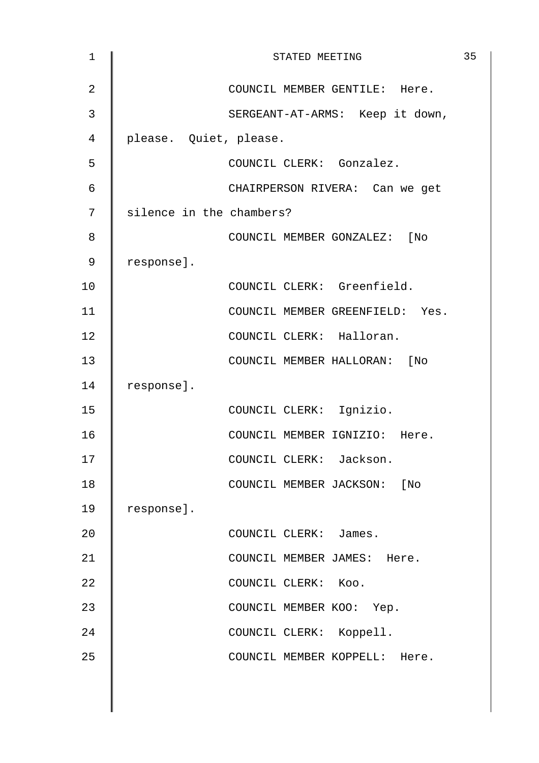COUNCIL MEMBER GENTILE: Here.

SERGEANT-AT-ARMS: Keep it down, please. Quiet, please.

COUNCIL CLERK: Gonzalez.

CHAIRPERSON RIVERA: Can we get silence in the chambers?

COUNCIL MEMBER GONZALEZ: [No response].

COUNCIL CLERK: Greenfield.

COUNCIL MEMBER GREENFIELD: Yes.

COUNCIL CLERK: Halloran.

COUNCIL MEMBER HALLORAN: [No response].

COUNCIL CLERK: Ignizio.

COUNCIL MEMBER IGNIZIO: Here.

COUNCIL CLERK: Jackson.

COUNCIL MEMBER JACKSON: [No response].

COUNCIL CLERK: James.

COUNCIL MEMBER JAMES: Here.

COUNCIL CLERK: Koo.

COUNCIL MEMBER KOO: Yep.

COUNCIL CLERK: Koppell.

COUNCIL MEMBER KOPPELL: Here.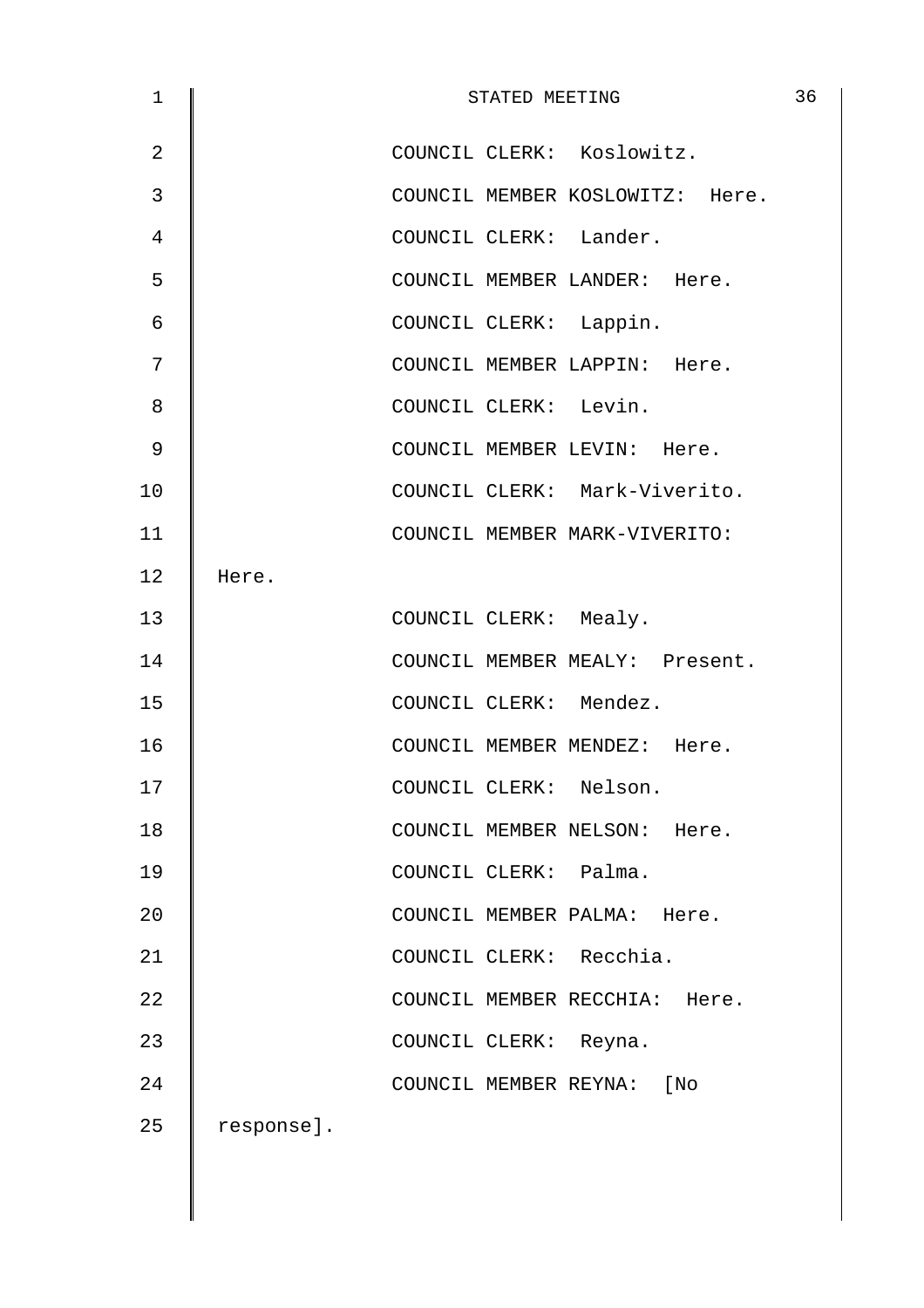COUNCIL CLERK: Koslowitz.

COUNCIL MEMBER KOSLOWITZ: Here.

COUNCIL CLERK: Lander.

COUNCIL MEMBER LANDER: Here.

COUNCIL CLERK: Lappin.

COUNCIL MEMBER LAPPIN: Here.

COUNCIL CLERK: Levin.

COUNCIL MEMBER LEVIN: Here.

COUNCIL CLERK: Mark-Viverito.

COUNCIL MEMBER MARK-VIVERITO: Here.

COUNCIL CLERK: Mealy.

COUNCIL MEMBER MEALY: Present.

COUNCIL CLERK: Mendez.

COUNCIL MEMBER MENDEZ: Here.

COUNCIL CLERK: Nelson.

COUNCIL MEMBER NELSON: Here.

COUNCIL CLERK: Palma.

COUNCIL MEMBER PALMA: Here.

COUNCIL CLERK: Recchia.

COUNCIL MEMBER RECCHIA: Here.

COUNCIL CLERK: Reyna.

COUNCIL MEMBER REYNA: [No response].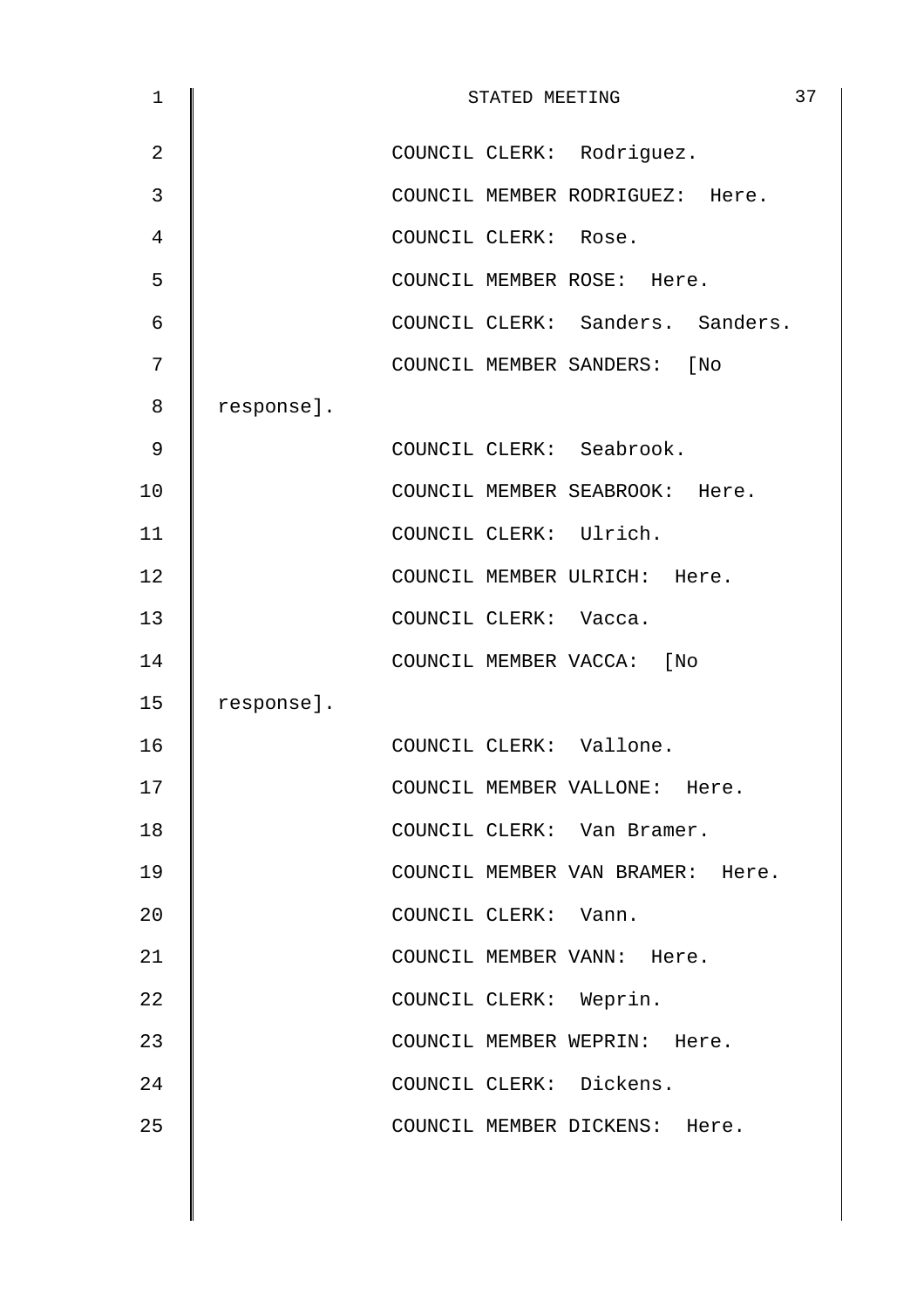COUNCIL CLERK: Rodriguez.

COUNCIL MEMBER RODRIGUEZ: Here.

COUNCIL CLERK: Rose.

COUNCIL MEMBER ROSE: Here.

COUNCIL CLERK: Sanders. Sanders.

COUNCIL MEMBER SANDERS: [No response].

COUNCIL CLERK: Seabrook.

COUNCIL MEMBER SEABROOK: Here.

COUNCIL CLERK: Ulrich.

COUNCIL MEMBER ULRICH: Here.

COUNCIL CLERK: Vacca.

COUNCIL MEMBER VACCA: [No response].

COUNCIL CLERK: Vallone.

COUNCIL MEMBER VALLONE: Here.

COUNCIL CLERK: Van Bramer.

COUNCIL MEMBER VAN BRAMER: Here.

COUNCIL CLERK: Vann.

COUNCIL MEMBER VANN: Here.

COUNCIL CLERK: Weprin.

COUNCIL MEMBER WEPRIN: Here.

COUNCIL CLERK: Dickens.

COUNCIL MEMBER DICKENS: Here.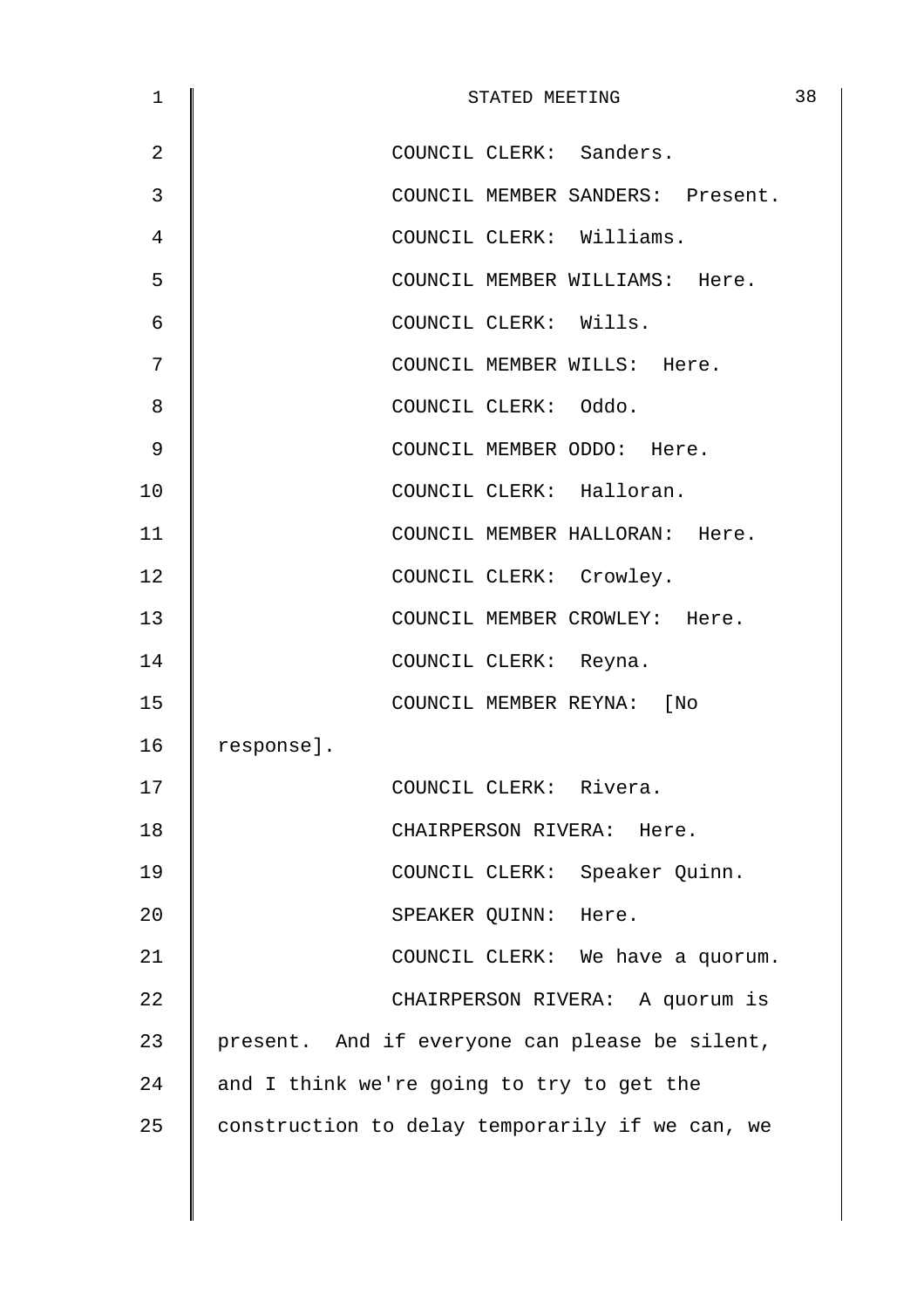COUNCIL CLERK: Sanders.

COUNCIL MEMBER SANDERS: Present.

COUNCIL CLERK: Williams.

COUNCIL MEMBER WILLIAMS: Here.

COUNCIL CLERK: Wills.

COUNCIL MEMBER WILLS: Here.

COUNCIL CLERK: Oddo.

COUNCIL MEMBER ODDO: Here.

COUNCIL CLERK: Halloran.

COUNCIL MEMBER HALLORAN: Here.

COUNCIL CLERK: Crowley.

COUNCIL MEMBER CROWLEY: Here.

COUNCIL CLERK: Reyna.

COUNCIL MEMBER REYNA: [No response].

COUNCIL CLERK: Rivera.

CHAIRPERSON RIVERA: Here.

COUNCIL CLERK: Speaker Quinn.

SPEAKER QUINN: Here.

COUNCIL CLERK: We have a quorum.

CHAIRPERSON RIVERA: A quorum is present. And if everyone can please be silent, and I think we're going to try to get the construction to delay temporarily if we can, we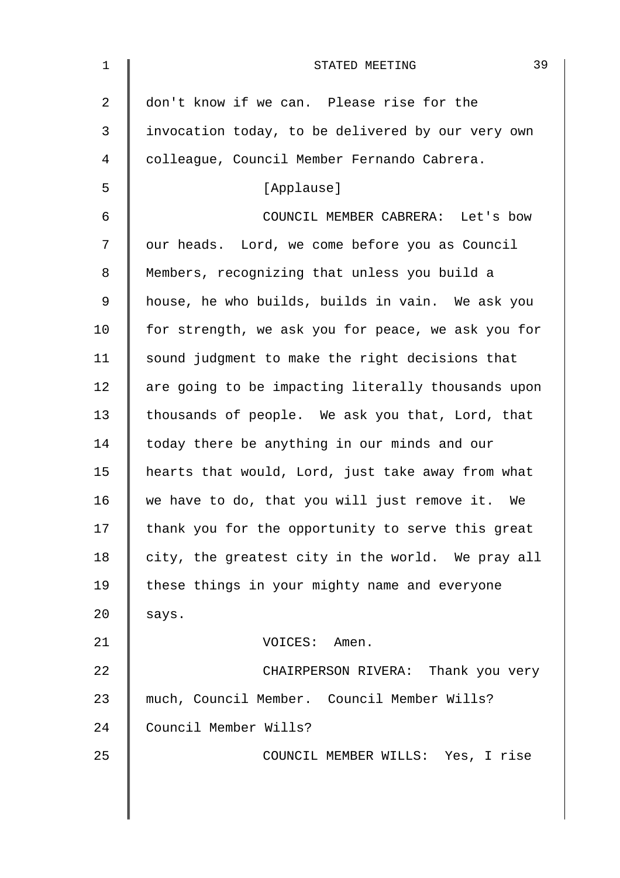don't know if we can. Please rise for the invocation today, to be delivered by our very own colleague, Council Member Fernando Cabrera.

[Applause]

COUNCIL MEMBER CABRERA: Let's bow our heads. Lord, we come before you as Council Members, recognizing that unless you build a house, he who builds, builds in vain. We ask you for strength, we ask you for peace, we ask you for sound judgment to make the right decisions that are going to be impacting literally thousands upon thousands of people. We ask you that, Lord, that today there be anything in our minds and our hearts that would, Lord, just take away from what we have to do, that you will just remove it. We thank you for the opportunity to serve this great city, the greatest city in the world. We pray all these things in your mighty name and everyone says.

VOICES: Amen.

CHAIRPERSON RIVERA: Thank you very much, Council Member. Council Member Wills? Council Member Wills?

COUNCIL MEMBER WILLS: Yes, I rise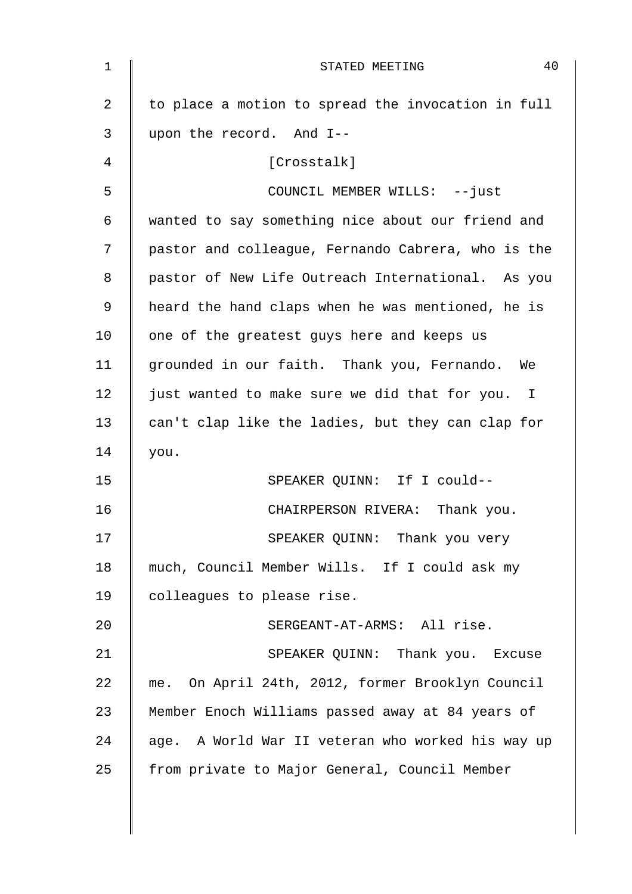to place a motion to spread the invocation in full upon the record. And I--

[Crosstalk]

COUNCIL MEMBER WILLS: --just wanted to say something nice about our friend and pastor and colleague, Fernando Cabrera, who is the pastor of New Life Outreach International. As you heard the hand claps when he was mentioned, he is one of the greatest guys here and keeps us grounded in our faith. Thank you, Fernando. We just wanted to make sure we did that for you. I can't clap like the ladies, but they can clap for you.

SPEAKER QUINN: If I could--

CHAIRPERSON RIVERA: Thank you.

SPEAKER QUINN: Thank you very much, Council Member Wills. If I could ask my colleagues to please rise.

SERGEANT-AT-ARMS: All rise.

SPEAKER QUINN: Thank you. Excuse me. On April 24th, 2012, former Brooklyn Council Member Enoch Williams passed away at 84 years of age. A World War II veteran who worked his way up from private to Major General, Council Member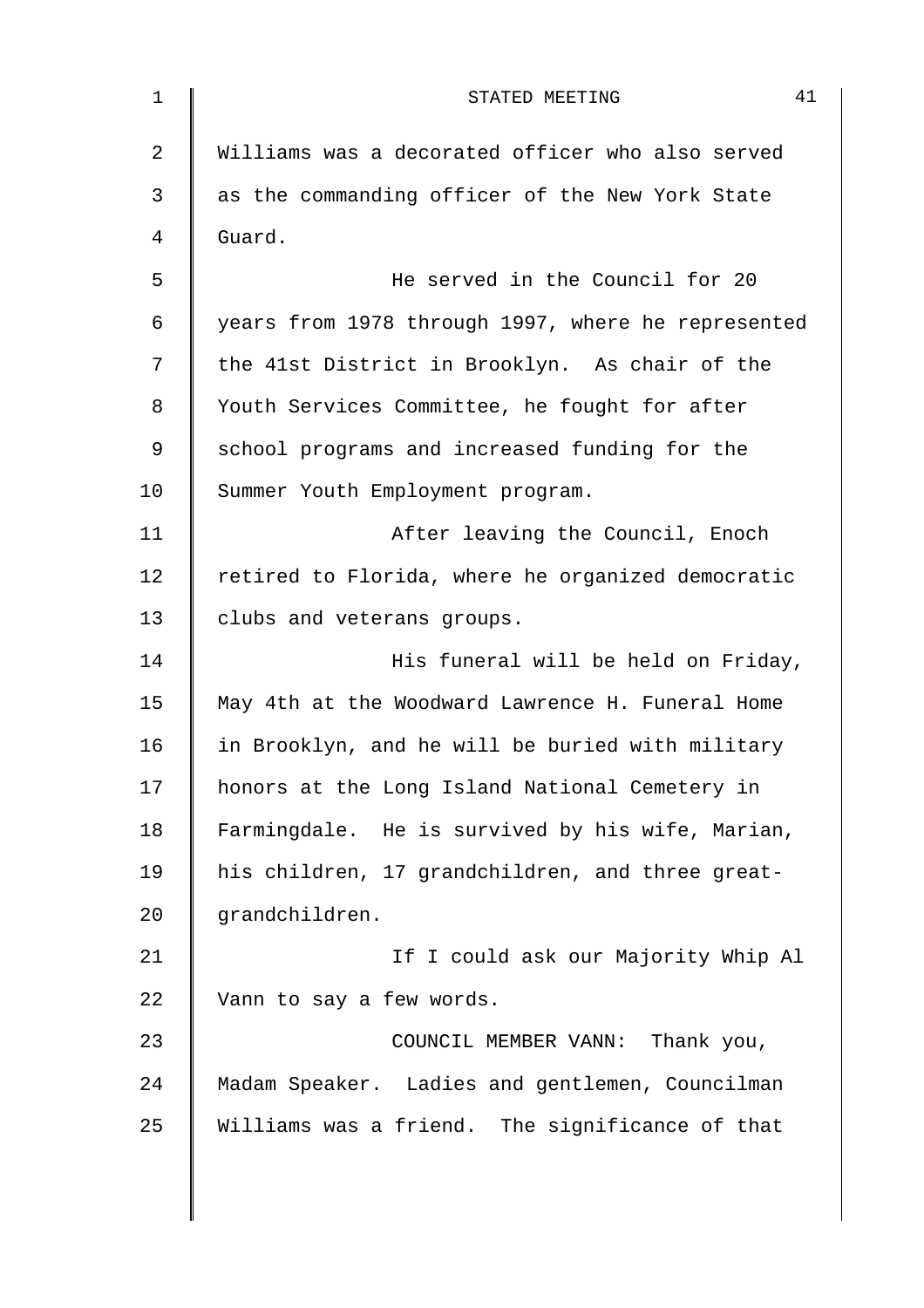Williams was a decorated officer who also served as the commanding officer of the New York State Guard.

He served in the Council for 20 years from 1978 through 1997, where he represented the 41st District in Brooklyn. As chair of the Youth Services Committee, he fought for after school programs and increased funding for the Summer Youth Employment program.

After leaving the Council, Enoch retired to Florida, where he organized democratic clubs and veterans groups.

His funeral will be held on Friday, May 4th at the Woodward Lawrence H. Funeral Home in Brooklyn, and he will be buried with military honors at the Long Island National Cemetery in Farmingdale. He is survived by his wife, Marian, his children, 17 grandchildren, and three great-grandchildren.

If I could ask our Majority Whip Al Vann to say a few words.

COUNCIL MEMBER VANN: Thank you, Madam Speaker. Ladies and gentlemen, Councilman Williams was a friend. The significance of that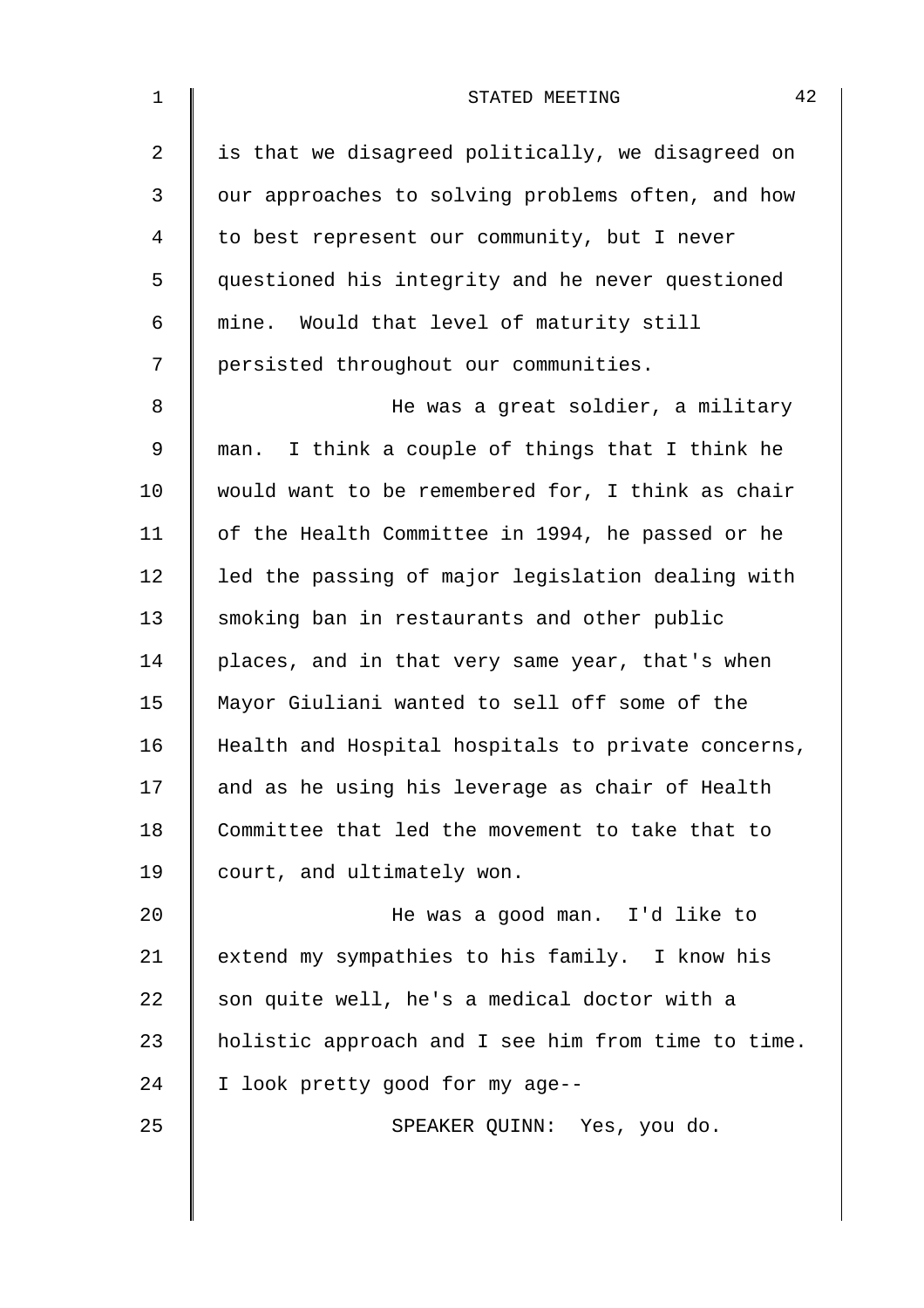is that we disagreed politically, we disagreed on our approaches to solving problems often, and how to best represent our community, but I never questioned his integrity and he never questioned mine. Would that level of maturity still persisted throughout our communities.

He was a great soldier, a military man. I think a couple of things that I think he would want to be remembered for, I think as chair of the Health Committee in 1994, he passed or he led the passing of major legislation dealing with smoking ban in restaurants and other public places, and in that very same year, that's when Mayor Giuliani wanted to sell off some of the Health and Hospital hospitals to private concerns, and as he using his leverage as chair of Health Committee that led the movement to take that to court, and ultimately won.

He was a good man. I'd like to extend my sympathies to his family. I know his son quite well, he's a medical doctor with a holistic approach and I see him from time to time. I look pretty good for my age--

SPEAKER QUINN: Yes, you do.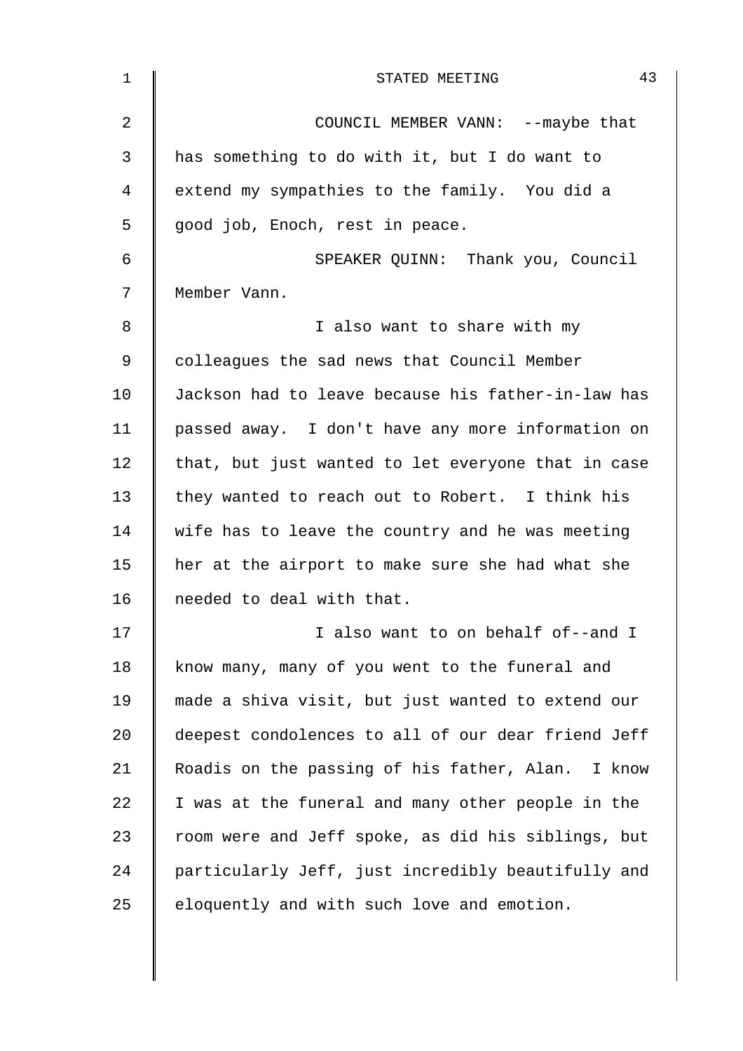COUNCIL MEMBER VANN: --maybe that has something to do with it, but I do want to extend my sympathies to the family. You did a good job, Enoch, rest in peace.

SPEAKER QUINN: Thank you, Council Member Vann.

I also want to share with my colleagues the sad news that Council Member Jackson had to leave because his father-in-law has passed away. I don't have any more information on that, but just wanted to let everyone that in case they wanted to reach out to Robert. I think his wife has to leave the country and he was meeting her at the airport to make sure she had what she needed to deal with that.

I also want to on behalf of--and I know many, many of you went to the funeral and made a shiva visit, but just wanted to extend our deepest condolences to all of our dear friend Jeff Roadis on the passing of his father, Alan. I know I was at the funeral and many other people in the room were and Jeff spoke, as did his siblings, but particularly Jeff, just incredibly beautifully and eloquently and with such love and emotion.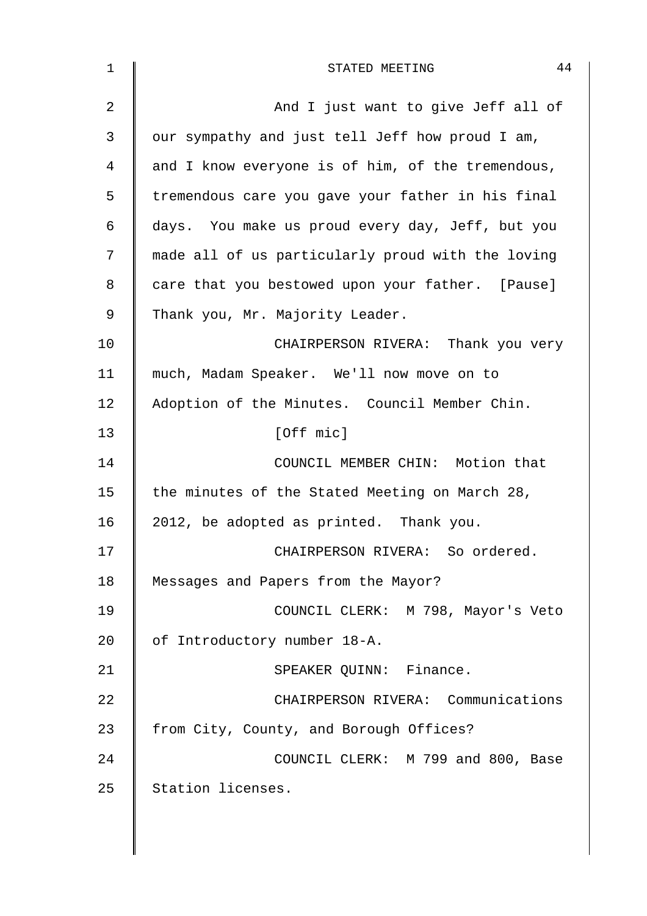And I just want to give Jeff all of our sympathy and just tell Jeff how proud I am, and I know everyone is of him, of the tremendous, tremendous care you gave your father in his final days. You make us proud every day, Jeff, but you made all of us particularly proud with the loving care that you bestowed upon your father. [Pause] Thank you, Mr. Majority Leader.

CHAIRPERSON RIVERA: Thank you very much, Madam Speaker. We'll now move on to Adoption of the Minutes. Council Member Chin.

[Off mic]

COUNCIL MEMBER CHIN: Motion that the minutes of the Stated Meeting on March 28, 2012, be adopted as printed. Thank you.

CHAIRPERSON RIVERA: So ordered. Messages and Papers from the Mayor?

COUNCIL CLERK: M 798, Mayor's Veto of Introductory number 18-A.

SPEAKER QUINN: Finance.

CHAIRPERSON RIVERA: Communications from City, County, and Borough Offices?

COUNCIL CLERK: M 799 and 800, Base Station licenses.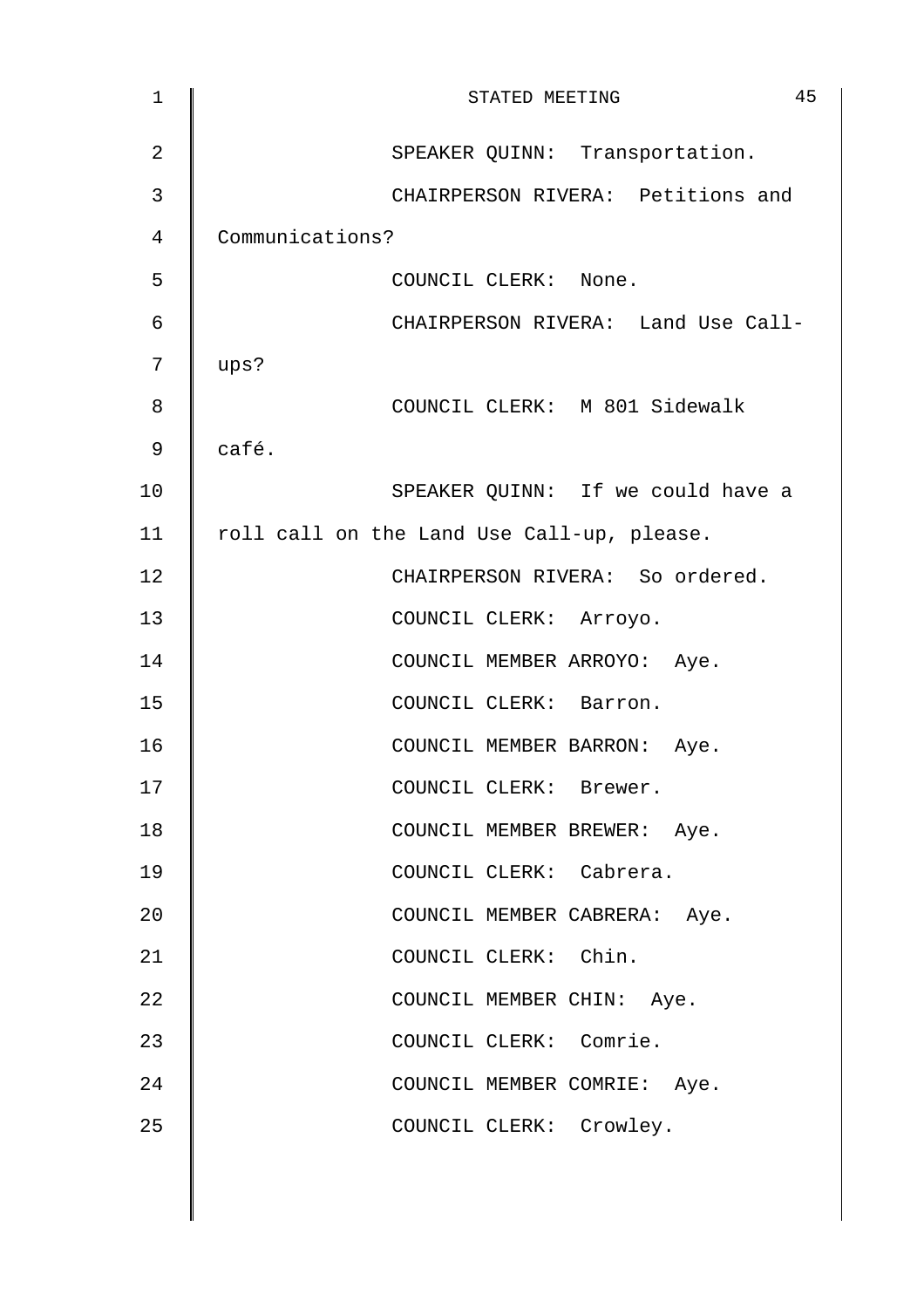SPEAKER QUINN: Transportation.

CHAIRPERSON RIVERA: Petitions and Communications?

COUNCIL CLERK: None.

CHAIRPERSON RIVERA: Land Use Call-ups?

COUNCIL CLERK: M 801 Sidewalk café.

SPEAKER QUINN: If we could have a roll call on the Land Use Call-up, please.

CHAIRPERSON RIVERA: So ordered.

COUNCIL CLERK: Arroyo.

COUNCIL MEMBER ARROYO: Aye.

COUNCIL CLERK: Barron.

COUNCIL MEMBER BARRON: Aye.

COUNCIL CLERK: Brewer.

COUNCIL MEMBER BREWER: Aye.

COUNCIL CLERK: Cabrera.

COUNCIL MEMBER CABRERA: Aye.

COUNCIL CLERK: Chin.

COUNCIL MEMBER CHIN: Aye.

COUNCIL CLERK: Comrie.

COUNCIL MEMBER COMRIE: Aye.

COUNCIL CLERK: Crowley.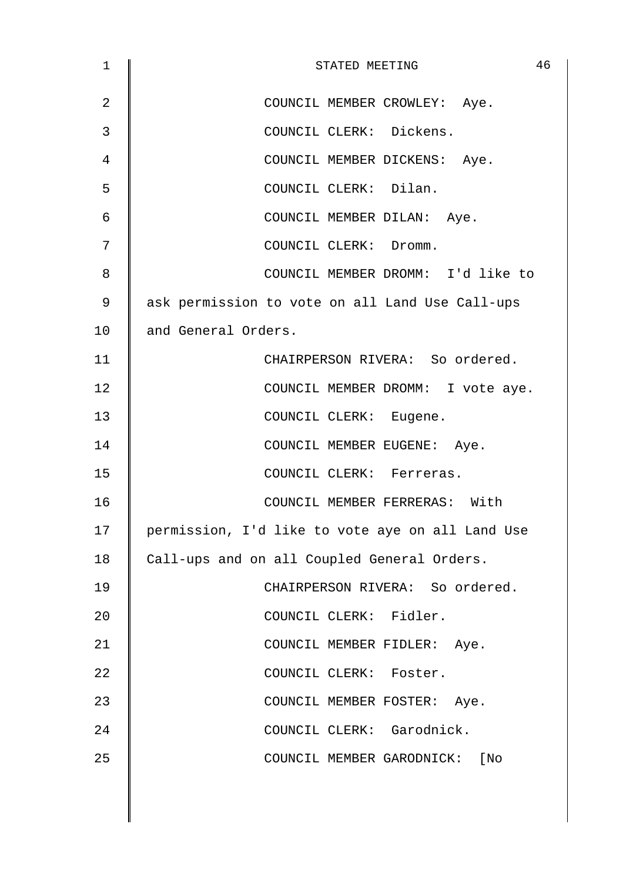COUNCIL MEMBER CROWLEY: Aye.

COUNCIL CLERK: Dickens.

COUNCIL MEMBER DICKENS: Aye.

COUNCIL CLERK: Dilan.

COUNCIL MEMBER DILAN: Aye.

COUNCIL CLERK: Dromm.

COUNCIL MEMBER DROMM: I'd like to ask permission to vote on all Land Use Call-ups and General Orders.

CHAIRPERSON RIVERA: So ordered.

COUNCIL MEMBER DROMM: I vote aye.

COUNCIL CLERK: Eugene.

COUNCIL MEMBER EUGENE: Aye.

COUNCIL CLERK: Ferreras.

COUNCIL MEMBER FERRERAS: With permission, I'd like to vote aye on all Land Use Call-ups and on all Coupled General Orders.

CHAIRPERSON RIVERA: So ordered.

COUNCIL CLERK: Fidler.

COUNCIL MEMBER FIDLER: Aye.

COUNCIL CLERK: Foster.

COUNCIL MEMBER FOSTER: Aye.

COUNCIL CLERK: Garodnick.

COUNCIL MEMBER GARODNICK: [No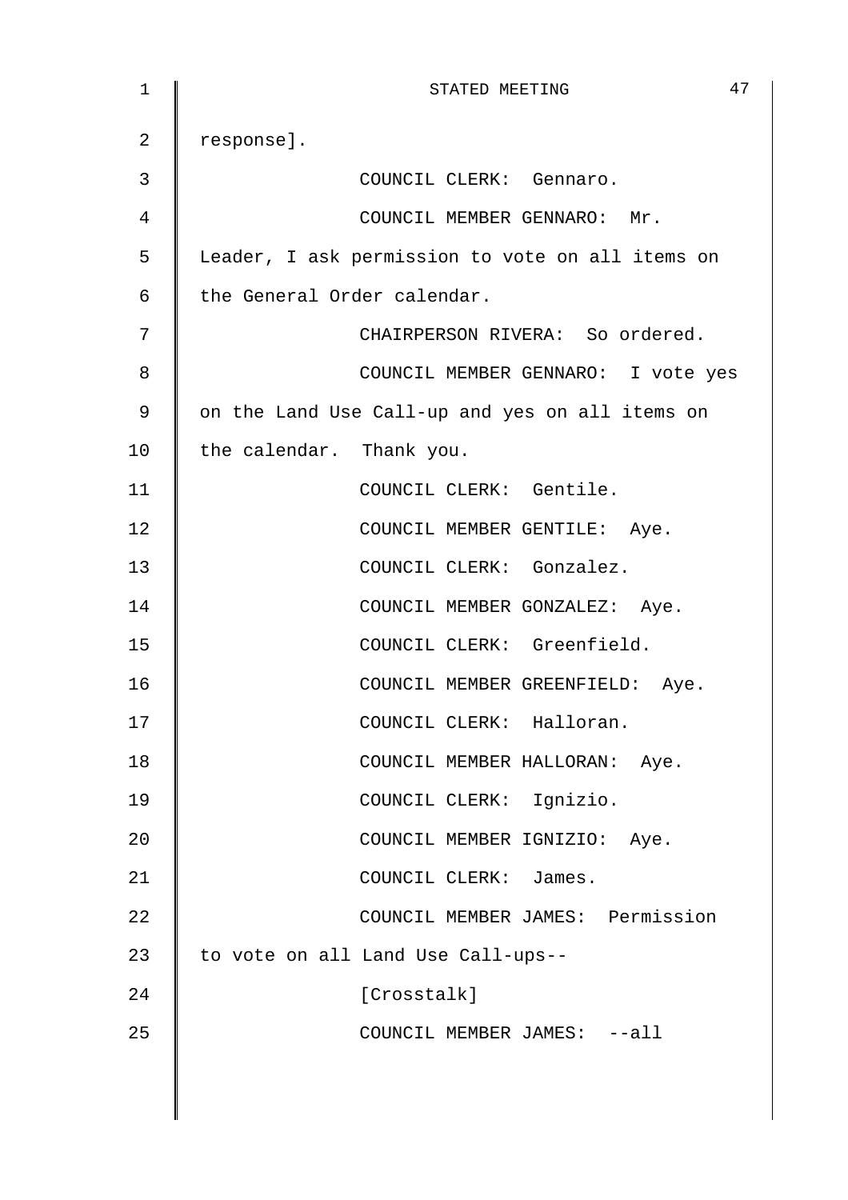response].

COUNCIL CLERK: Gennaro.

COUNCIL MEMBER GENNARO: Mr. Leader, I ask permission to vote on all items on the General Order calendar.

CHAIRPERSON RIVERA: So ordered.

COUNCIL MEMBER GENNARO: I vote yes on the Land Use Call-up and yes on all items on the calendar. Thank you.

COUNCIL CLERK: Gentile.

COUNCIL MEMBER GENTILE: Aye.

COUNCIL CLERK: Gonzalez.

COUNCIL MEMBER GONZALEZ: Aye.

COUNCIL CLERK: Greenfield.

COUNCIL MEMBER GREENFIELD: Aye.

COUNCIL CLERK: Halloran.

COUNCIL MEMBER HALLORAN: Aye.

COUNCIL CLERK: Ignizio.

COUNCIL MEMBER IGNIZIO: Aye.

COUNCIL CLERK: James.

COUNCIL MEMBER JAMES: Permission to vote on all Land Use Call-ups--

[Crosstalk]

COUNCIL MEMBER JAMES: --all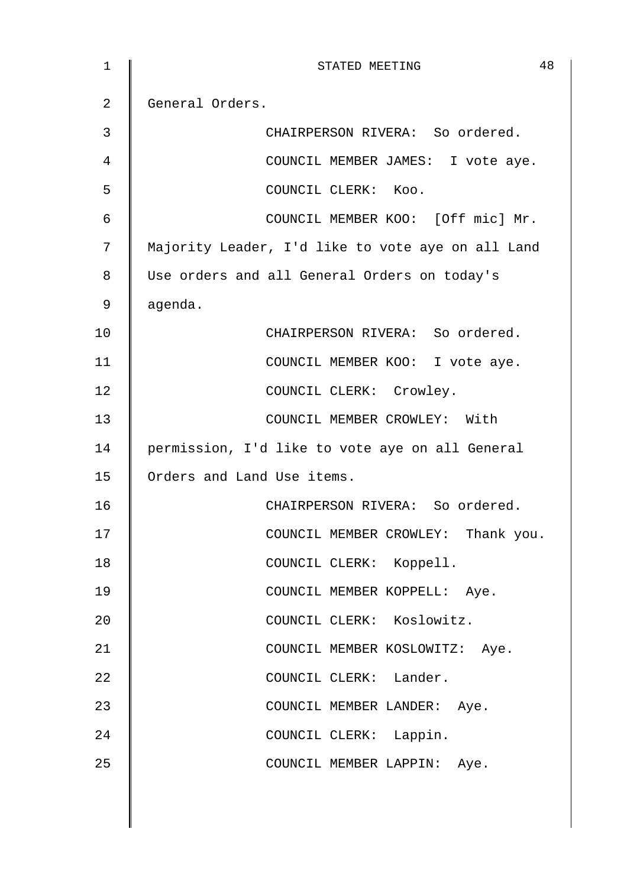General Orders.

CHAIRPERSON RIVERA: So ordered.

COUNCIL MEMBER JAMES: I vote aye.

COUNCIL CLERK: Koo.

COUNCIL MEMBER KOO: [Off mic] Mr. Majority Leader, I'd like to vote aye on all Land Use orders and all General Orders on today's agenda.

CHAIRPERSON RIVERA: So ordered.

COUNCIL MEMBER KOO: I vote aye.

COUNCIL CLERK: Crowley.

COUNCIL MEMBER CROWLEY: With permission, I'd like to vote aye on all General Orders and Land Use items.

CHAIRPERSON RIVERA: So ordered.

COUNCIL MEMBER CROWLEY: Thank you.

COUNCIL CLERK: Koppell.

COUNCIL MEMBER KOPPELL: Aye.

COUNCIL CLERK: Koslowitz.

COUNCIL MEMBER KOSLOWITZ: Aye.

COUNCIL CLERK: Lander.

COUNCIL MEMBER LANDER: Aye.

COUNCIL CLERK: Lappin.

COUNCIL MEMBER LAPPIN: Aye.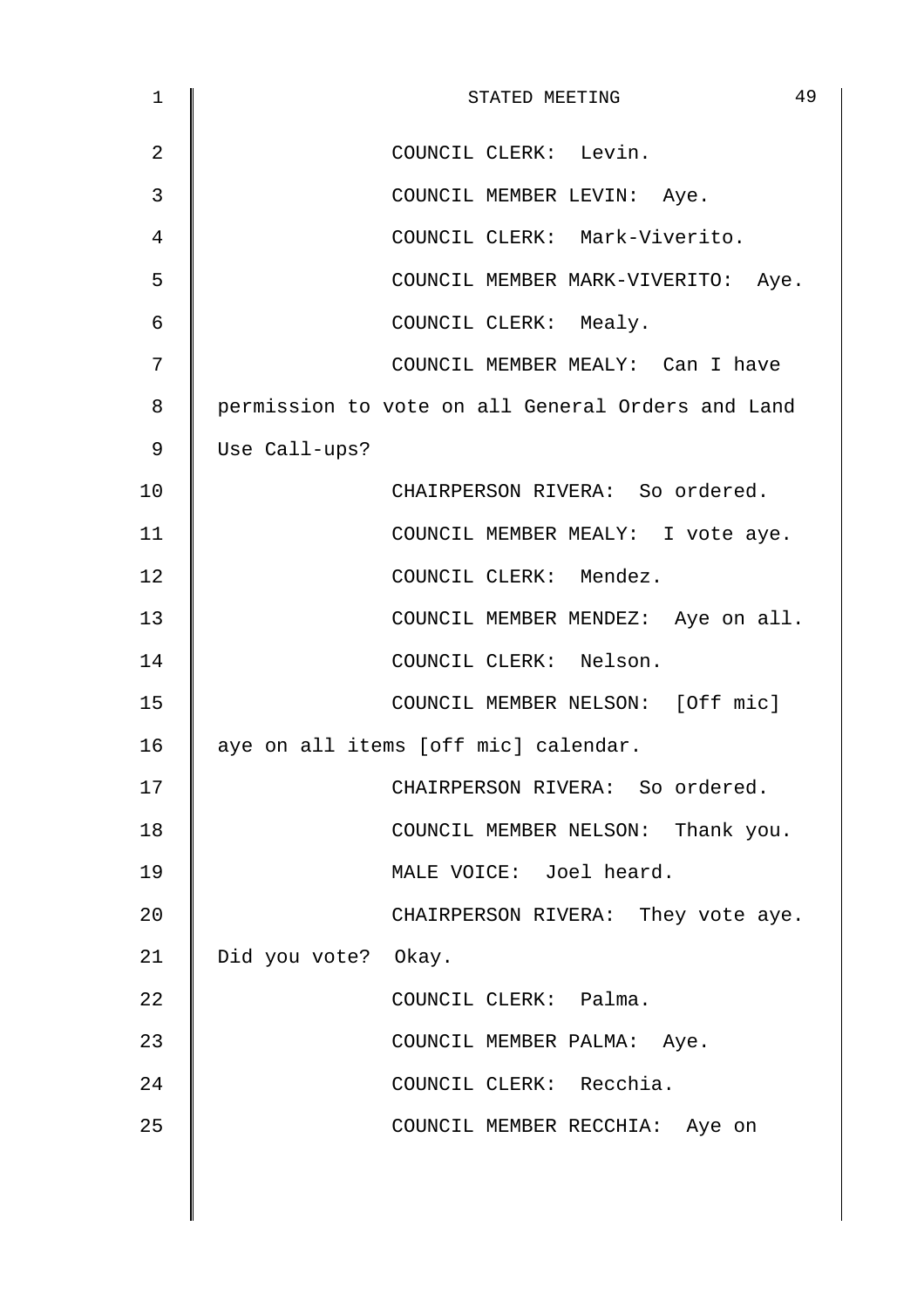COUNCIL CLERK: Levin.

COUNCIL MEMBER LEVIN: Aye.

COUNCIL CLERK: Mark-Viverito.

COUNCIL MEMBER MARK-VIVERITO: Aye.

COUNCIL CLERK: Mealy.

COUNCIL MEMBER MEALY: Can I have permission to vote on all General Orders and Land Use Call-ups?

CHAIRPERSON RIVERA: So ordered.

COUNCIL MEMBER MEALY: I vote aye.

COUNCIL CLERK: Mendez.

COUNCIL MEMBER MENDEZ: Aye on all.

COUNCIL CLERK: Nelson.

COUNCIL MEMBER NELSON: [Off mic] aye on all items [off mic] calendar.

CHAIRPERSON RIVERA: So ordered.

COUNCIL MEMBER NELSON: Thank you.

MALE VOICE: Joel heard.

CHAIRPERSON RIVERA: They vote aye. Did you vote? Okay.

COUNCIL CLERK: Palma.

COUNCIL MEMBER PALMA: Aye.

COUNCIL CLERK: Recchia.

COUNCIL MEMBER RECCHIA: Aye on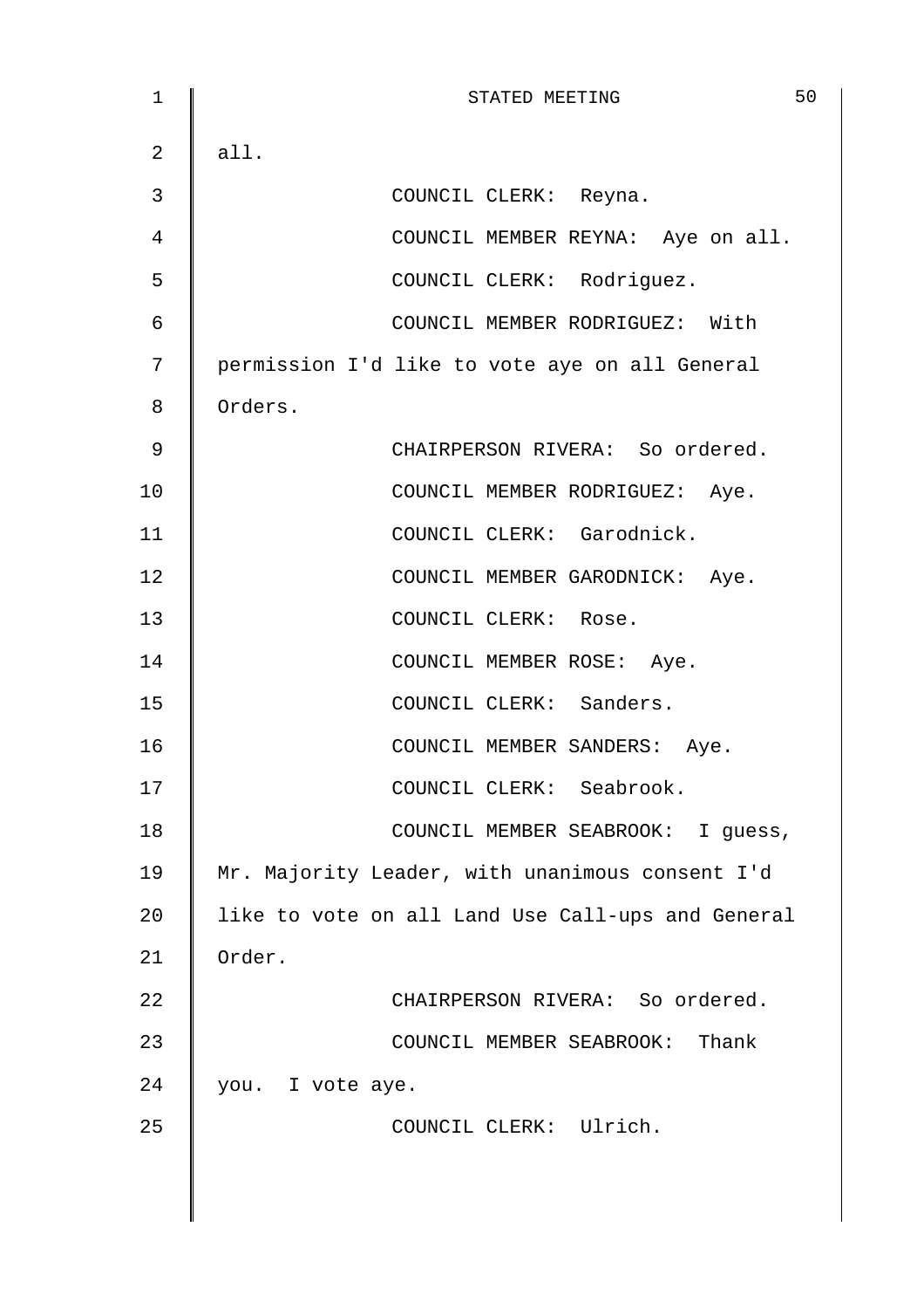all.

COUNCIL CLERK: Reyna.

COUNCIL MEMBER REYNA: Aye on all.

COUNCIL CLERK: Rodriguez.

COUNCIL MEMBER RODRIGUEZ: With permission I'd like to vote aye on all General Orders.

CHAIRPERSON RIVERA: So ordered.

COUNCIL MEMBER RODRIGUEZ: Aye.

COUNCIL CLERK: Garodnick.

COUNCIL MEMBER GARODNICK: Aye.

COUNCIL CLERK: Rose.

COUNCIL MEMBER ROSE: Aye.

COUNCIL CLERK: Sanders.

COUNCIL MEMBER SANDERS: Aye.

COUNCIL CLERK: Seabrook.

COUNCIL MEMBER SEABROOK: I guess, Mr. Majority Leader, with unanimous consent I'd like to vote on all Land Use Call-ups and General Order.

CHAIRPERSON RIVERA: So ordered.

COUNCIL MEMBER SEABROOK: Thank you. I vote aye.

COUNCIL CLERK: Ulrich.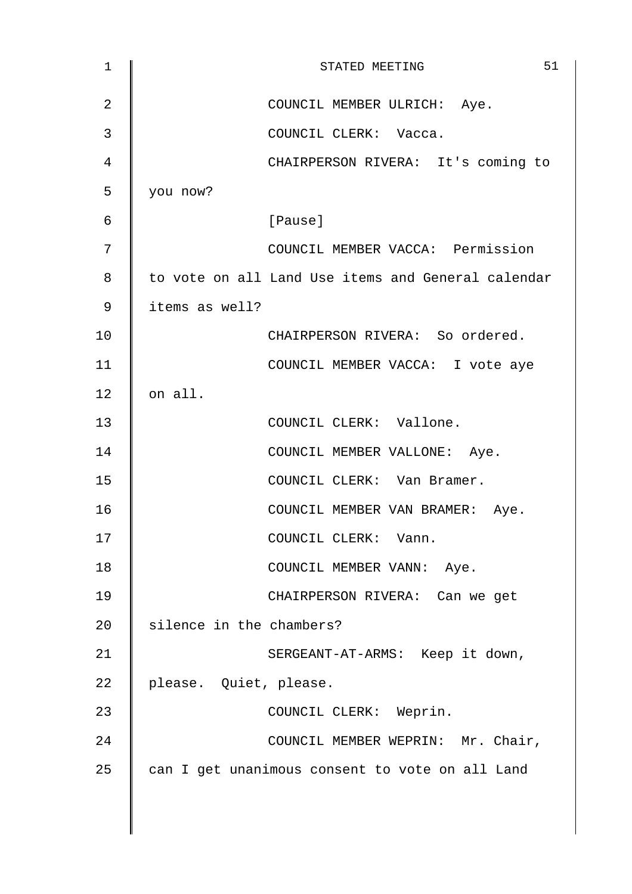COUNCIL MEMBER ULRICH: Aye.

COUNCIL CLERK: Vacca.

CHAIRPERSON RIVERA: It's coming to you now?

[Pause]

COUNCIL MEMBER VACCA: Permission to vote on all Land Use items and General calendar items as well?

CHAIRPERSON RIVERA: So ordered.

COUNCIL MEMBER VACCA: I vote aye on all.

COUNCIL CLERK: Vallone.

COUNCIL MEMBER VALLONE: Aye.

COUNCIL CLERK: Van Bramer.

COUNCIL MEMBER VAN BRAMER: Aye.

COUNCIL CLERK: Vann.

COUNCIL MEMBER VANN: Aye.

CHAIRPERSON RIVERA: Can we get silence in the chambers?

SERGEANT-AT-ARMS: Keep it down, please. Quiet, please.

COUNCIL CLERK: Weprin.

COUNCIL MEMBER WEPRIN: Mr. Chair, can I get unanimous consent to vote on all Land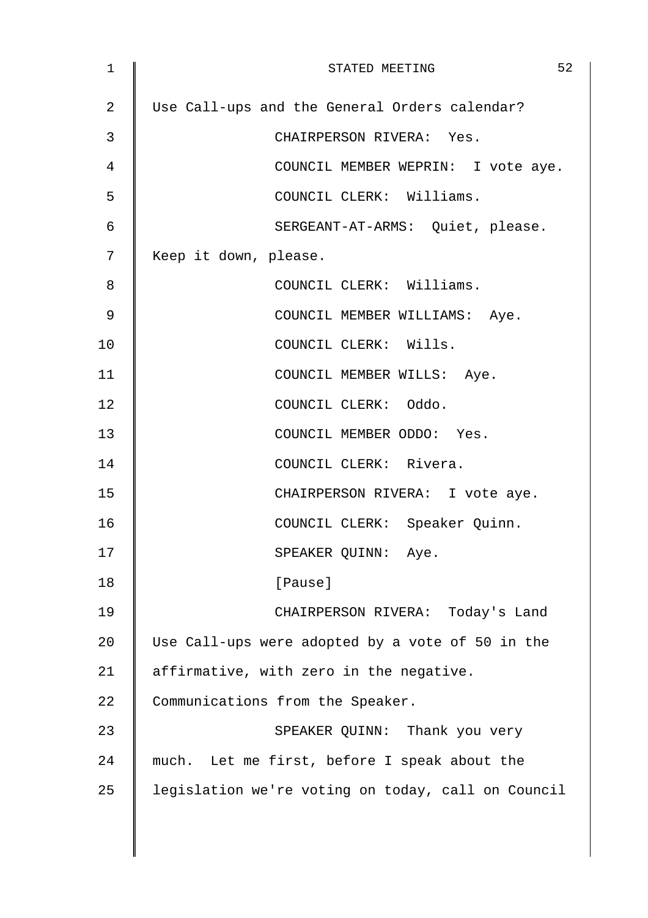Use Call-ups and the General Orders calendar?

CHAIRPERSON RIVERA: Yes.

COUNCIL MEMBER WEPRIN: I vote aye.

COUNCIL CLERK: Williams.

SERGEANT-AT-ARMS: Quiet, please. Keep it down, please.

COUNCIL CLERK: Williams.

COUNCIL MEMBER WILLIAMS: Aye.

COUNCIL CLERK: Wills.

COUNCIL MEMBER WILLS: Aye.

COUNCIL CLERK: Oddo.

COUNCIL MEMBER ODDO: Yes.

COUNCIL CLERK: Rivera.

CHAIRPERSON RIVERA: I vote aye.

COUNCIL CLERK: Speaker Quinn.

SPEAKER QUINN: Aye.

[Pause]

CHAIRPERSON RIVERA: Today's Land Use Call-ups were adopted by a vote of 50 in the affirmative, with zero in the negative. Communications from the Speaker.

SPEAKER QUINN: Thank you very much. Let me first, before I speak about the legislation we're voting on today, call on Council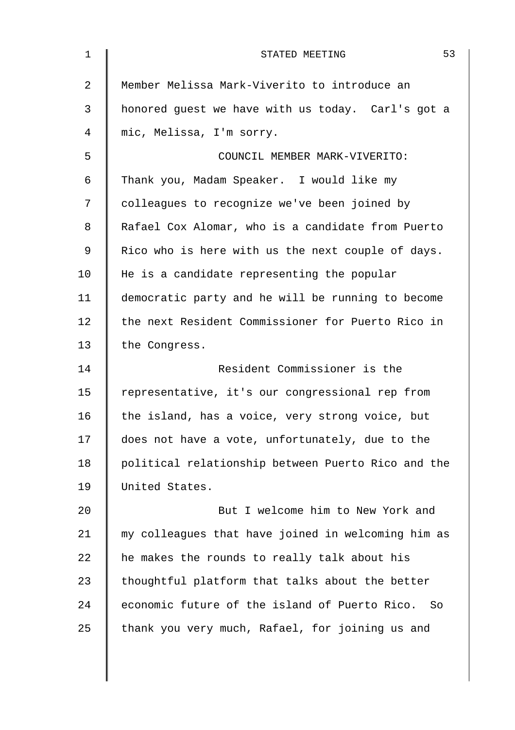Member Melissa Mark-Viverito to introduce an honored guest we have with us today. Carl's got a mic, Melissa, I'm sorry.

COUNCIL MEMBER MARK-VIVERITO: Thank you, Madam Speaker. I would like my colleagues to recognize we've been joined by Rafael Cox Alomar, who is a candidate from Puerto Rico who is here with us the next couple of days. He is a candidate representing the popular democratic party and he will be running to become the next Resident Commissioner for Puerto Rico in the Congress.

Resident Commissioner is the representative, it's our congressional rep from the island, has a voice, very strong voice, but does not have a vote, unfortunately, due to the political relationship between Puerto Rico and the United States.

But I welcome him to New York and my colleagues that have joined in welcoming him as he makes the rounds to really talk about his thoughtful platform that talks about the better economic future of the island of Puerto Rico. So thank you very much, Rafael, for joining us and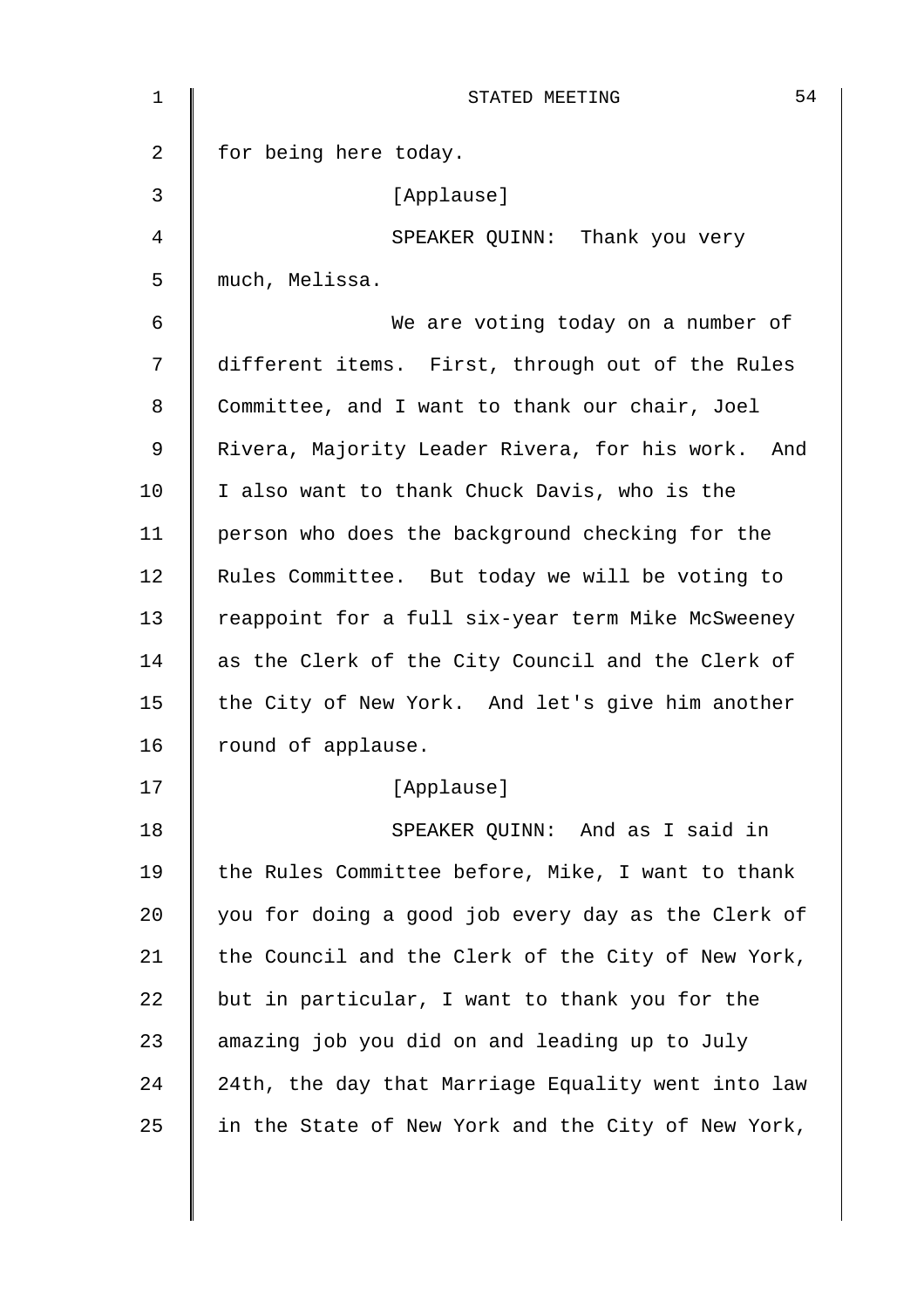for being here today.

[Applause]

SPEAKER QUINN: Thank you very much, Melissa.

We are voting today on a number of different items. First, through out of the Rules Committee, and I want to thank our chair, Joel Rivera, Majority Leader Rivera, for his work. And I also want to thank Chuck Davis, who is the person who does the background checking for the Rules Committee. But today we will be voting to reappoint for a full six-year term Mike McSweeney as the Clerk of the City Council and the Clerk of the City of New York. And let's give him another round of applause.

[Applause]

SPEAKER QUINN: And as I said in the Rules Committee before, Mike, I want to thank you for doing a good job every day as the Clerk of the Council and the Clerk of the City of New York, but in particular, I want to thank you for the amazing job you did on and leading up to July 24th, the day that Marriage Equality went into law in the State of New York and the City of New York,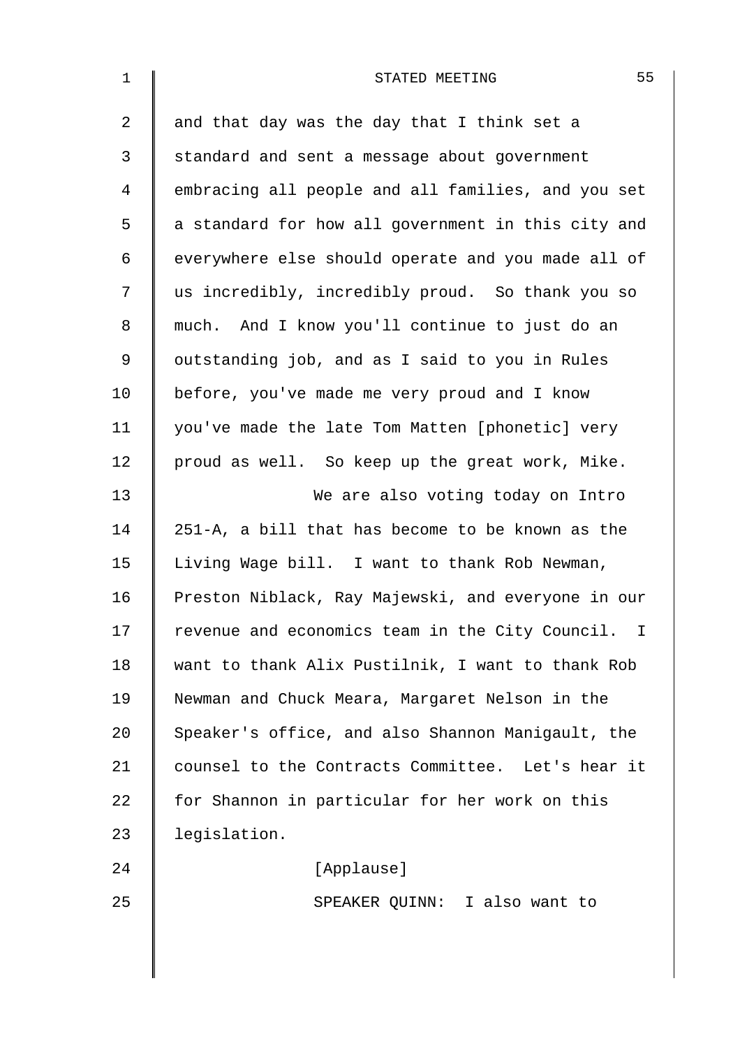and that day was the day that I think set a standard and sent a message about government embracing all people and all families, and you set a standard for how all government in this city and everywhere else should operate and you made all of us incredibly, incredibly proud. So thank you so much. And I know you'll continue to just do an outstanding job, and as I said to you in Rules before, you've made me very proud and I know you've made the late Tom Matten [phonetic] very proud as well. So keep up the great work, Mike.

We are also voting today on Intro 251-A, a bill that has become to be known as the Living Wage bill. I want to thank Rob Newman, Preston Niblack, Ray Majewski, and everyone in our revenue and economics team in the City Council. I want to thank Alix Pustilnik, I want to thank Rob Newman and Chuck Meara, Margaret Nelson in the Speaker's office, and also Shannon Manigault, the counsel to the Contracts Committee. Let's hear it for Shannon in particular for her work on this legislation.

[Applause]

SPEAKER QUINN: I also want to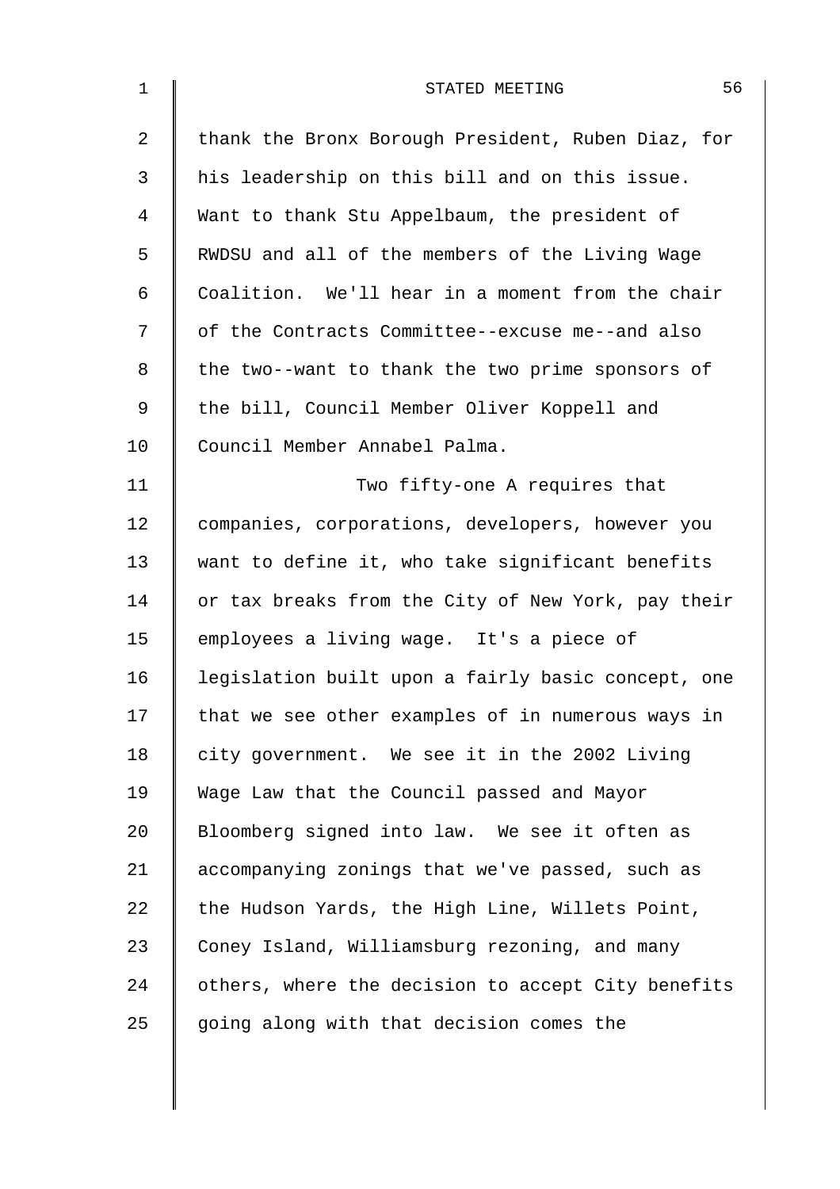thank the Bronx Borough President, Ruben Diaz, for his leadership on this bill and on this issue. Want to thank Stu Appelbaum, the president of RWDSU and all of the members of the Living Wage Coalition. We'll hear in a moment from the chair of the Contracts Committee--excuse me--and also the two--want to thank the two prime sponsors of the bill, Council Member Oliver Koppell and Council Member Annabel Palma.

Two fifty-one A requires that companies, corporations, developers, however you want to define it, who take significant benefits or tax breaks from the City of New York, pay their employees a living wage. It's a piece of legislation built upon a fairly basic concept, one that we see other examples of in numerous ways in city government. We see it in the 2002 Living Wage Law that the Council passed and Mayor Bloomberg signed into law. We see it often as accompanying zonings that we've passed, such as the Hudson Yards, the High Line, Willets Point, Coney Island, Williamsburg rezoning, and many others, where the decision to accept City benefits going along with that decision comes the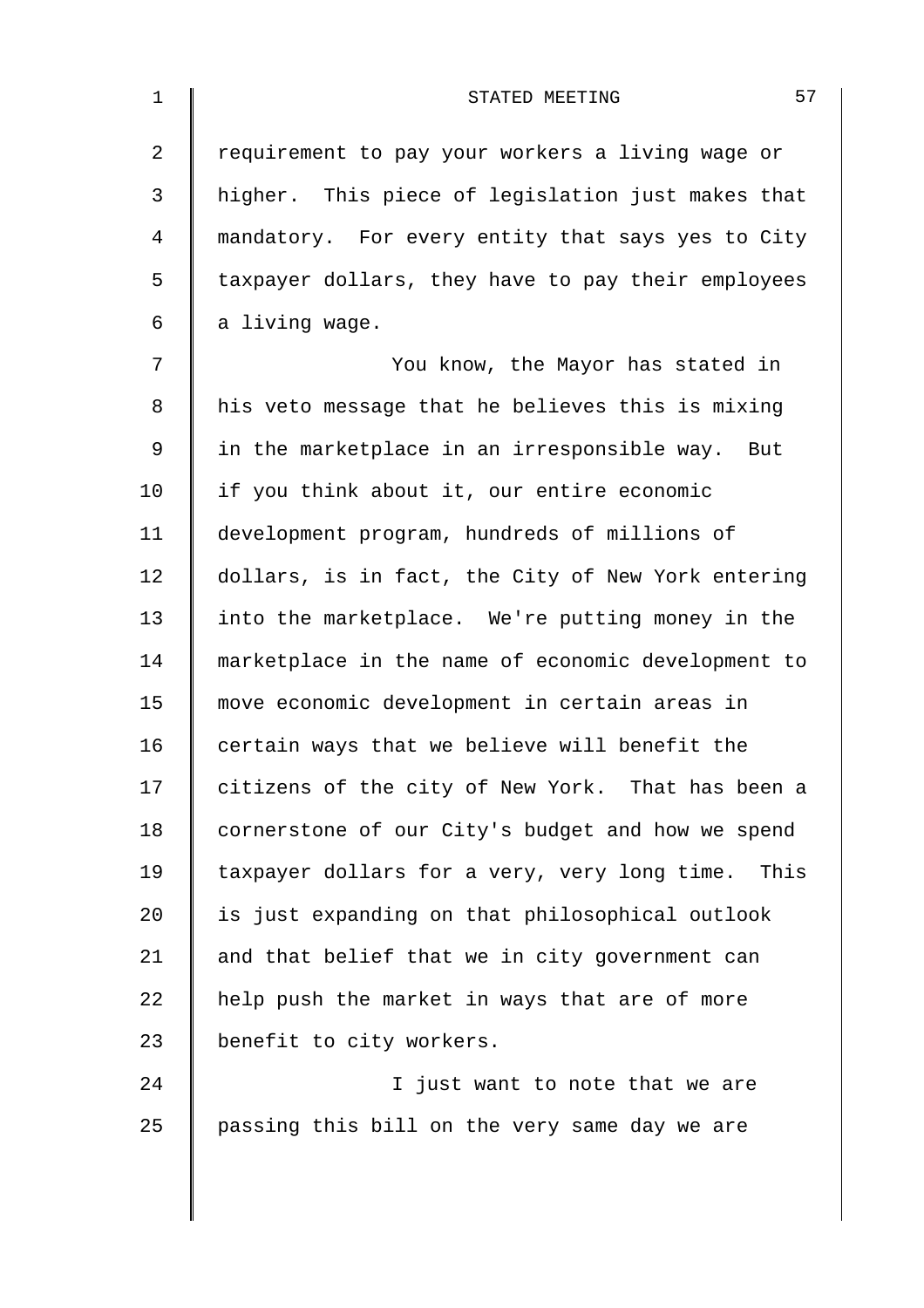requirement to pay your workers a living wage or higher. This piece of legislation just makes that mandatory. For every entity that says yes to City taxpayer dollars, they have to pay their employees a living wage.

You know, the Mayor has stated in his veto message that he believes this is mixing in the marketplace in an irresponsible way. But if you think about it, our entire economic development program, hundreds of millions of dollars, is in fact, the City of New York entering into the marketplace. We're putting money in the marketplace in the name of economic development to move economic development in certain areas in certain ways that we believe will benefit the citizens of the city of New York. That has been a cornerstone of our City's budget and how we spend taxpayer dollars for a very, very long time. This is just expanding on that philosophical outlook and that belief that we in city government can help push the market in ways that are of more benefit to city workers.

I just want to note that we are passing this bill on the very same day we are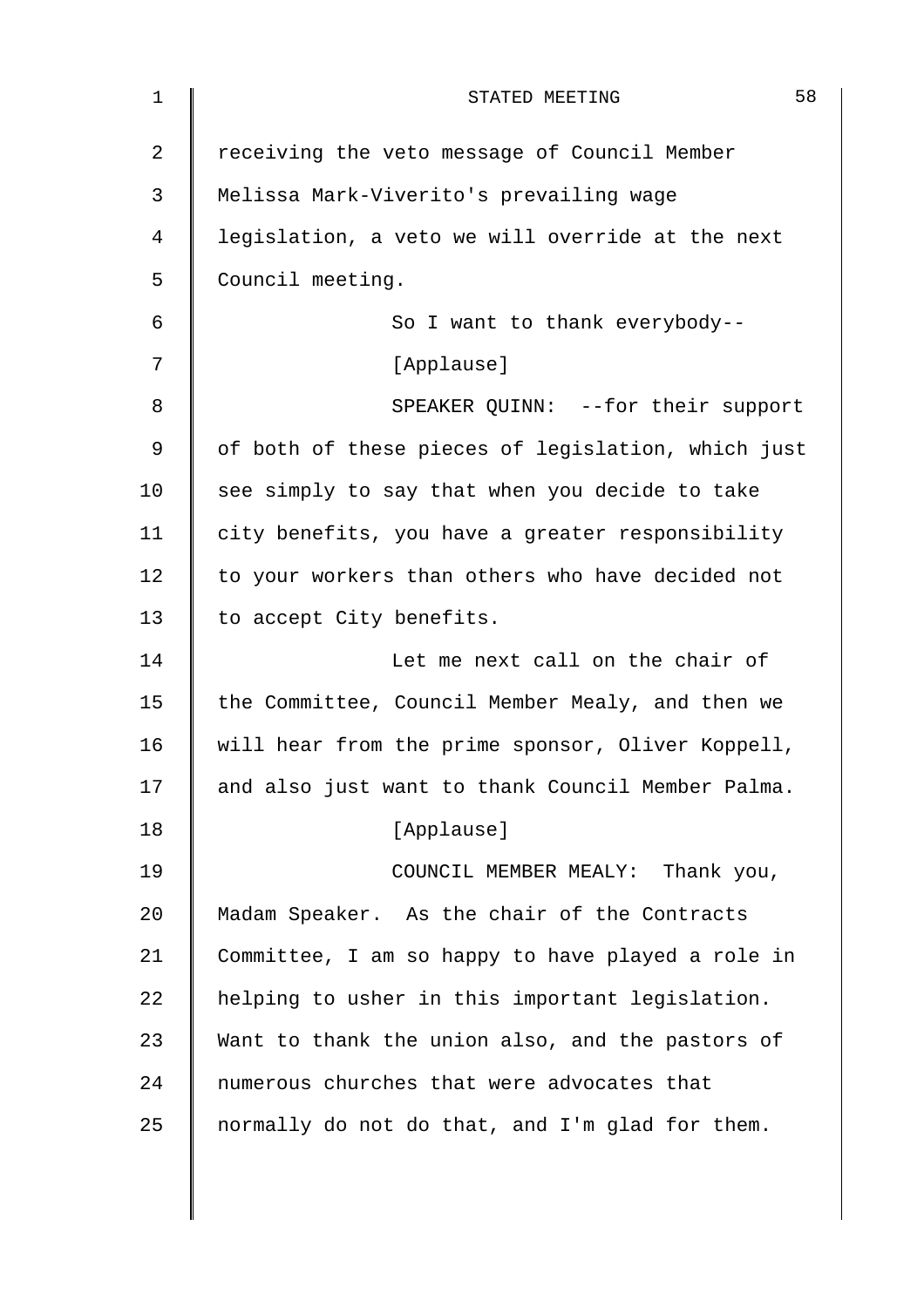receiving the veto message of Council Member Melissa Mark-Viverito's prevailing wage legislation, a veto we will override at the next Council meeting.

So I want to thank everybody--

[Applause]

SPEAKER QUINN: --for their support of both of these pieces of legislation, which just see simply to say that when you decide to take city benefits, you have a greater responsibility to your workers than others who have decided not to accept City benefits.

Let me next call on the chair of the Committee, Council Member Mealy, and then we will hear from the prime sponsor, Oliver Koppell, and also just want to thank Council Member Palma.

[Applause]

COUNCIL MEMBER MEALY: Thank you, Madam Speaker. As the chair of the Contracts Committee, I am so happy to have played a role in helping to usher in this important legislation. Want to thank the union also, and the pastors of numerous churches that were advocates that normally do not do that, and I'm glad for them.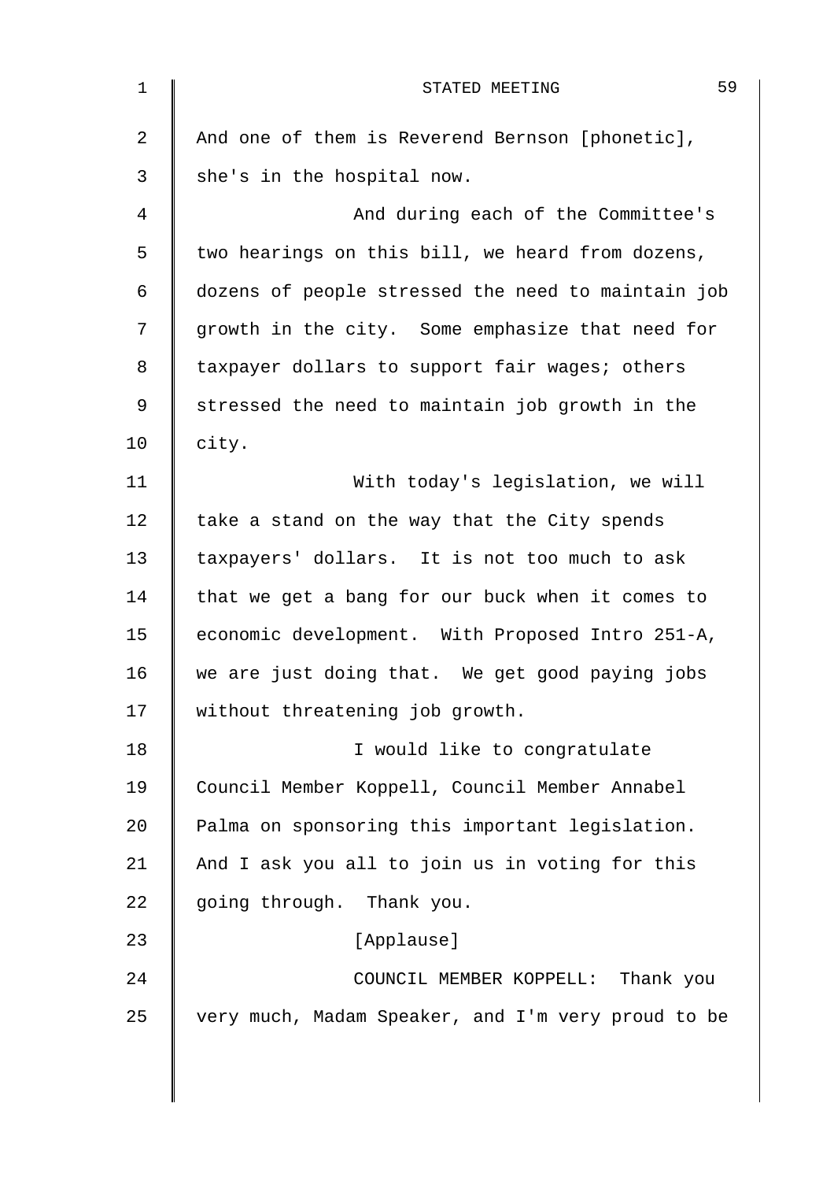And one of them is Reverend Bernson [phonetic], she's in the hospital now.

And during each of the Committee's two hearings on this bill, we heard from dozens, dozens of people stressed the need to maintain job growth in the city. Some emphasize that need for taxpayer dollars to support fair wages; others stressed the need to maintain job growth in the city.

With today's legislation, we will take a stand on the way that the City spends taxpayers' dollars. It is not too much to ask that we get a bang for our buck when it comes to economic development. With Proposed Intro 251-A, we are just doing that. We get good paying jobs without threatening job growth.

I would like to congratulate Council Member Koppell, Council Member Annabel Palma on sponsoring this important legislation. And I ask you all to join us in voting for this going through. Thank you.

[Applause]

COUNCIL MEMBER KOPPELL: Thank you very much, Madam Speaker, and I'm very proud to be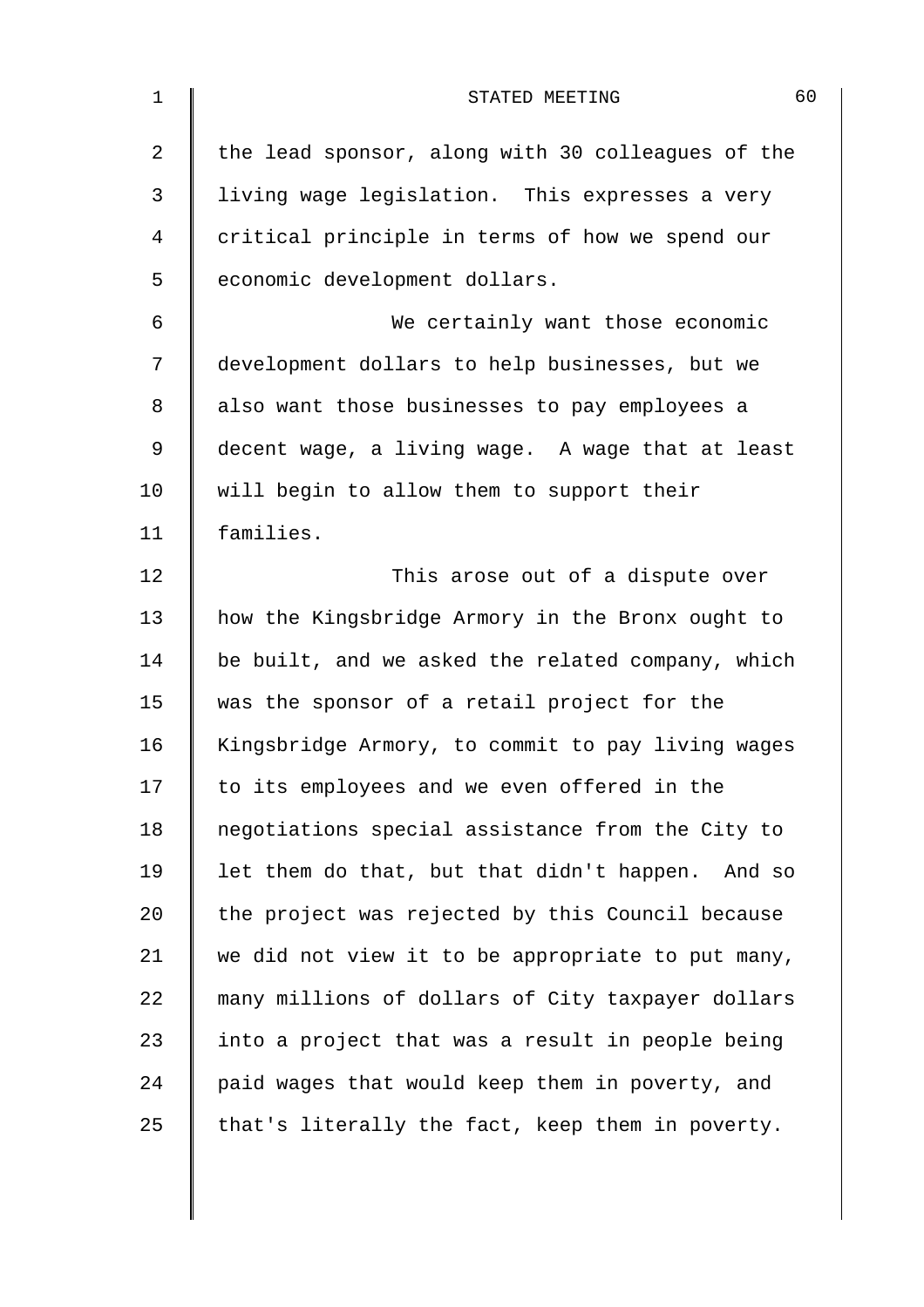the lead sponsor, along with 30 colleagues of the living wage legislation. This expresses a very critical principle in terms of how we spend our economic development dollars.

We certainly want those economic development dollars to help businesses, but we also want those businesses to pay employees a decent wage, a living wage. A wage that at least will begin to allow them to support their families.

This arose out of a dispute over how the Kingsbridge Armory in the Bronx ought to be built, and we asked the related company, which was the sponsor of a retail project for the Kingsbridge Armory, to commit to pay living wages to its employees and we even offered in the negotiations special assistance from the City to let them do that, but that didn't happen. And so the project was rejected by this Council because we did not view it to be appropriate to put many, many millions of dollars of City taxpayer dollars into a project that was a result in people being paid wages that would keep them in poverty, and that's literally the fact, keep them in poverty.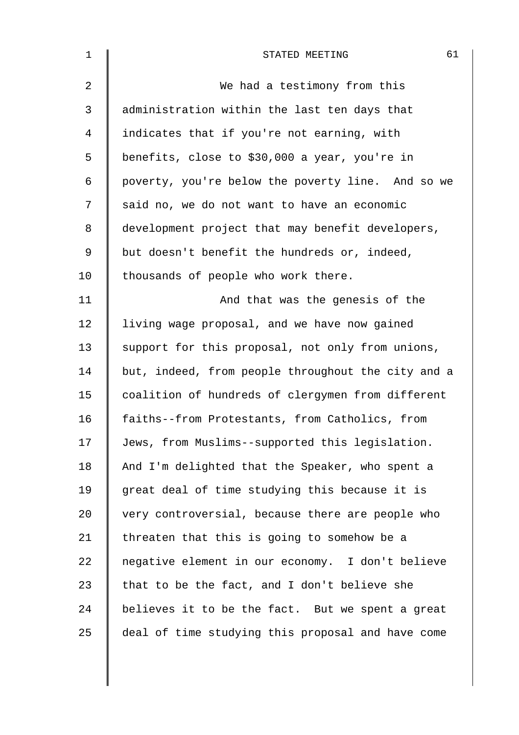We had a testimony from this administration within the last ten days that indicates that if you're not earning, with benefits, close to $30,000 a year, you're in poverty, you're below the poverty line. And so we said no, we do not want to have an economic development project that may benefit developers, but doesn't benefit the hundreds or, indeed, thousands of people who work there.

And that was the genesis of the living wage proposal, and we have now gained support for this proposal, not only from unions, but, indeed, from people throughout the city and a coalition of hundreds of clergymen from different faiths--from Protestants, from Catholics, from Jews, from Muslims--supported this legislation. And I'm delighted that the Speaker, who spent a great deal of time studying this because it is very controversial, because there are people who threaten that this is going to somehow be a negative element in our economy. I don't believe that to be the fact, and I don't believe she believes it to be the fact. But we spent a great deal of time studying this proposal and have come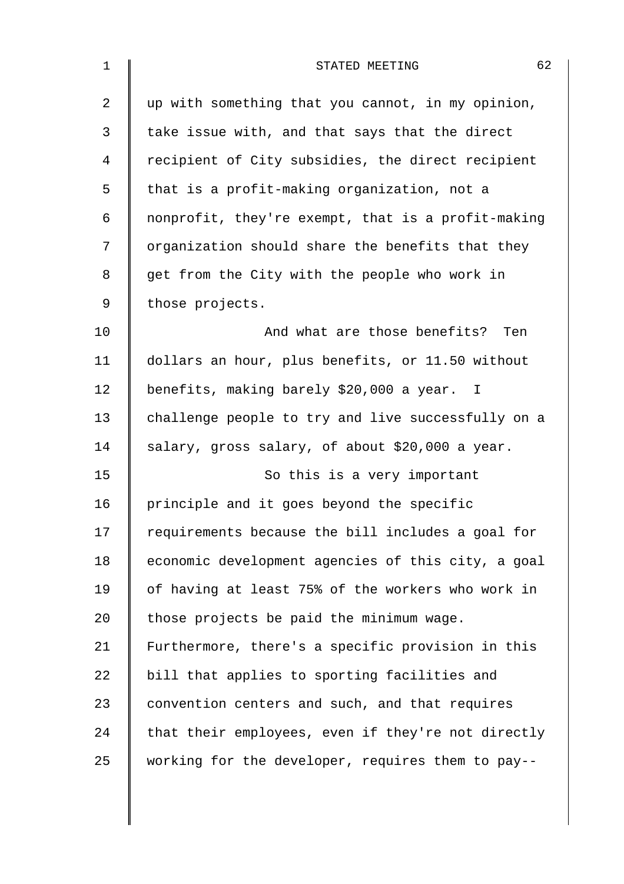up with something that you cannot, in my opinion, take issue with, and that says that the direct recipient of City subsidies, the direct recipient that is a profit-making organization, not a nonprofit, they're exempt, that is a profit-making organization should share the benefits that they get from the City with the people who work in those projects.

And what are those benefits? Ten dollars an hour, plus benefits, or 11.50 without benefits, making barely $20,000 a year. I challenge people to try and live successfully on a salary, gross salary, of about $20,000 a year.

So this is a very important principle and it goes beyond the specific requirements because the bill includes a goal for economic development agencies of this city, a goal of having at least 75% of the workers who work in those projects be paid the minimum wage. Furthermore, there's a specific provision in this bill that applies to sporting facilities and convention centers and such, and that requires that their employees, even if they're not directly working for the developer, requires them to pay--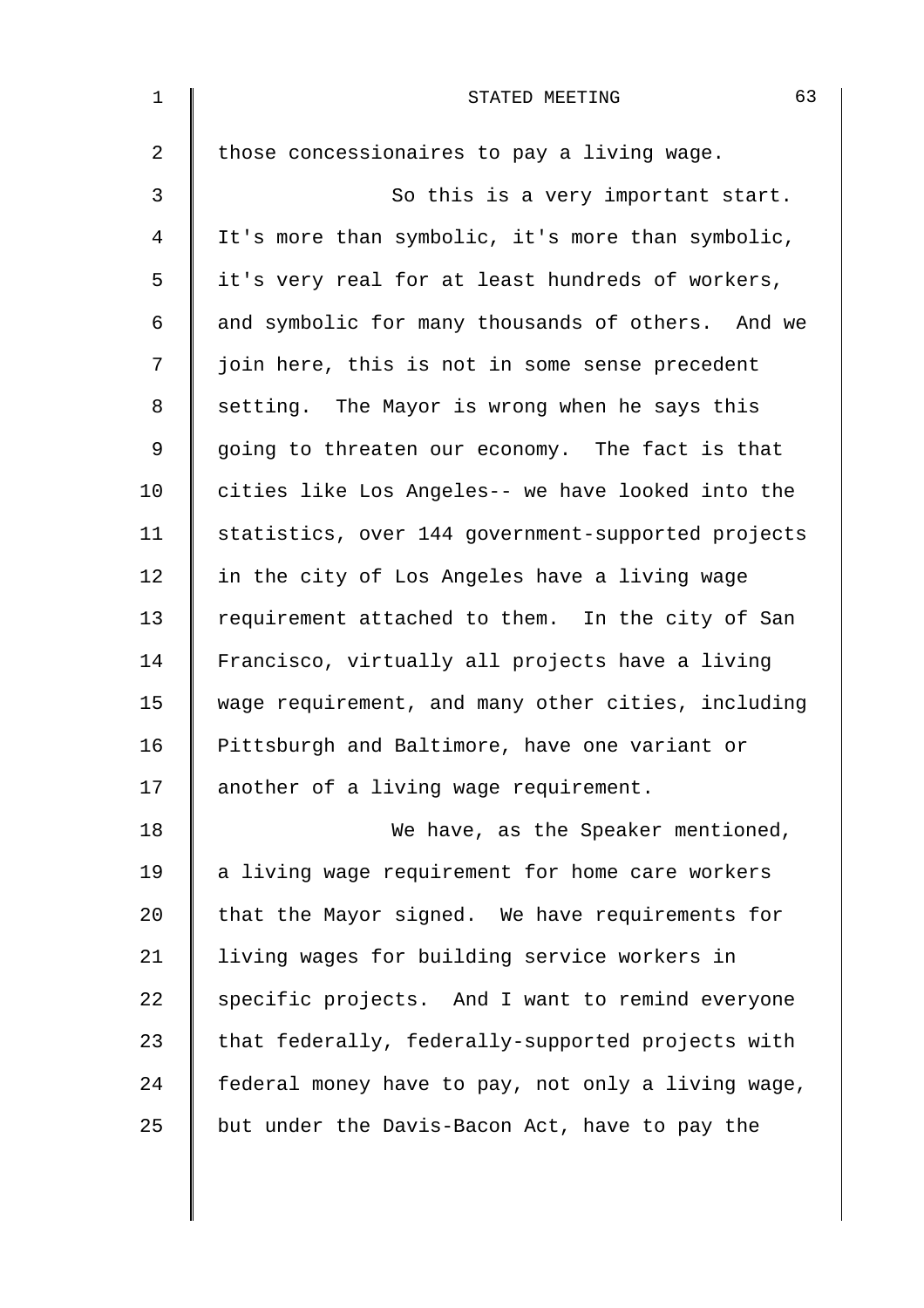those concessionaires to pay a living wage.

So this is a very important start. It's more than symbolic, it's more than symbolic, it's very real for at least hundreds of workers, and symbolic for many thousands of others. And we join here, this is not in some sense precedent setting. The Mayor is wrong when he says this going to threaten our economy. The fact is that cities like Los Angeles-- we have looked into the statistics, over 144 government-supported projects in the city of Los Angeles have a living wage requirement attached to them. In the city of San Francisco, virtually all projects have a living wage requirement, and many other cities, including Pittsburgh and Baltimore, have one variant or another of a living wage requirement.

We have, as the Speaker mentioned, a living wage requirement for home care workers that the Mayor signed. We have requirements for living wages for building service workers in specific projects. And I want to remind everyone that federally, federally-supported projects with federal money have to pay, not only a living wage, but under the Davis-Bacon Act, have to pay the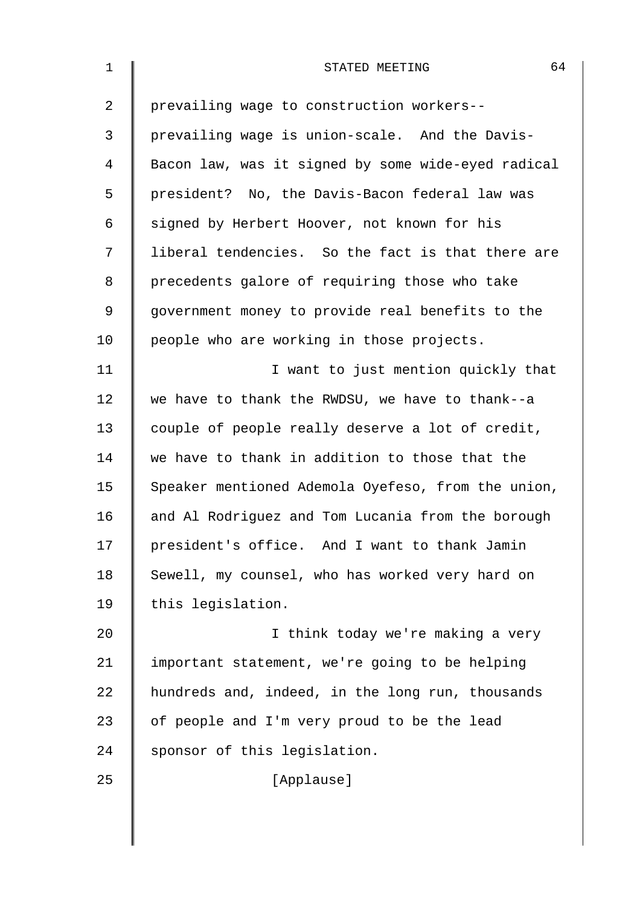prevailing wage to construction workers--prevailing wage is union-scale. And the Davis-Bacon law, was it signed by some wide-eyed radical president? No, the Davis-Bacon federal law was signed by Herbert Hoover, not known for his liberal tendencies. So the fact is that there are precedents galore of requiring those who take government money to provide real benefits to the people who are working in those projects.

I want to just mention quickly that we have to thank the RWDSU, we have to thank--a couple of people really deserve a lot of credit, we have to thank in addition to those that the Speaker mentioned Ademola Oyefeso, from the union, and Al Rodriguez and Tom Lucania from the borough president's office. And I want to thank Jamin Sewell, my counsel, who has worked very hard on this legislation.

I think today we're making a very important statement, we're going to be helping hundreds and, indeed, in the long run, thousands of people and I'm very proud to be the lead sponsor of this legislation.

[Applause]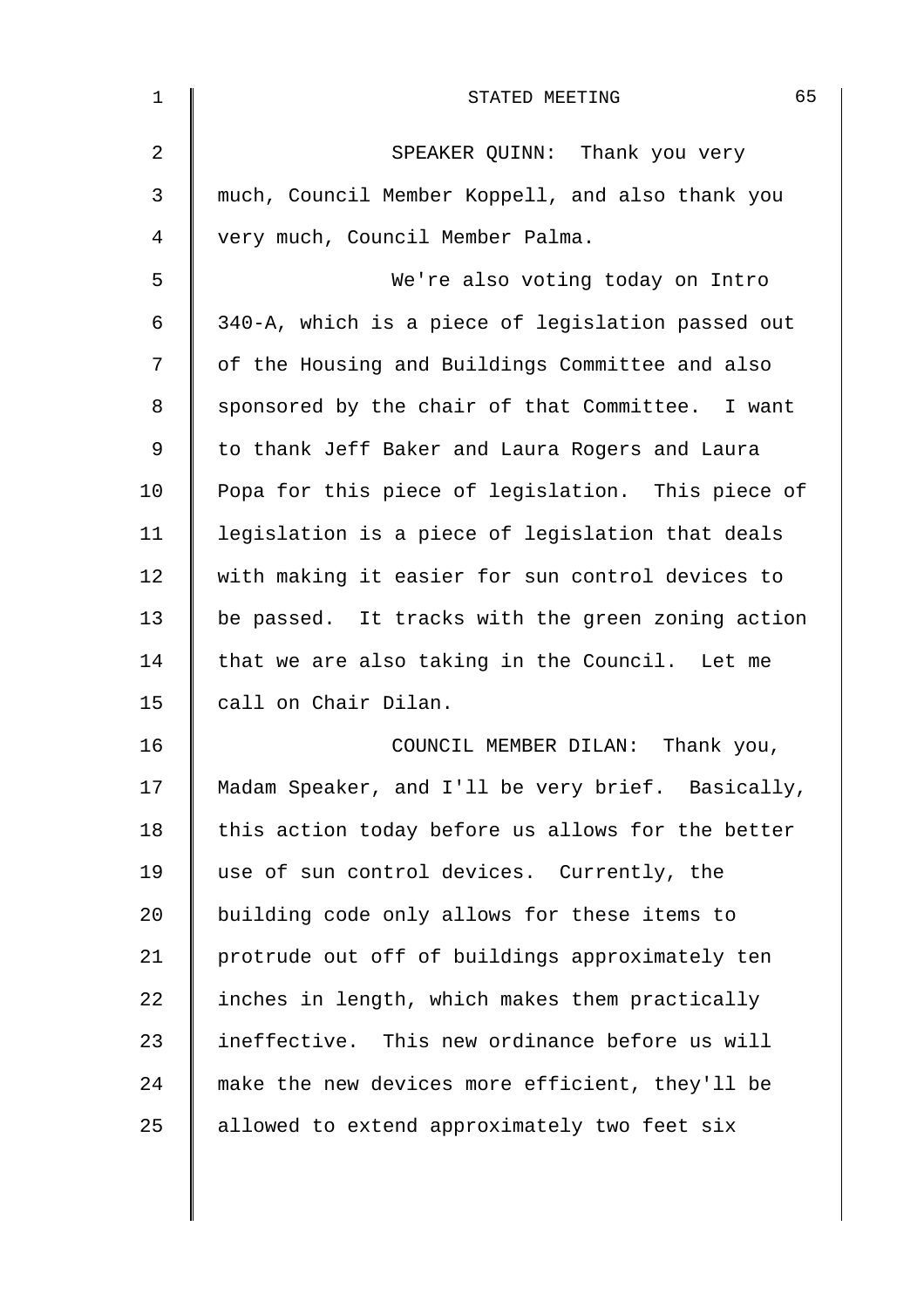SPEAKER QUINN: Thank you very much, Council Member Koppell, and also thank you very much, Council Member Palma.

We're also voting today on Intro 340-A, which is a piece of legislation passed out of the Housing and Buildings Committee and also sponsored by the chair of that Committee. I want to thank Jeff Baker and Laura Rogers and Laura Popa for this piece of legislation. This piece of legislation is a piece of legislation that deals with making it easier for sun control devices to be passed. It tracks with the green zoning action that we are also taking in the Council. Let me call on Chair Dilan.

COUNCIL MEMBER DILAN: Thank you, Madam Speaker, and I'll be very brief. Basically, this action today before us allows for the better use of sun control devices. Currently, the building code only allows for these items to protrude out off of buildings approximately ten inches in length, which makes them practically ineffective. This new ordinance before us will make the new devices more efficient, they'll be allowed to extend approximately two feet six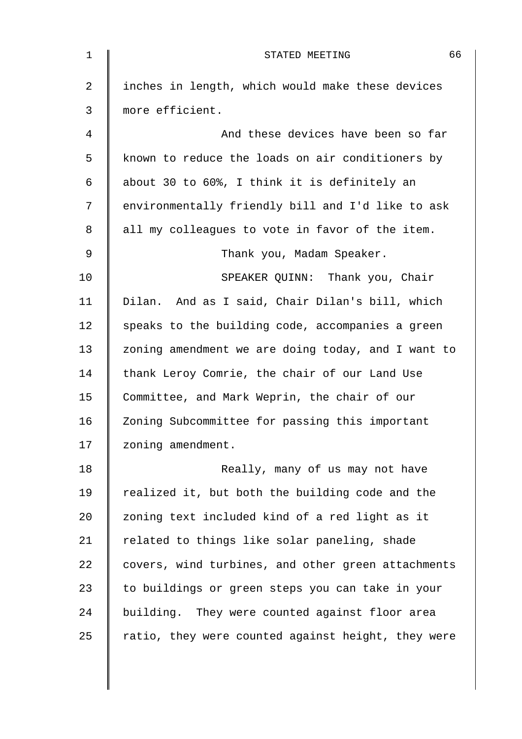inches in length, which would make these devices more efficient.

And these devices have been so far known to reduce the loads on air conditioners by about 30 to 60%, I think it is definitely an environmentally friendly bill and I'd like to ask all my colleagues to vote in favor of the item.

Thank you, Madam Speaker.

SPEAKER QUINN: Thank you, Chair Dilan. And as I said, Chair Dilan's bill, which speaks to the building code, accompanies a green zoning amendment we are doing today, and I want to thank Leroy Comrie, the chair of our Land Use Committee, and Mark Weprin, the chair of our Zoning Subcommittee for passing this important zoning amendment.

Really, many of us may not have realized it, but both the building code and the zoning text included kind of a red light as it related to things like solar paneling, shade covers, wind turbines, and other green attachments to buildings or green steps you can take in your building. They were counted against floor area ratio, they were counted against height, they were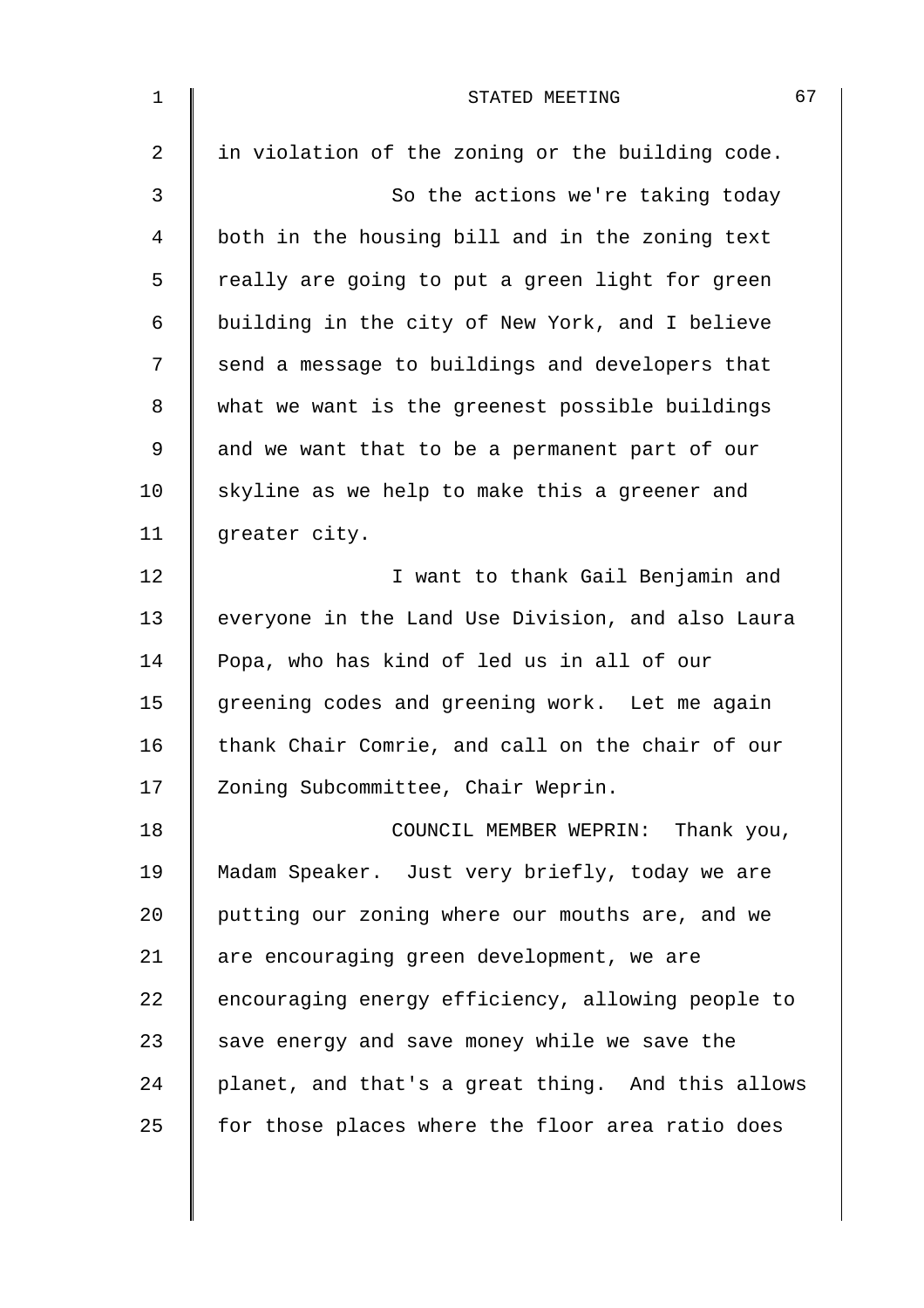in violation of the zoning or the building code.

So the actions we're taking today both in the housing bill and in the zoning text really are going to put a green light for green building in the city of New York, and I believe send a message to buildings and developers that what we want is the greenest possible buildings and we want that to be a permanent part of our skyline as we help to make this a greener and greater city.

I want to thank Gail Benjamin and everyone in the Land Use Division, and also Laura Popa, who has kind of led us in all of our greening codes and greening work. Let me again thank Chair Comrie, and call on the chair of our Zoning Subcommittee, Chair Weprin.

COUNCIL MEMBER WEPRIN: Thank you, Madam Speaker. Just very briefly, today we are putting our zoning where our mouths are, and we are encouraging green development, we are encouraging energy efficiency, allowing people to save energy and save money while we save the planet, and that's a great thing. And this allows for those places where the floor area ratio does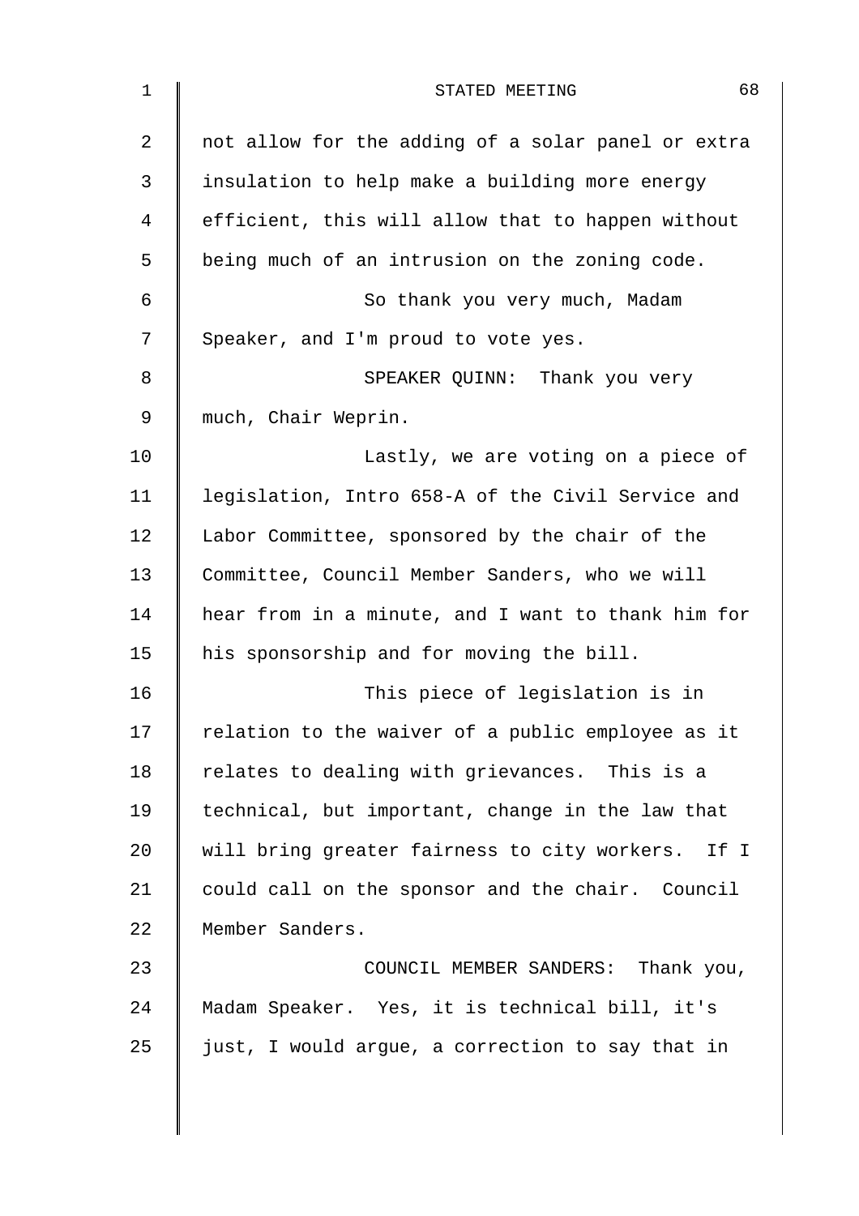not allow for the adding of a solar panel or extra insulation to help make a building more energy efficient, this will allow that to happen without being much of an intrusion on the zoning code.

So thank you very much, Madam Speaker, and I'm proud to vote yes.

SPEAKER QUINN: Thank you very much, Chair Weprin.

Lastly, we are voting on a piece of legislation, Intro 658-A of the Civil Service and Labor Committee, sponsored by the chair of the Committee, Council Member Sanders, who we will hear from in a minute, and I want to thank him for his sponsorship and for moving the bill.

This piece of legislation is in relation to the waiver of a public employee as it relates to dealing with grievances. This is a technical, but important, change in the law that will bring greater fairness to city workers. If I could call on the sponsor and the chair. Council Member Sanders.

COUNCIL MEMBER SANDERS: Thank you, Madam Speaker. Yes, it is technical bill, it's just, I would argue, a correction to say that in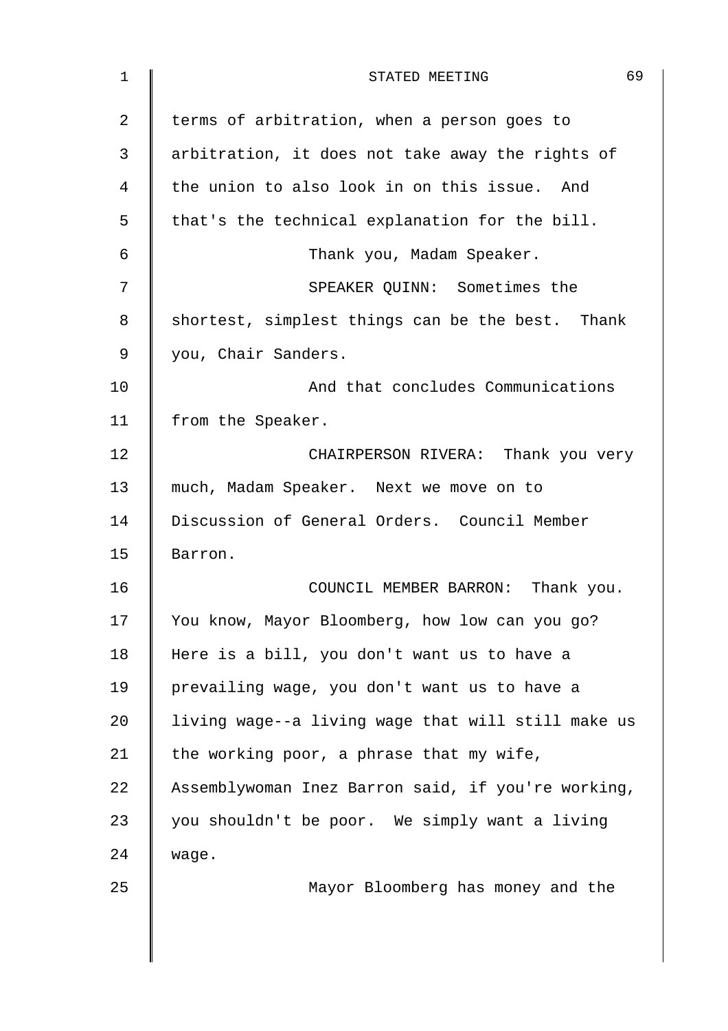terms of arbitration, when a person goes to arbitration, it does not take away the rights of the union to also look in on this issue. And that's the technical explanation for the bill.

Thank you, Madam Speaker.

SPEAKER QUINN: Sometimes the shortest, simplest things can be the best. Thank you, Chair Sanders.

And that concludes Communications from the Speaker.

CHAIRPERSON RIVERA: Thank you very much, Madam Speaker. Next we move on to Discussion of General Orders. Council Member Barron.

COUNCIL MEMBER BARRON: Thank you. You know, Mayor Bloomberg, how low can you go? Here is a bill, you don't want us to have a prevailing wage, you don't want us to have a living wage--a living wage that will still make us the working poor, a phrase that my wife, Assemblywoman Inez Barron said, if you're working, you shouldn't be poor. We simply want a living wage.

Mayor Bloomberg has money and the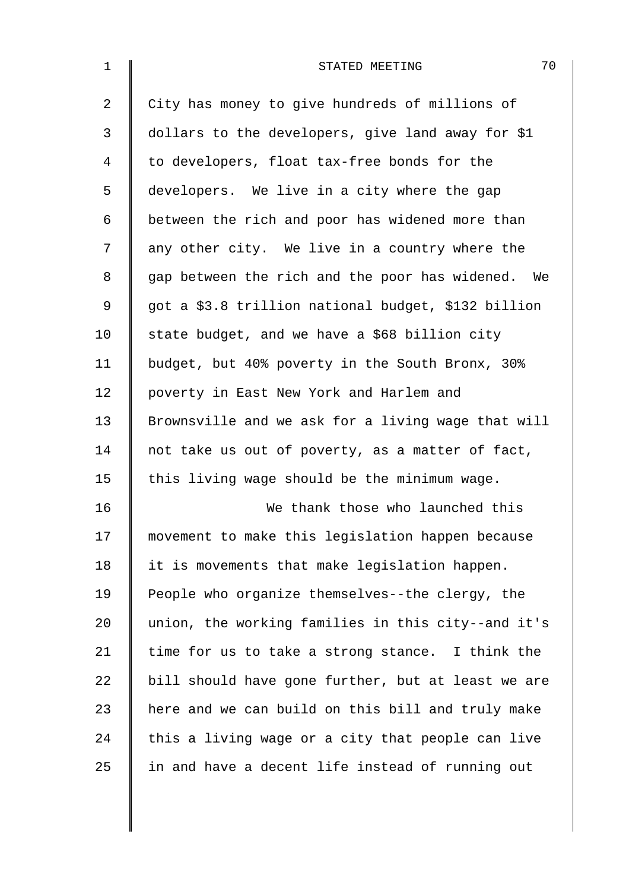City has money to give hundreds of millions of dollars to the developers, give land away for $1 to developers, float tax-free bonds for the developers. We live in a city where the gap between the rich and poor has widened more than any other city. We live in a country where the gap between the rich and the poor has widened. We got a $3.8 trillion national budget, $132 billion state budget, and we have a $68 billion city budget, but 40% poverty in the South Bronx, 30% poverty in East New York and Harlem and Brownsville and we ask for a living wage that will not take us out of poverty, as a matter of fact, this living wage should be the minimum wage.

We thank those who launched this movement to make this legislation happen because it is movements that make legislation happen. People who organize themselves--the clergy, the union, the working families in this city--and it's time for us to take a strong stance. I think the bill should have gone further, but at least we are here and we can build on this bill and truly make this a living wage or a city that people can live in and have a decent life instead of running out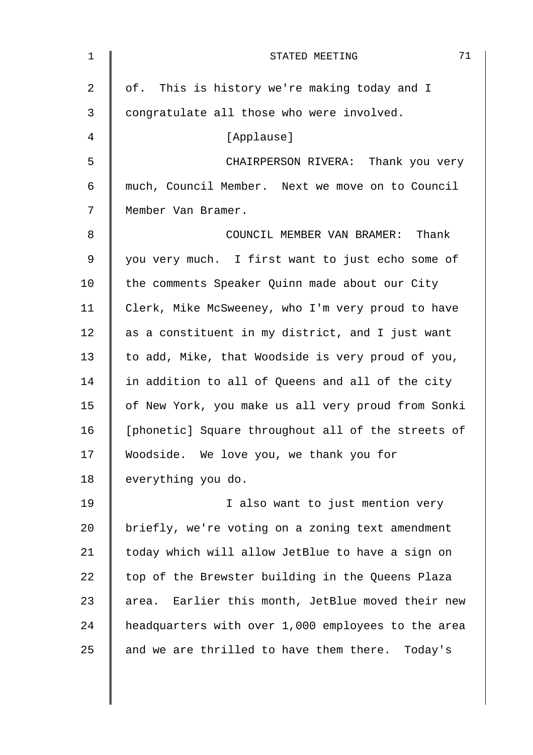of. This is history we're making today and I congratulate all those who were involved.

[Applause]

CHAIRPERSON RIVERA: Thank you very much, Council Member. Next we move on to Council Member Van Bramer.

COUNCIL MEMBER VAN BRAMER: Thank you very much. I first want to just echo some of the comments Speaker Quinn made about our City Clerk, Mike McSweeney, who I'm very proud to have as a constituent in my district, and I just want to add, Mike, that Woodside is very proud of you, in addition to all of Queens and all of the city of New York, you make us all very proud from Sonki [phonetic] Square throughout all of the streets of Woodside. We love you, we thank you for everything you do.

I also want to just mention very briefly, we're voting on a zoning text amendment today which will allow JetBlue to have a sign on top of the Brewster building in the Queens Plaza area. Earlier this month, JetBlue moved their new headquarters with over 1,000 employees to the area and we are thrilled to have them there. Today's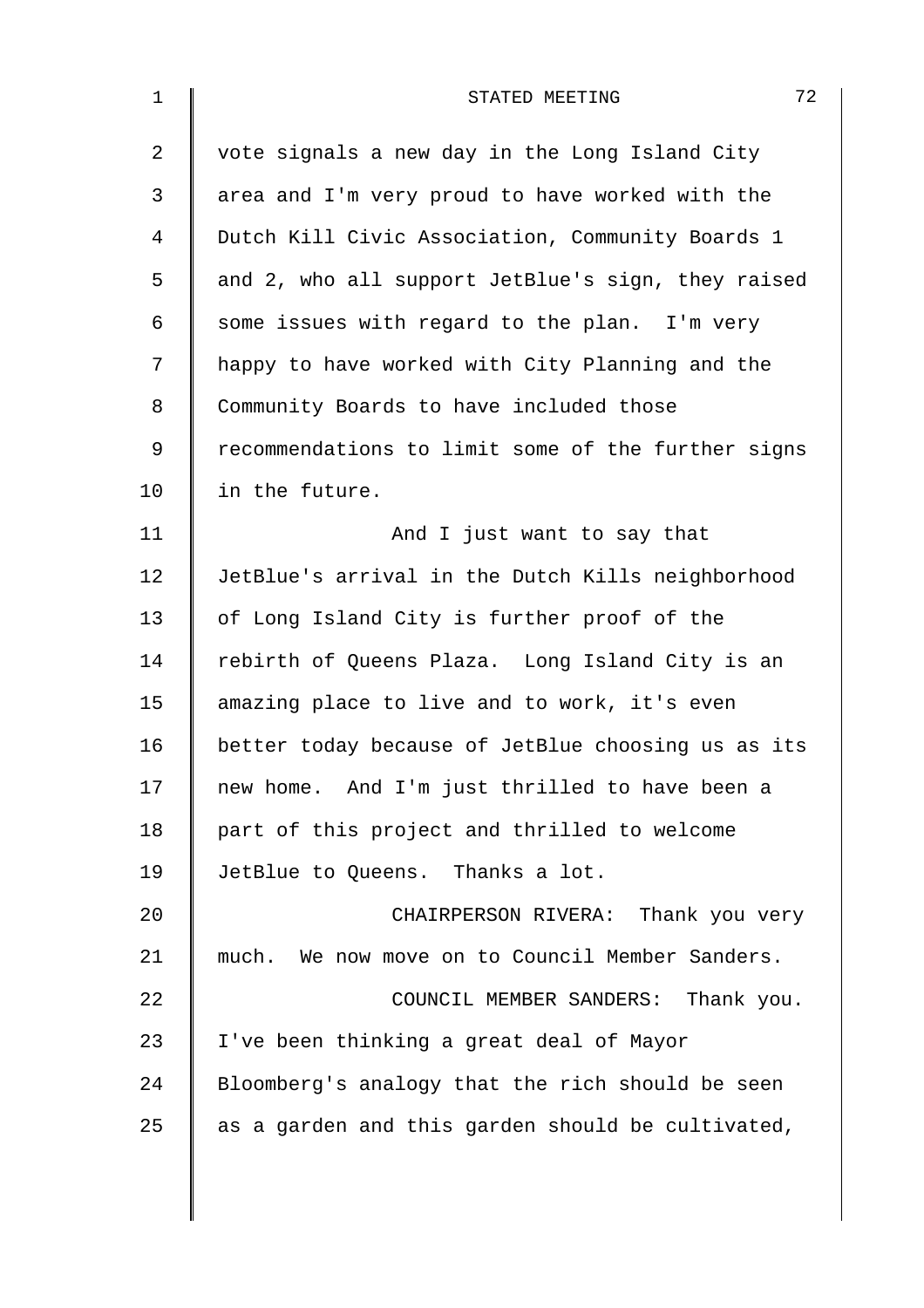vote signals a new day in the Long Island City area and I'm very proud to have worked with the Dutch Kill Civic Association, Community Boards 1 and 2, who all support JetBlue's sign, they raised some issues with regard to the plan. I'm very happy to have worked with City Planning and the Community Boards to have included those recommendations to limit some of the further signs in the future.

And I just want to say that JetBlue's arrival in the Dutch Kills neighborhood of Long Island City is further proof of the rebirth of Queens Plaza. Long Island City is an amazing place to live and to work, it's even better today because of JetBlue choosing us as its new home. And I'm just thrilled to have been a part of this project and thrilled to welcome JetBlue to Queens. Thanks a lot.

CHAIRPERSON RIVERA: Thank you very much. We now move on to Council Member Sanders.

COUNCIL MEMBER SANDERS: Thank you. I've been thinking a great deal of Mayor Bloomberg's analogy that the rich should be seen as a garden and this garden should be cultivated,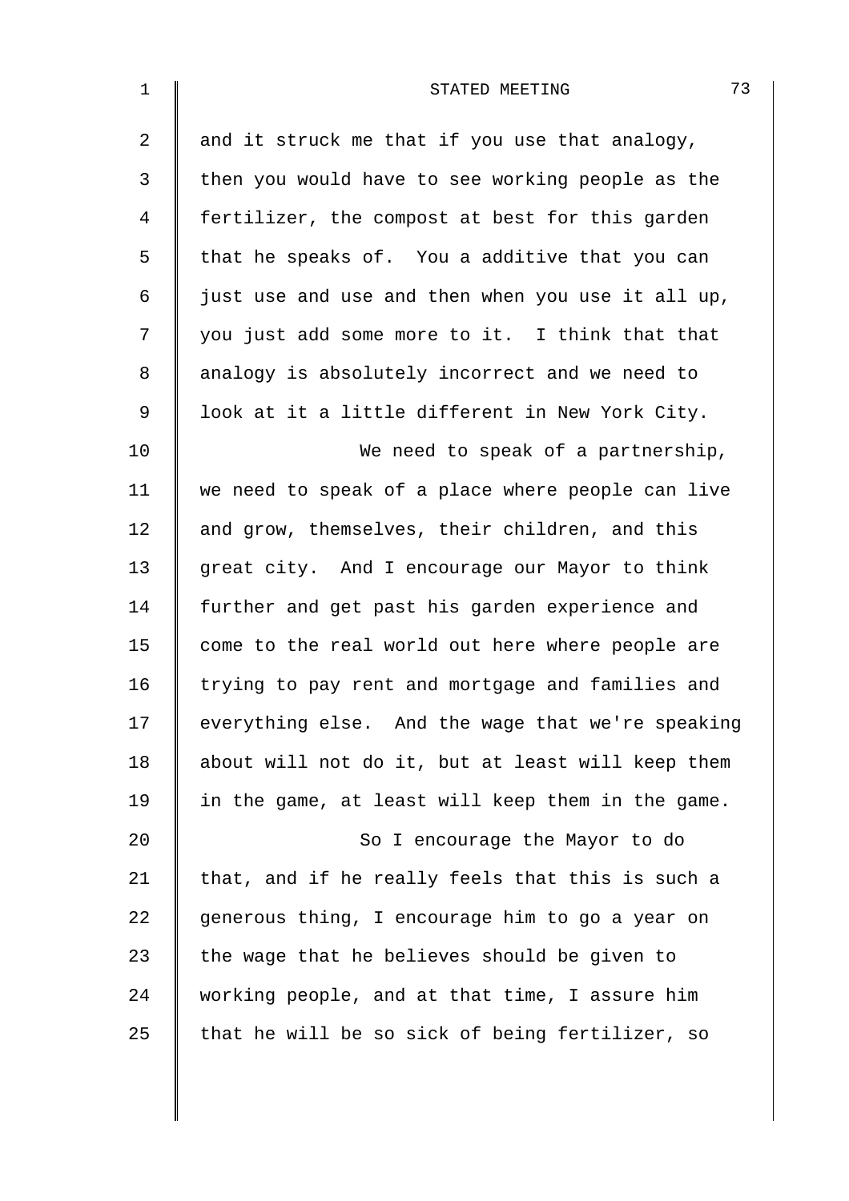and it struck me that if you use that analogy, then you would have to see working people as the fertilizer, the compost at best for this garden that he speaks of. You a additive that you can just use and use and then when you use it all up, you just add some more to it. I think that that analogy is absolutely incorrect and we need to look at it a little different in New York City.

We need to speak of a partnership, we need to speak of a place where people can live and grow, themselves, their children, and this great city. And I encourage our Mayor to think further and get past his garden experience and come to the real world out here where people are trying to pay rent and mortgage and families and everything else. And the wage that we're speaking about will not do it, but at least will keep them in the game, at least will keep them in the game.

So I encourage the Mayor to do that, and if he really feels that this is such a generous thing, I encourage him to go a year on the wage that he believes should be given to working people, and at that time, I assure him that he will be so sick of being fertilizer, so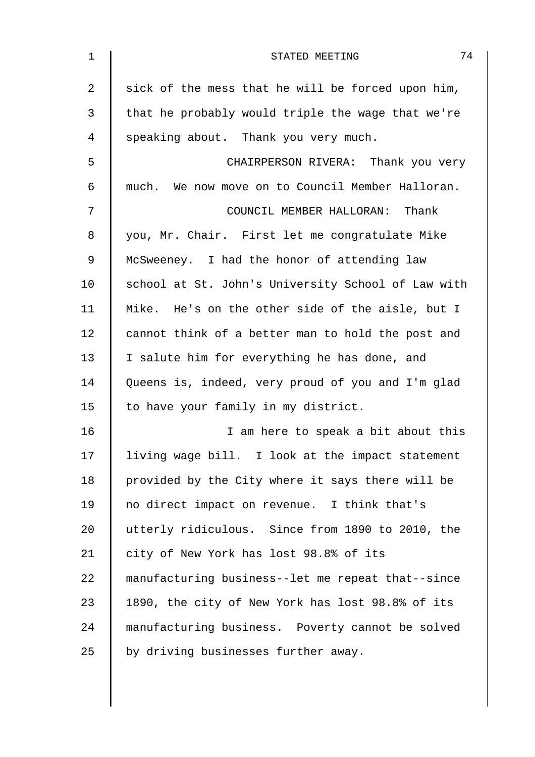sick of the mess that he will be forced upon him, that he probably would triple the wage that we're speaking about. Thank you very much.

CHAIRPERSON RIVERA: Thank you very much. We now move on to Council Member Halloran.

COUNCIL MEMBER HALLORAN: Thank you, Mr. Chair. First let me congratulate Mike McSweeney. I had the honor of attending law school at St. John's University School of Law with Mike. He's on the other side of the aisle, but I cannot think of a better man to hold the post and I salute him for everything he has done, and Queens is, indeed, very proud of you and I'm glad to have your family in my district.

I am here to speak a bit about this living wage bill. I look at the impact statement provided by the City where it says there will be no direct impact on revenue. I think that's utterly ridiculous. Since from 1890 to 2010, the city of New York has lost 98.8% of its manufacturing business--let me repeat that--since 1890, the city of New York has lost 98.8% of its manufacturing business. Poverty cannot be solved by driving businesses further away.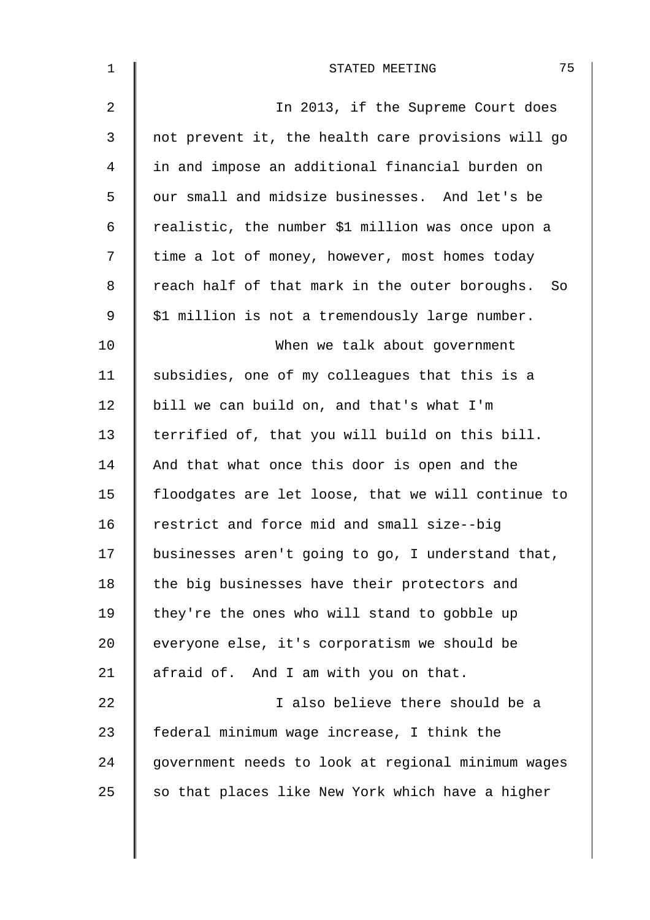In 2013, if the Supreme Court does not prevent it, the health care provisions will go in and impose an additional financial burden on our small and midsize businesses. And let's be realistic, the number $1 million was once upon a time a lot of money, however, most homes today reach half of that mark in the outer boroughs. So $1 million is not a tremendously large number.

When we talk about government subsidies, one of my colleagues that this is a bill we can build on, and that's what I'm terrified of, that you will build on this bill. And that what once this door is open and the floodgates are let loose, that we will continue to restrict and force mid and small size--big businesses aren't going to go, I understand that, the big businesses have their protectors and they're the ones who will stand to gobble up everyone else, it's corporatism we should be afraid of. And I am with you on that.

I also believe there should be a federal minimum wage increase, I think the government needs to look at regional minimum wages so that places like New York which have a higher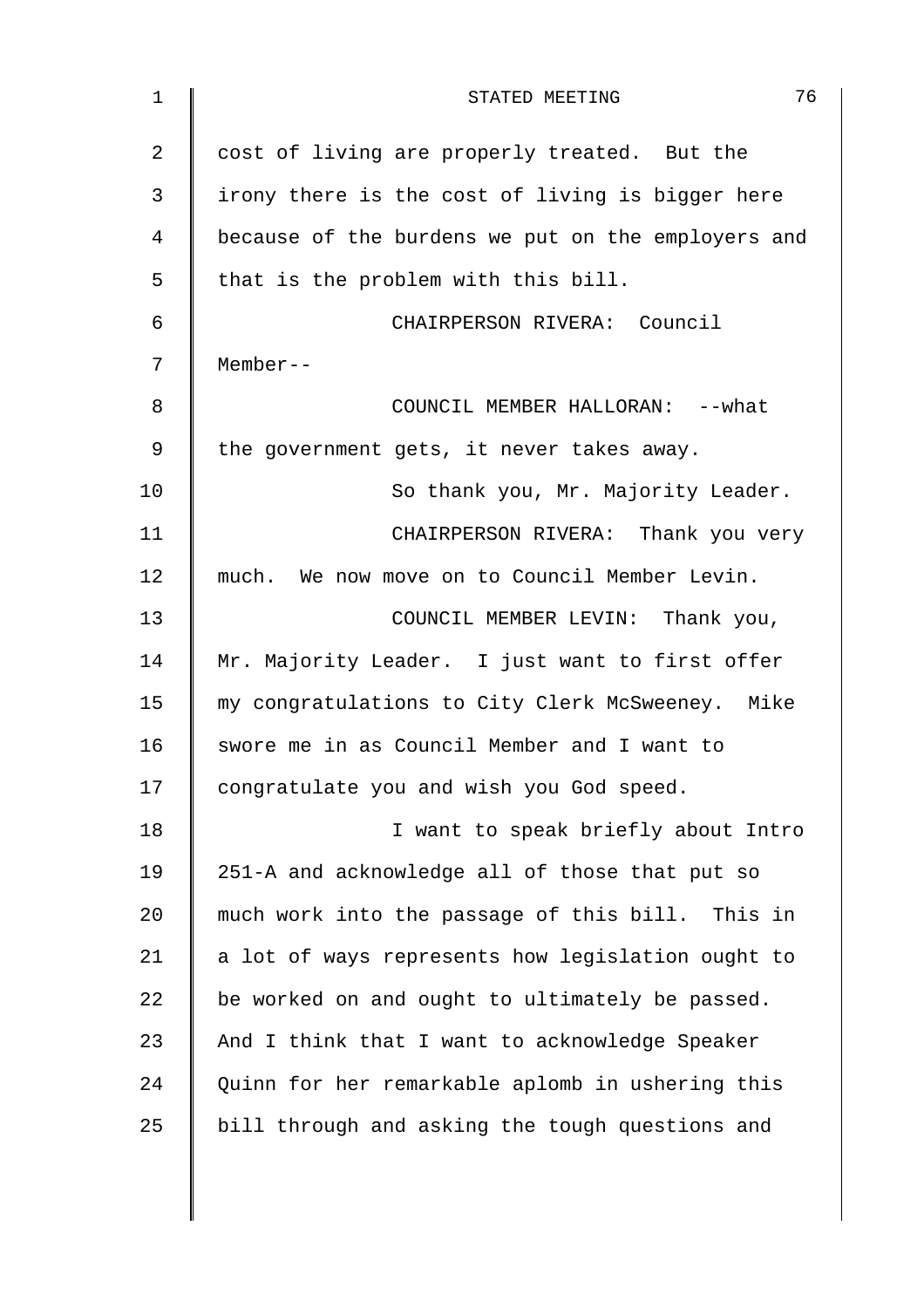cost of living are properly treated. But the irony there is the cost of living is bigger here because of the burdens we put on the employers and that is the problem with this bill.

CHAIRPERSON RIVERA: Council Member--

COUNCIL MEMBER HALLORAN: --what the government gets, it never takes away.

So thank you, Mr. Majority Leader.

CHAIRPERSON RIVERA: Thank you very much. We now move on to Council Member Levin.

COUNCIL MEMBER LEVIN: Thank you, Mr. Majority Leader. I just want to first offer my congratulations to City Clerk McSweeney. Mike swore me in as Council Member and I want to congratulate you and wish you God speed.

I want to speak briefly about Intro 251-A and acknowledge all of those that put so much work into the passage of this bill. This in a lot of ways represents how legislation ought to be worked on and ought to ultimately be passed. And I think that I want to acknowledge Speaker Quinn for her remarkable aplomb in ushering this bill through and asking the tough questions and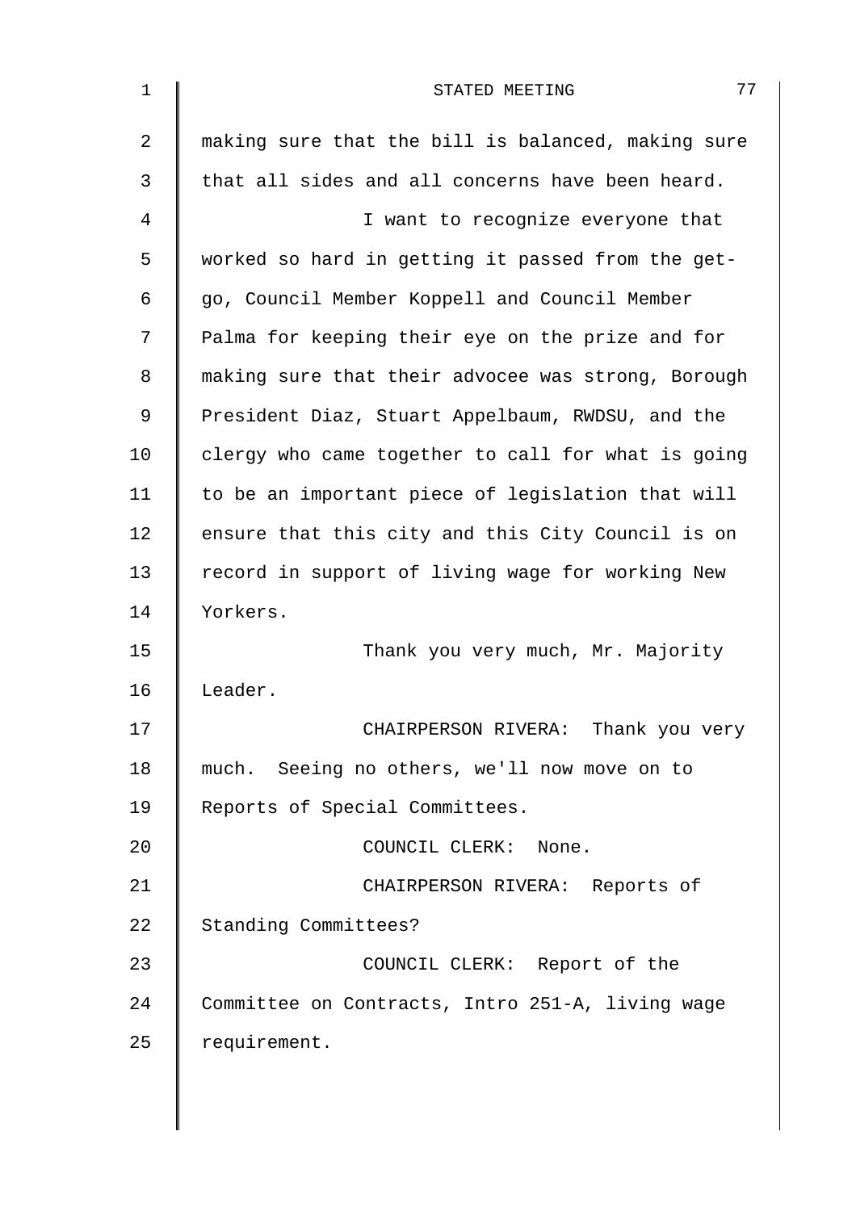making sure that the bill is balanced, making sure that all sides and all concerns have been heard.

I want to recognize everyone that worked so hard in getting it passed from the get-go, Council Member Koppell and Council Member Palma for keeping their eye on the prize and for making sure that their advocee was strong, Borough President Diaz, Stuart Appelbaum, RWDSU, and the clergy who came together to call for what is going to be an important piece of legislation that will ensure that this city and this City Council is on record in support of living wage for working New Yorkers.

Thank you very much, Mr. Majority Leader.

CHAIRPERSON RIVERA: Thank you very much. Seeing no others, we'll now move on to Reports of Special Committees.

COUNCIL CLERK: None.

CHAIRPERSON RIVERA: Reports of Standing Committees?

COUNCIL CLERK: Report of the Committee on Contracts, Intro 251-A, living wage requirement.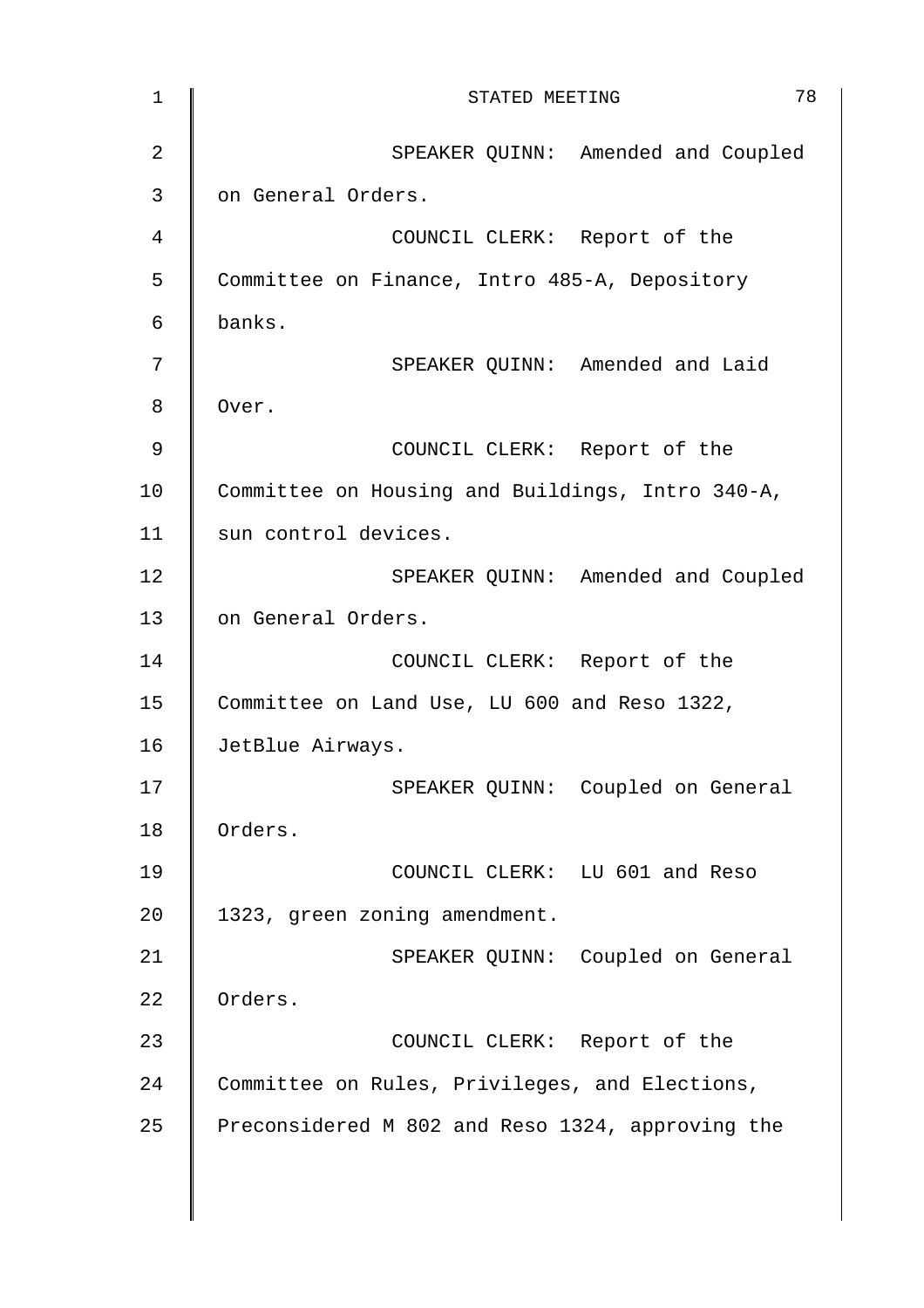SPEAKER QUINN: Amended and Coupled on General Orders.

COUNCIL CLERK: Report of the Committee on Finance, Intro 485-A, Depository banks.

SPEAKER QUINN: Amended and Laid Over.

COUNCIL CLERK: Report of the Committee on Housing and Buildings, Intro 340-A, sun control devices.

SPEAKER QUINN: Amended and Coupled on General Orders.

COUNCIL CLERK: Report of the Committee on Land Use, LU 600 and Reso 1322, JetBlue Airways.

SPEAKER QUINN: Coupled on General Orders.

COUNCIL CLERK: LU 601 and Reso 1323, green zoning amendment.

SPEAKER QUINN: Coupled on General Orders.

COUNCIL CLERK: Report of the Committee on Rules, Privileges, and Elections, Preconsidered M 802 and Reso 1324, approving the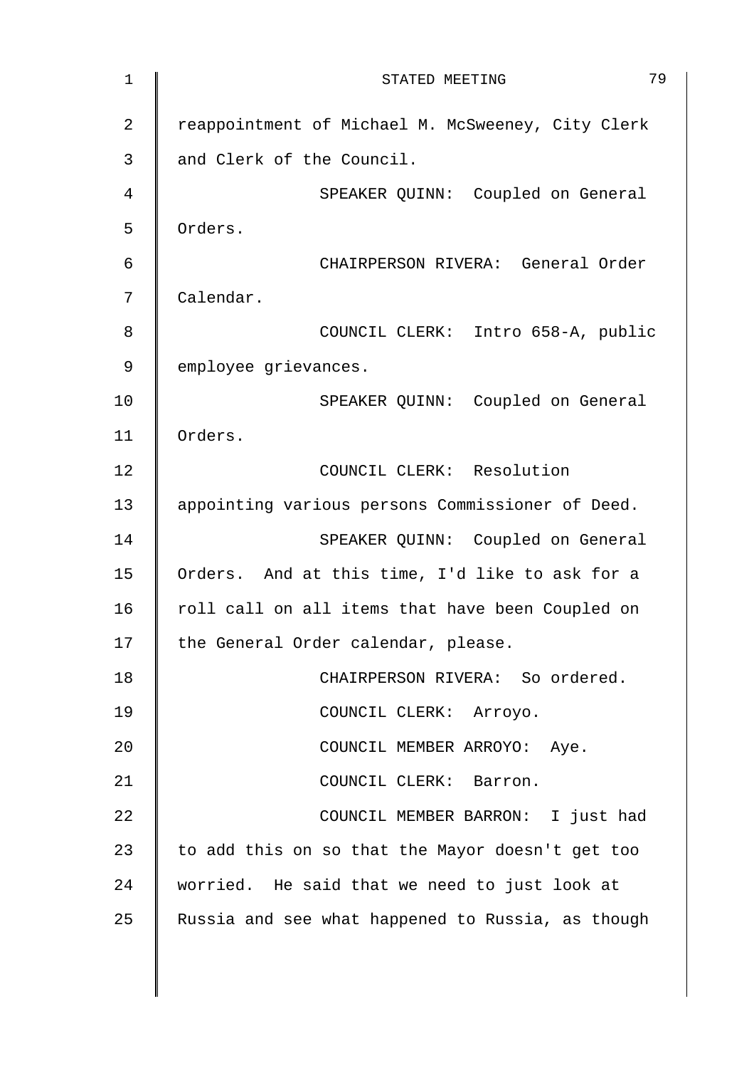reappointment of Michael M. McSweeney, City Clerk and Clerk of the Council.

SPEAKER QUINN: Coupled on General Orders.

CHAIRPERSON RIVERA: General Order Calendar.

COUNCIL CLERK: Intro 658-A, public employee grievances.

SPEAKER QUINN: Coupled on General Orders.

COUNCIL CLERK: Resolution appointing various persons Commissioner of Deed.

SPEAKER QUINN: Coupled on General Orders. And at this time, I'd like to ask for a roll call on all items that have been Coupled on the General Order calendar, please.

CHAIRPERSON RIVERA: So ordered.

COUNCIL CLERK: Arroyo.

COUNCIL MEMBER ARROYO: Aye.

COUNCIL CLERK: Barron.

COUNCIL MEMBER BARRON: I just had to add this on so that the Mayor doesn't get too worried. He said that we need to just look at Russia and see what happened to Russia, as though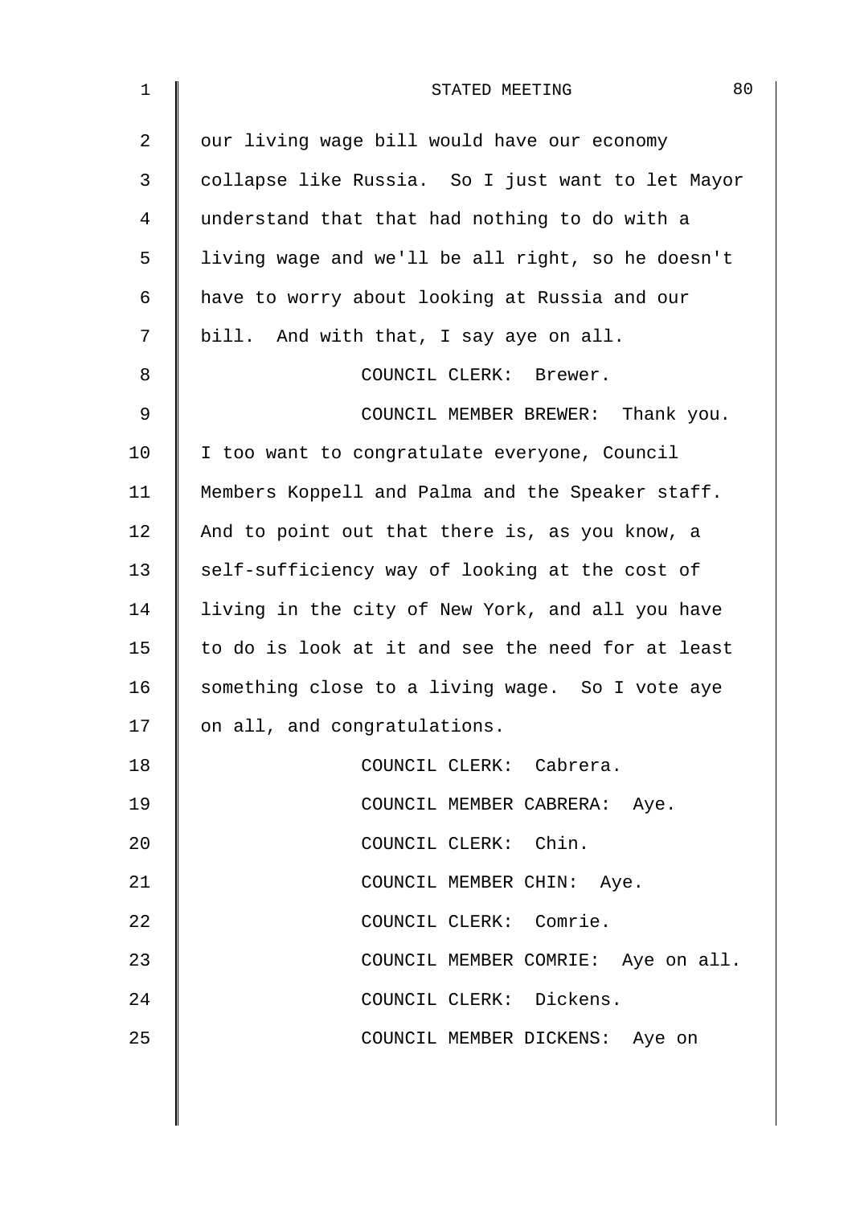our living wage bill would have our economy collapse like Russia. So I just want to let Mayor understand that that had nothing to do with a living wage and we'll be all right, so he doesn't have to worry about looking at Russia and our bill. And with that, I say aye on all.

COUNCIL CLERK: Brewer.

COUNCIL MEMBER BREWER: Thank you. I too want to congratulate everyone, Council Members Koppell and Palma and the Speaker staff. And to point out that there is, as you know, a self-sufficiency way of looking at the cost of living in the city of New York, and all you have to do is look at it and see the need for at least something close to a living wage. So I vote aye on all, and congratulations.

COUNCIL CLERK: Cabrera.

COUNCIL MEMBER CABRERA: Aye.

COUNCIL CLERK: Chin.

COUNCIL MEMBER CHIN: Aye.

COUNCIL CLERK: Comrie.

COUNCIL MEMBER COMRIE: Aye on all.

COUNCIL CLERK: Dickens.

COUNCIL MEMBER DICKENS: Aye on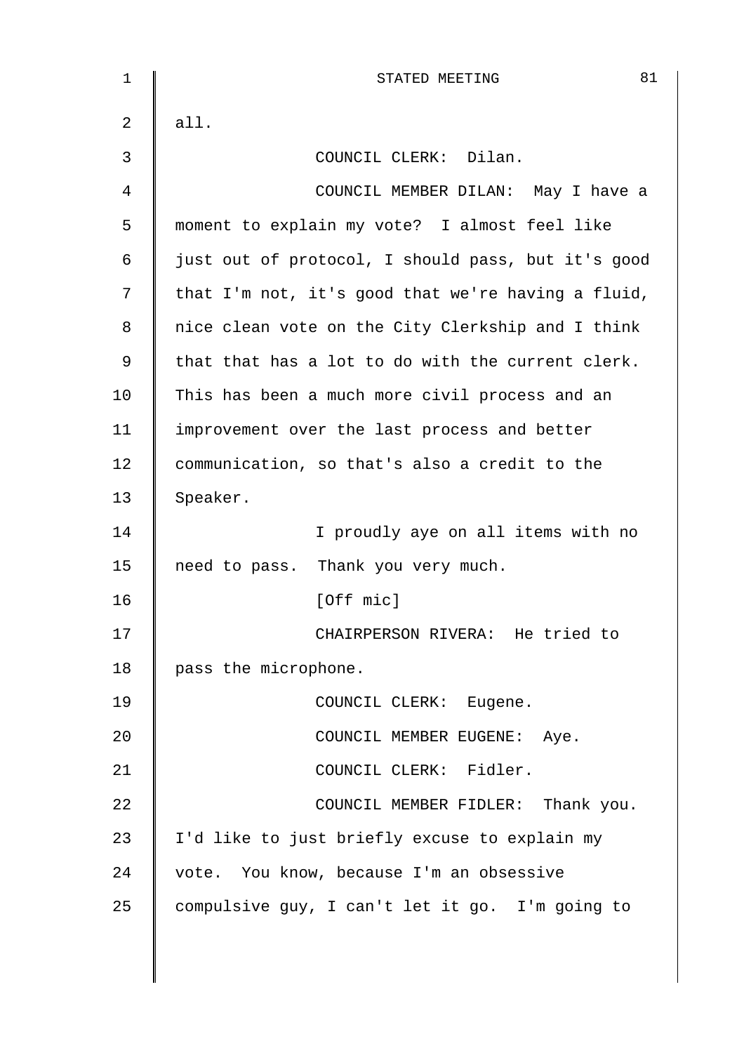all.

COUNCIL CLERK: Dilan.

COUNCIL MEMBER DILAN: May I have a moment to explain my vote? I almost feel like just out of protocol, I should pass, but it's good that I'm not, it's good that we're having a fluid, nice clean vote on the City Clerkship and I think that that has a lot to do with the current clerk. This has been a much more civil process and an improvement over the last process and better communication, so that's also a credit to the Speaker.

I proudly aye on all items with no need to pass. Thank you very much.

[Off mic]

CHAIRPERSON RIVERA: He tried to pass the microphone.

COUNCIL CLERK: Eugene.

COUNCIL MEMBER EUGENE: Aye.

COUNCIL CLERK: Fidler.

COUNCIL MEMBER FIDLER: Thank you. I'd like to just briefly excuse to explain my vote. You know, because I'm an obsessive compulsive guy, I can't let it go. I'm going to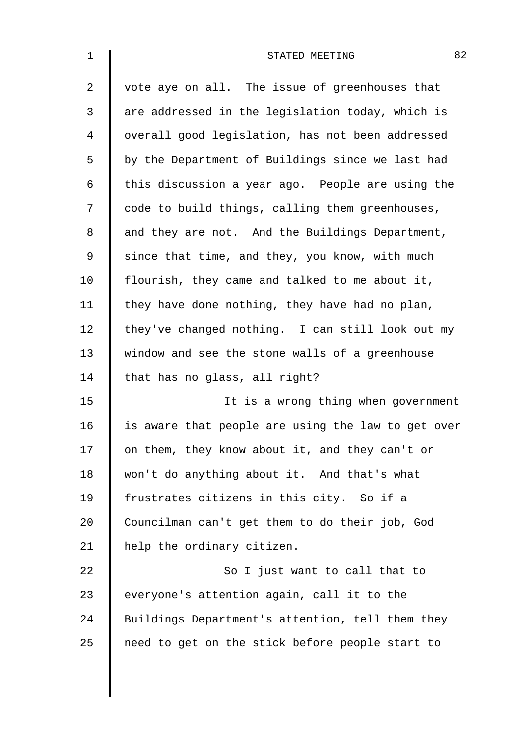vote aye on all. The issue of greenhouses that are addressed in the legislation today, which is overall good legislation, has not been addressed by the Department of Buildings since we last had this discussion a year ago. People are using the code to build things, calling them greenhouses, and they are not. And the Buildings Department, since that time, and they, you know, with much flourish, they came and talked to me about it, they have done nothing, they have had no plan, they've changed nothing. I can still look out my window and see the stone walls of a greenhouse that has no glass, all right?

It is a wrong thing when government is aware that people are using the law to get over on them, they know about it, and they can't or won't do anything about it. And that's what frustrates citizens in this city. So if a Councilman can't get them to do their job, God help the ordinary citizen.

So I just want to call that to everyone's attention again, call it to the Buildings Department's attention, tell them they need to get on the stick before people start to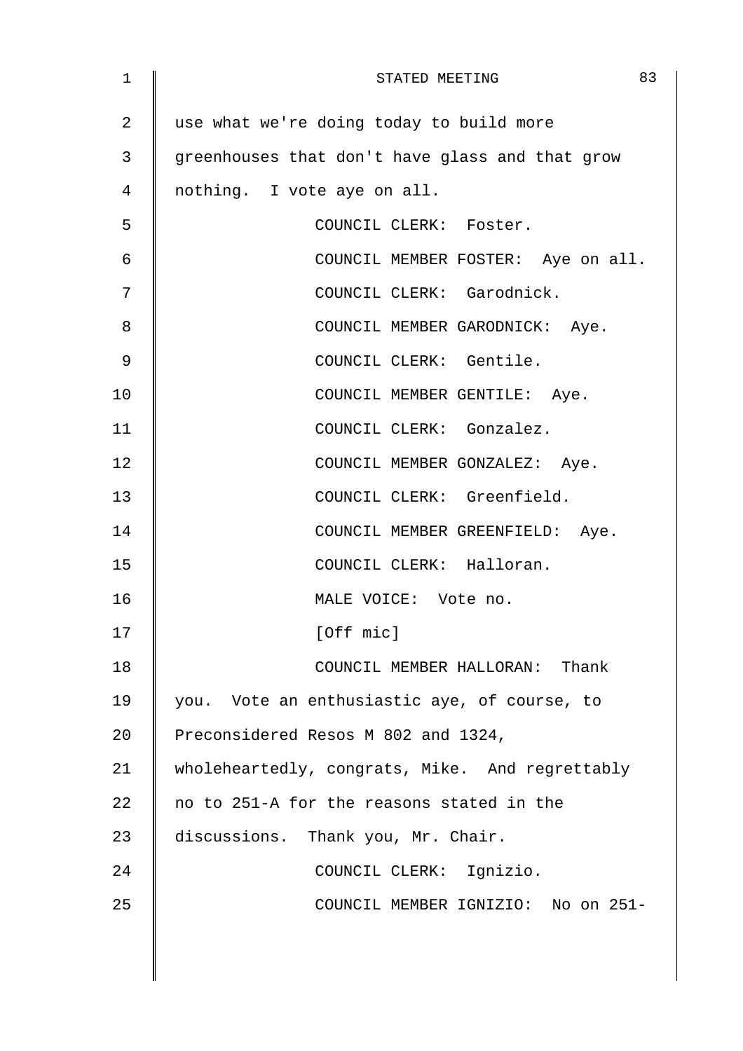use what we're doing today to build more greenhouses that don't have glass and that grow nothing. I vote aye on all.

COUNCIL CLERK: Foster.

COUNCIL MEMBER FOSTER: Aye on all.

COUNCIL CLERK: Garodnick.

COUNCIL MEMBER GARODNICK: Aye.

COUNCIL CLERK: Gentile.

COUNCIL MEMBER GENTILE: Aye.

COUNCIL CLERK: Gonzalez.

COUNCIL MEMBER GONZALEZ: Aye.

COUNCIL CLERK: Greenfield.

COUNCIL MEMBER GREENFIELD: Aye.

COUNCIL CLERK: Halloran.

MALE VOICE: Vote no.

[Off mic]

COUNCIL MEMBER HALLORAN: Thank you. Vote an enthusiastic aye, of course, to Preconsidered Resos M 802 and 1324, wholeheartedly, congrats, Mike. And regrettably no to 251-A for the reasons stated in the discussions. Thank you, Mr. Chair.

COUNCIL CLERK: Ignizio.

COUNCIL MEMBER IGNIZIO: No on 251-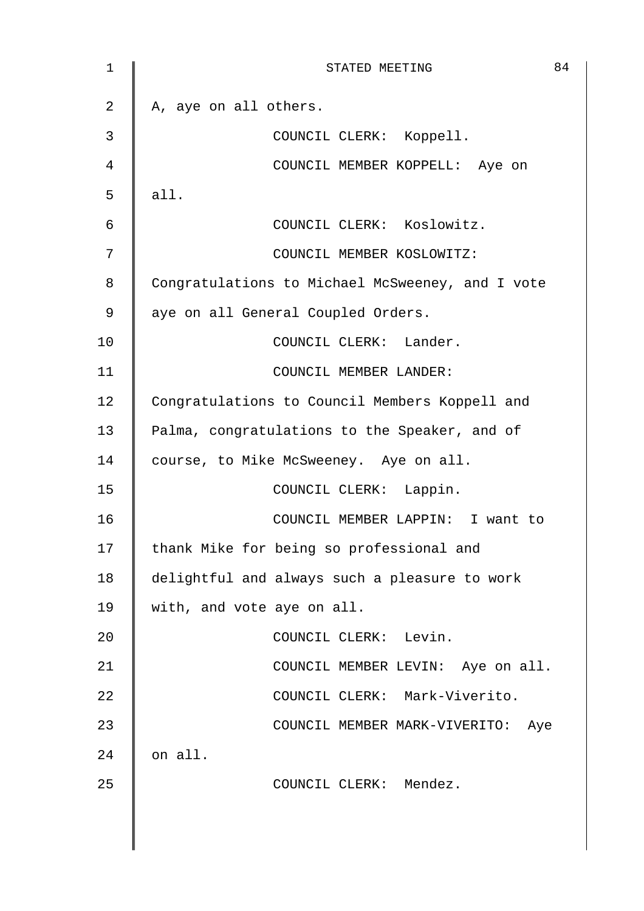A, aye on all others.

COUNCIL CLERK: Koppell.

COUNCIL MEMBER KOPPELL: Aye on all.

COUNCIL CLERK: Koslowitz.

COUNCIL MEMBER KOSLOWITZ: Congratulations to Michael McSweeney, and I vote aye on all General Coupled Orders.

COUNCIL CLERK: Lander.

COUNCIL MEMBER LANDER: Congratulations to Council Members Koppell and Palma, congratulations to the Speaker, and of course, to Mike McSweeney. Aye on all.

COUNCIL CLERK: Lappin.

COUNCIL MEMBER LAPPIN: I want to thank Mike for being so professional and delightful and always such a pleasure to work with, and vote aye on all.

COUNCIL CLERK: Levin.

COUNCIL MEMBER LEVIN: Aye on all.

COUNCIL CLERK: Mark-Viverito.

COUNCIL MEMBER MARK-VIVERITO: Aye on all.

COUNCIL CLERK: Mendez.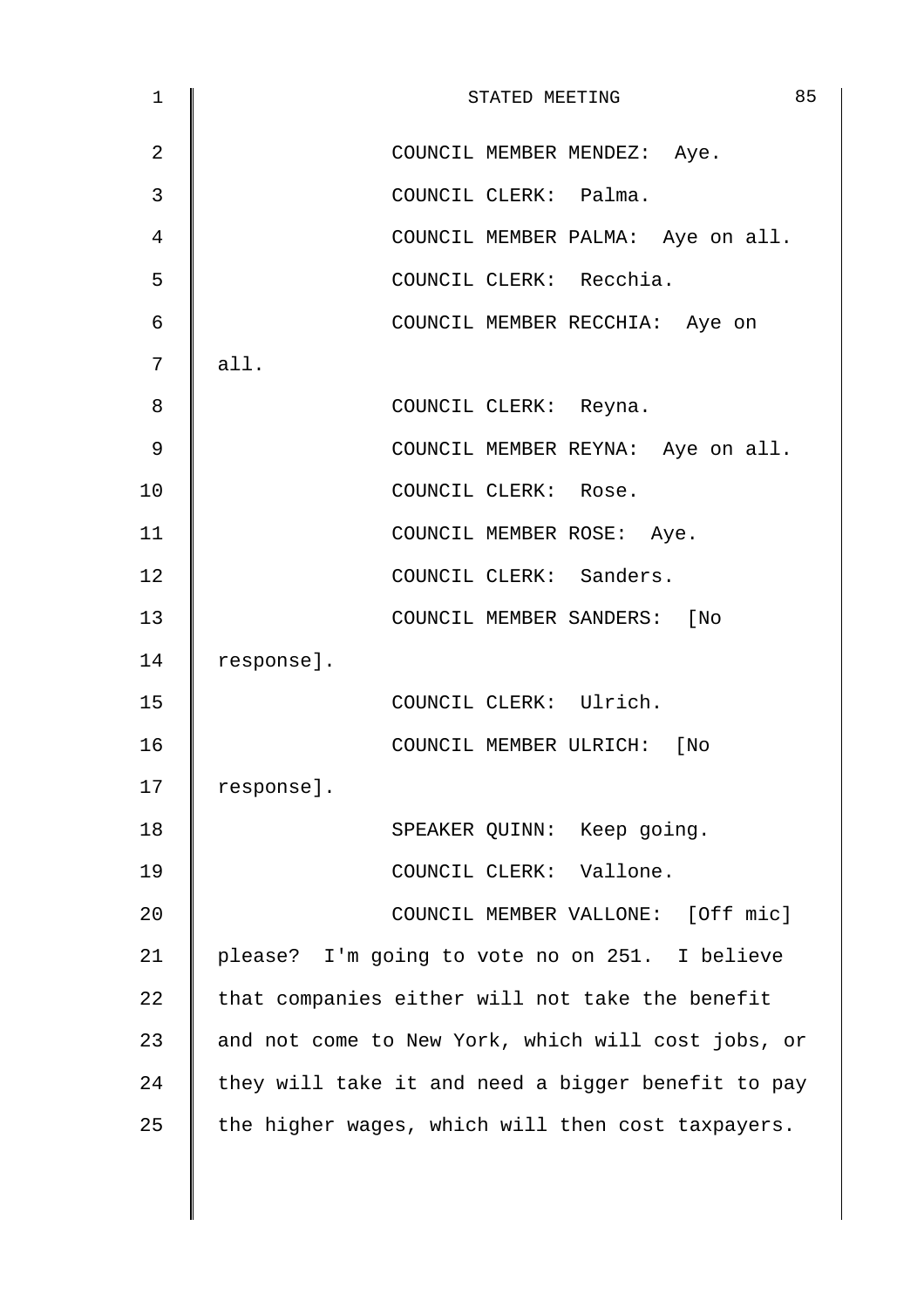COUNCIL MEMBER MENDEZ: Aye.

COUNCIL CLERK: Palma.

COUNCIL MEMBER PALMA: Aye on all.

COUNCIL CLERK: Recchia.

COUNCIL MEMBER RECCHIA: Aye on all.

COUNCIL CLERK: Reyna.

COUNCIL MEMBER REYNA: Aye on all.

COUNCIL CLERK: Rose.

COUNCIL MEMBER ROSE: Aye.

COUNCIL CLERK: Sanders.

COUNCIL MEMBER SANDERS: [No response].

COUNCIL CLERK: Ulrich.

COUNCIL MEMBER ULRICH: [No response].

SPEAKER QUINN: Keep going.

COUNCIL CLERK: Vallone.

COUNCIL MEMBER VALLONE: [Off mic] please? I'm going to vote no on 251. I believe that companies either will not take the benefit and not come to New York, which will cost jobs, or they will take it and need a bigger benefit to pay the higher wages, which will then cost taxpayers.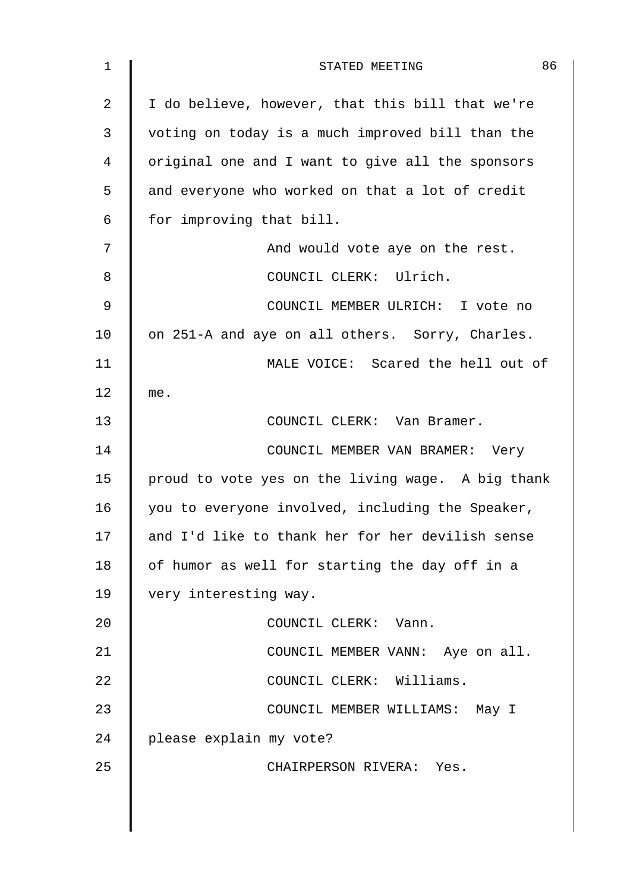I do believe, however, that this bill that we're voting on today is a much improved bill than the original one and I want to give all the sponsors and everyone who worked on that a lot of credit for improving that bill.

And would vote aye on the rest.

COUNCIL CLERK: Ulrich.

COUNCIL MEMBER ULRICH: I vote no on 251-A and aye on all others. Sorry, Charles.

MALE VOICE: Scared the hell out of me.

COUNCIL CLERK: Van Bramer.

COUNCIL MEMBER VAN BRAMER: Very proud to vote yes on the living wage. A big thank you to everyone involved, including the Speaker, and I'd like to thank her for her devilish sense of humor as well for starting the day off in a very interesting way.

COUNCIL CLERK: Vann.

COUNCIL MEMBER VANN: Aye on all.

COUNCIL CLERK: Williams.

COUNCIL MEMBER WILLIAMS: May I please explain my vote?

CHAIRPERSON RIVERA: Yes.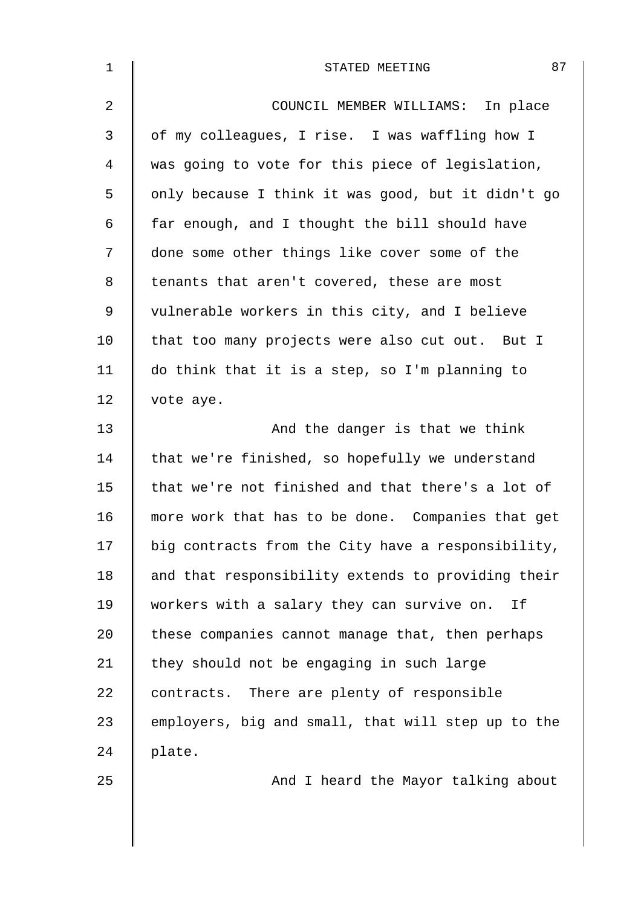COUNCIL MEMBER WILLIAMS: In place of my colleagues, I rise. I was waffling how I was going to vote for this piece of legislation, only because I think it was good, but it didn't go far enough, and I thought the bill should have done some other things like cover some of the tenants that aren't covered, these are most vulnerable workers in this city, and I believe that too many projects were also cut out. But I do think that it is a step, so I'm planning to vote aye.

And the danger is that we think that we're finished, so hopefully we understand that we're not finished and that there's a lot of more work that has to be done. Companies that get big contracts from the City have a responsibility, and that responsibility extends to providing their workers with a salary they can survive on. If these companies cannot manage that, then perhaps they should not be engaging in such large contracts. There are plenty of responsible employers, big and small, that will step up to the plate.

And I heard the Mayor talking about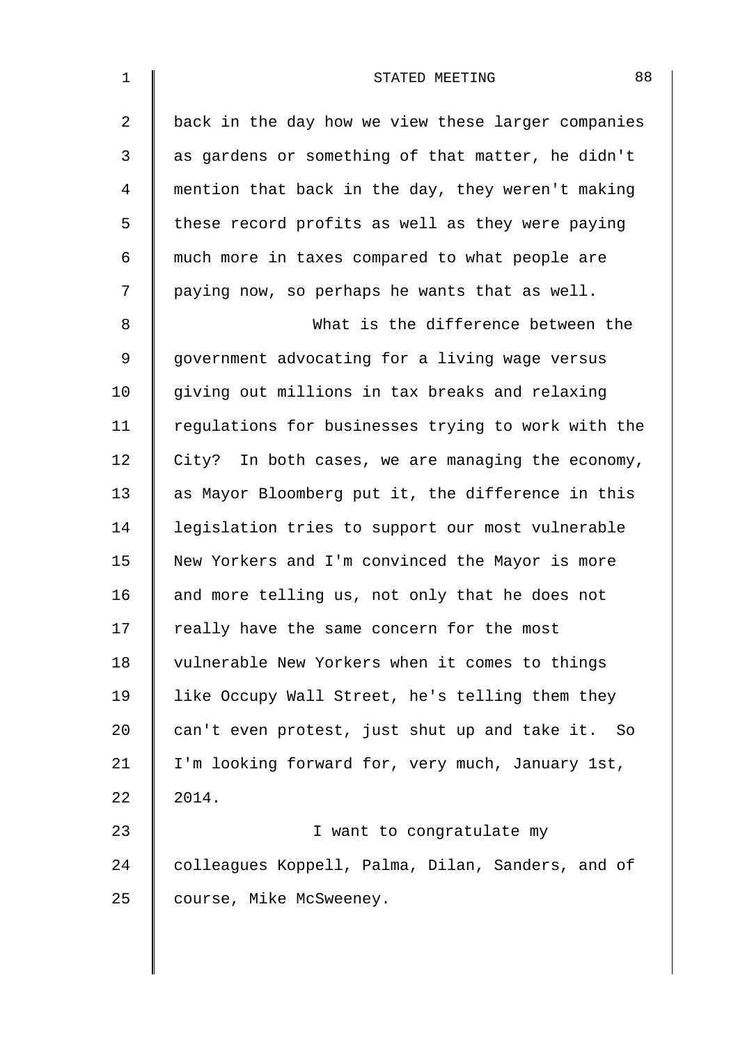back in the day how we view these larger companies as gardens or something of that matter, he didn't mention that back in the day, they weren't making these record profits as well as they were paying much more in taxes compared to what people are paying now, so perhaps he wants that as well.

What is the difference between the government advocating for a living wage versus giving out millions in tax breaks and relaxing regulations for businesses trying to work with the City? In both cases, we are managing the economy, as Mayor Bloomberg put it, the difference in this legislation tries to support our most vulnerable New Yorkers and I'm convinced the Mayor is more and more telling us, not only that he does not really have the same concern for the most vulnerable New Yorkers when it comes to things like Occupy Wall Street, he's telling them they can't even protest, just shut up and take it. So I'm looking forward for, very much, January 1st, 2014.

I want to congratulate my colleagues Koppell, Palma, Dilan, Sanders, and of course, Mike McSweeney.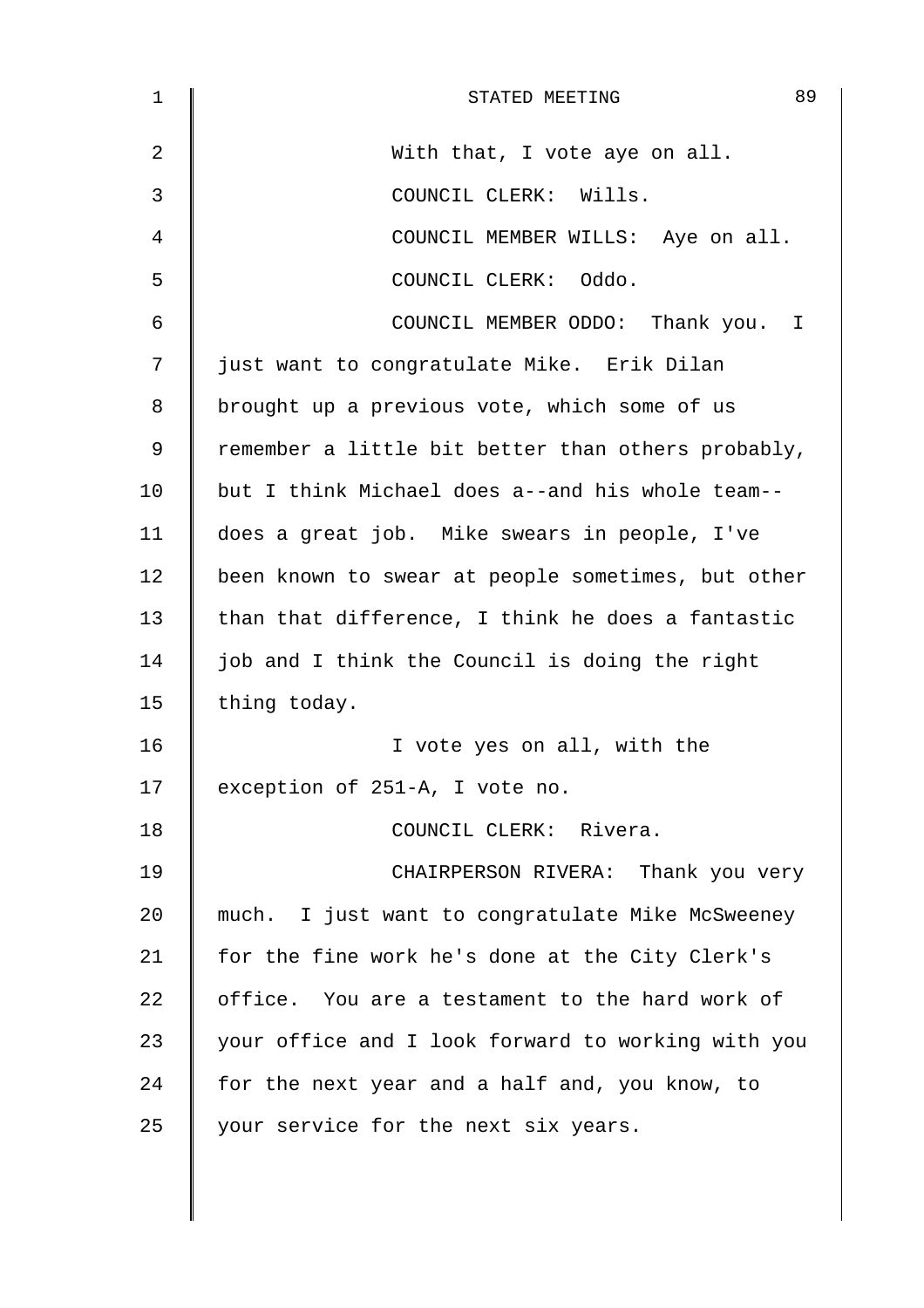With that, I vote aye on all.

COUNCIL CLERK: Wills.

COUNCIL MEMBER WILLS: Aye on all.

COUNCIL CLERK: Oddo.

COUNCIL MEMBER ODDO: Thank you. I just want to congratulate Mike. Erik Dilan brought up a previous vote, which some of us remember a little bit better than others probably, but I think Michael does a--and his whole team--does a great job. Mike swears in people, I've been known to swear at people sometimes, but other than that difference, I think he does a fantastic job and I think the Council is doing the right thing today.

I vote yes on all, with the exception of 251-A, I vote no.

COUNCIL CLERK: Rivera.

CHAIRPERSON RIVERA: Thank you very much. I just want to congratulate Mike McSweeney for the fine work he's done at the City Clerk's office. You are a testament to the hard work of your office and I look forward to working with you for the next year and a half and, you know, to your service for the next six years.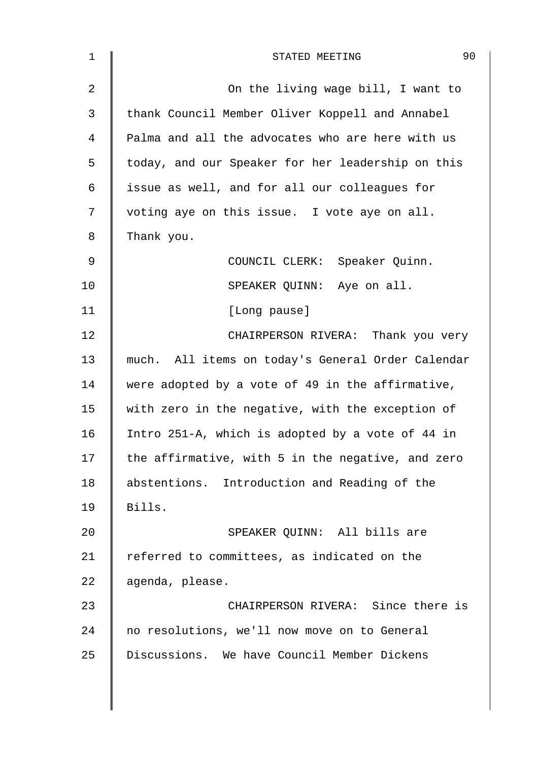On the living wage bill, I want to thank Council Member Oliver Koppell and Annabel Palma and all the advocates who are here with us today, and our Speaker for her leadership on this issue as well, and for all our colleagues for voting aye on this issue. I vote aye on all. Thank you.

COUNCIL CLERK: Speaker Quinn.

SPEAKER QUINN: Aye on all.

[Long pause]

CHAIRPERSON RIVERA: Thank you very much. All items on today's General Order Calendar were adopted by a vote of 49 in the affirmative, with zero in the negative, with the exception of Intro 251-A, which is adopted by a vote of 44 in the affirmative, with 5 in the negative, and zero abstentions. Introduction and Reading of the Bills.

SPEAKER QUINN: All bills are referred to committees, as indicated on the agenda, please.

CHAIRPERSON RIVERA: Since there is no resolutions, we'll now move on to General Discussions. We have Council Member Dickens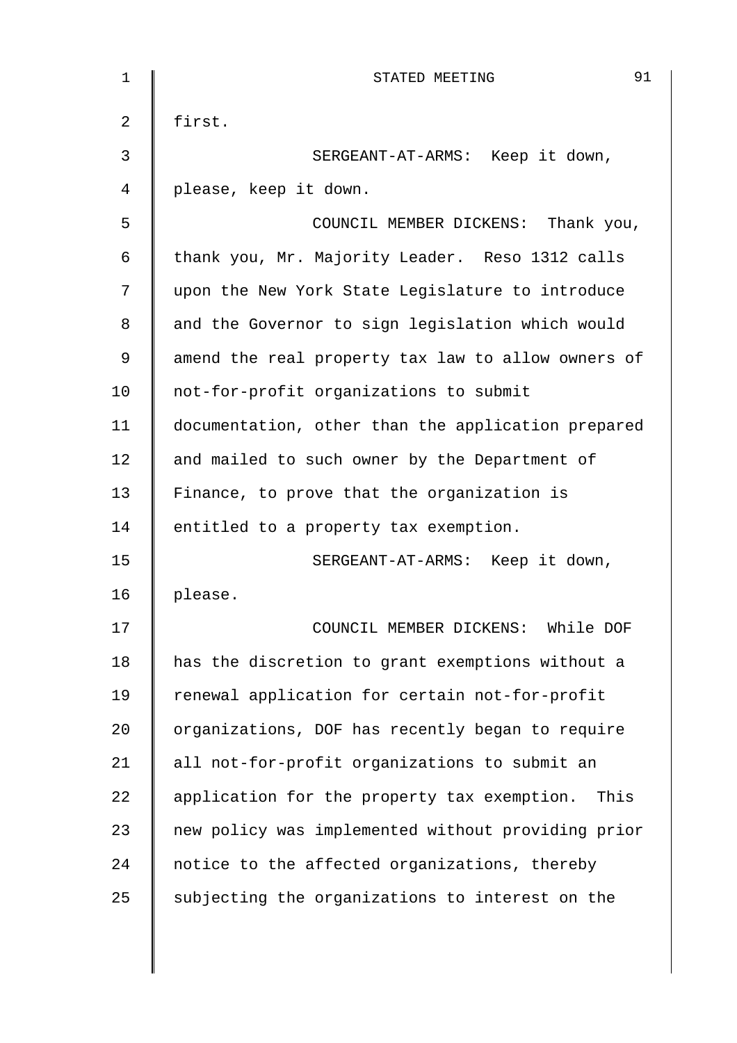first.

SERGEANT-AT-ARMS: Keep it down, please, keep it down.

COUNCIL MEMBER DICKENS: Thank you, thank you, Mr. Majority Leader. Reso 1312 calls upon the New York State Legislature to introduce and the Governor to sign legislation which would amend the real property tax law to allow owners of not-for-profit organizations to submit documentation, other than the application prepared and mailed to such owner by the Department of Finance, to prove that the organization is entitled to a property tax exemption.

SERGEANT-AT-ARMS: Keep it down, please.

COUNCIL MEMBER DICKENS: While DOF has the discretion to grant exemptions without a renewal application for certain not-for-profit organizations, DOF has recently began to require all not-for-profit organizations to submit an application for the property tax exemption. This new policy was implemented without providing prior notice to the affected organizations, thereby subjecting the organizations to interest on the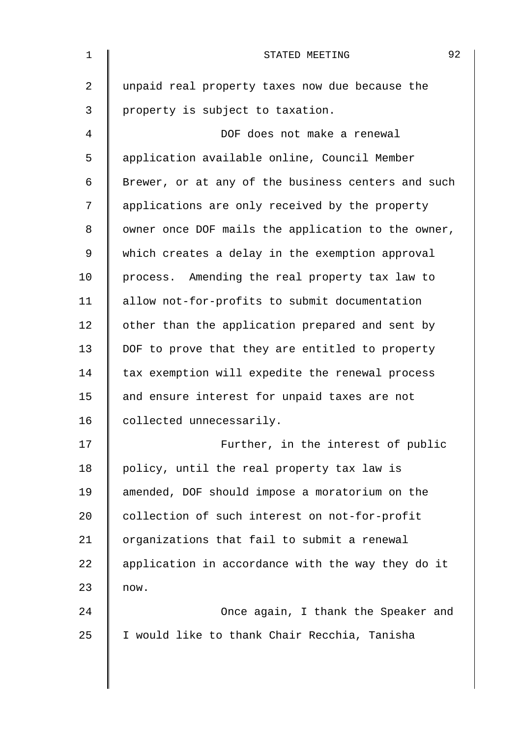unpaid real property taxes now due because the property is subject to taxation.

DOF does not make a renewal application available online, Council Member Brewer, or at any of the business centers and such applications are only received by the property owner once DOF mails the application to the owner, which creates a delay in the exemption approval process. Amending the real property tax law to allow not-for-profits to submit documentation other than the application prepared and sent by DOF to prove that they are entitled to property tax exemption will expedite the renewal process and ensure interest for unpaid taxes are not collected unnecessarily.

Further, in the interest of public policy, until the real property tax law is amended, DOF should impose a moratorium on the collection of such interest on not-for-profit organizations that fail to submit a renewal application in accordance with the way they do it now.

Once again, I thank the Speaker and I would like to thank Chair Recchia, Tanisha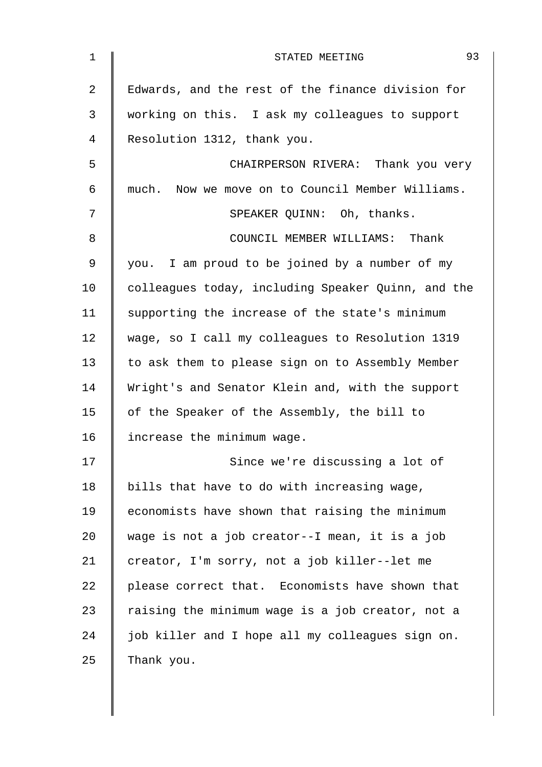Edwards, and the rest of the finance division for working on this. I ask my colleagues to support Resolution 1312, thank you.

CHAIRPERSON RIVERA: Thank you very much. Now we move on to Council Member Williams.

SPEAKER QUINN: Oh, thanks.

COUNCIL MEMBER WILLIAMS: Thank you. I am proud to be joined by a number of my colleagues today, including Speaker Quinn, and the supporting the increase of the state's minimum wage, so I call my colleagues to Resolution 1319 to ask them to please sign on to Assembly Member Wright's and Senator Klein and, with the support of the Speaker of the Assembly, the bill to increase the minimum wage.

Since we're discussing a lot of bills that have to do with increasing wage, economists have shown that raising the minimum wage is not a job creator--I mean, it is a job creator, I'm sorry, not a job killer--let me please correct that. Economists have shown that raising the minimum wage is a job creator, not a job killer and I hope all my colleagues sign on. Thank you.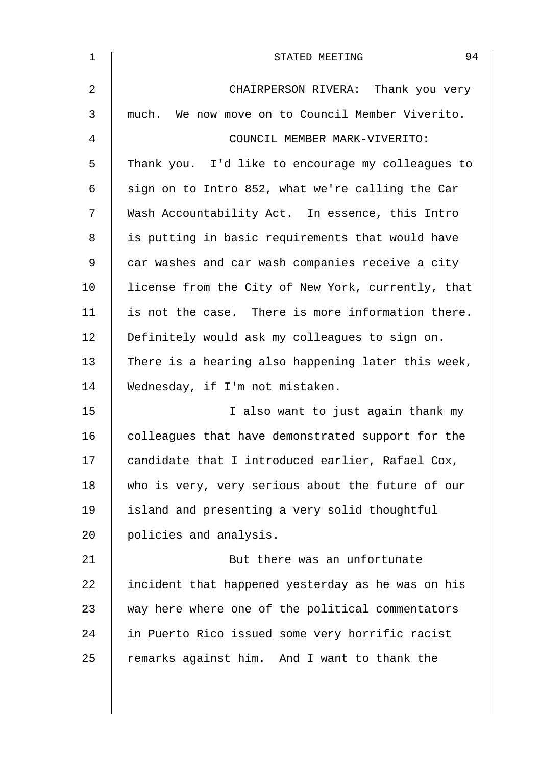CHAIRPERSON RIVERA: Thank you very much. We now move on to Council Member Viverito.

COUNCIL MEMBER MARK-VIVERITO: Thank you. I'd like to encourage my colleagues to sign on to Intro 852, what we're calling the Car Wash Accountability Act. In essence, this Intro is putting in basic requirements that would have car washes and car wash companies receive a city license from the City of New York, currently, that is not the case. There is more information there. Definitely would ask my colleagues to sign on. There is a hearing also happening later this week, Wednesday, if I'm not mistaken.

I also want to just again thank my colleagues that have demonstrated support for the candidate that I introduced earlier, Rafael Cox, who is very, very serious about the future of our island and presenting a very solid thoughtful policies and analysis.

But there was an unfortunate incident that happened yesterday as he was on his way here where one of the political commentators in Puerto Rico issued some very horrific racist remarks against him. And I want to thank the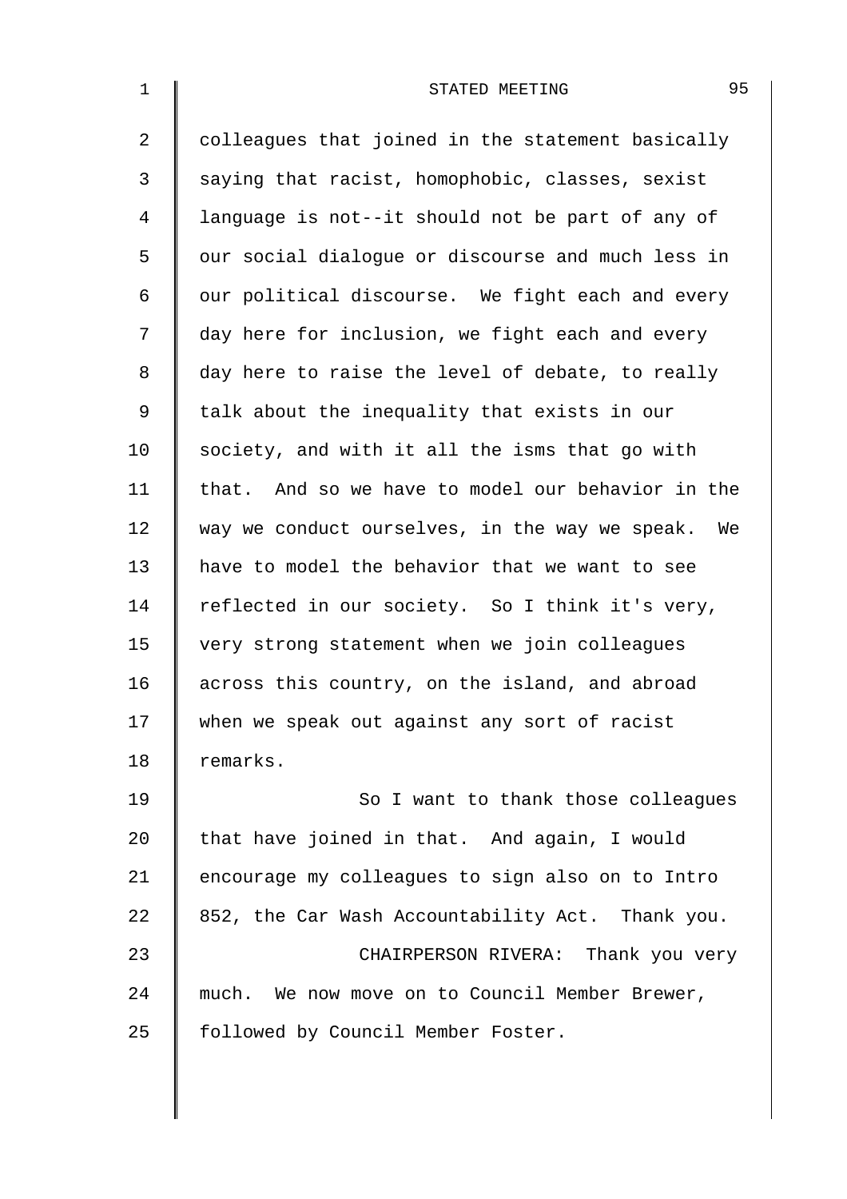colleagues that joined in the statement basically saying that racist, homophobic, classes, sexist language is not--it should not be part of any of our social dialogue or discourse and much less in our political discourse. We fight each and every day here for inclusion, we fight each and every day here to raise the level of debate, to really talk about the inequality that exists in our society, and with it all the isms that go with that. And so we have to model our behavior in the way we conduct ourselves, in the way we speak. We have to model the behavior that we want to see reflected in our society. So I think it's very, very strong statement when we join colleagues across this country, on the island, and abroad when we speak out against any sort of racist remarks.

So I want to thank those colleagues that have joined in that. And again, I would encourage my colleagues to sign also on to Intro 852, the Car Wash Accountability Act. Thank you.

CHAIRPERSON RIVERA: Thank you very much. We now move on to Council Member Brewer, followed by Council Member Foster.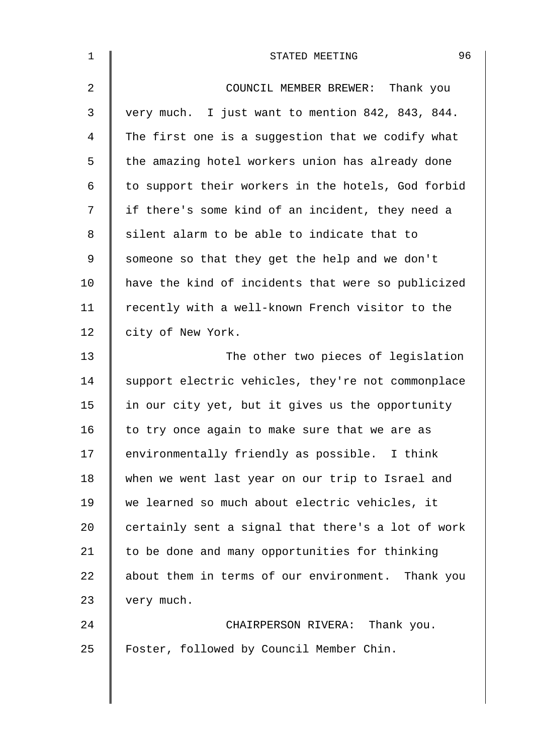COUNCIL MEMBER BREWER: Thank you very much. I just want to mention 842, 843, 844. The first one is a suggestion that we codify what the amazing hotel workers union has already done to support their workers in the hotels, God forbid if there's some kind of an incident, they need a silent alarm to be able to indicate that to someone so that they get the help and we don't have the kind of incidents that were so publicized recently with a well-known French visitor to the city of New York.

The other two pieces of legislation support electric vehicles, they're not commonplace in our city yet, but it gives us the opportunity to try once again to make sure that we are as environmentally friendly as possible. I think when we went last year on our trip to Israel and we learned so much about electric vehicles, it certainly sent a signal that there's a lot of work to be done and many opportunities for thinking about them in terms of our environment. Thank you very much.

CHAIRPERSON RIVERA: Thank you. Foster, followed by Council Member Chin.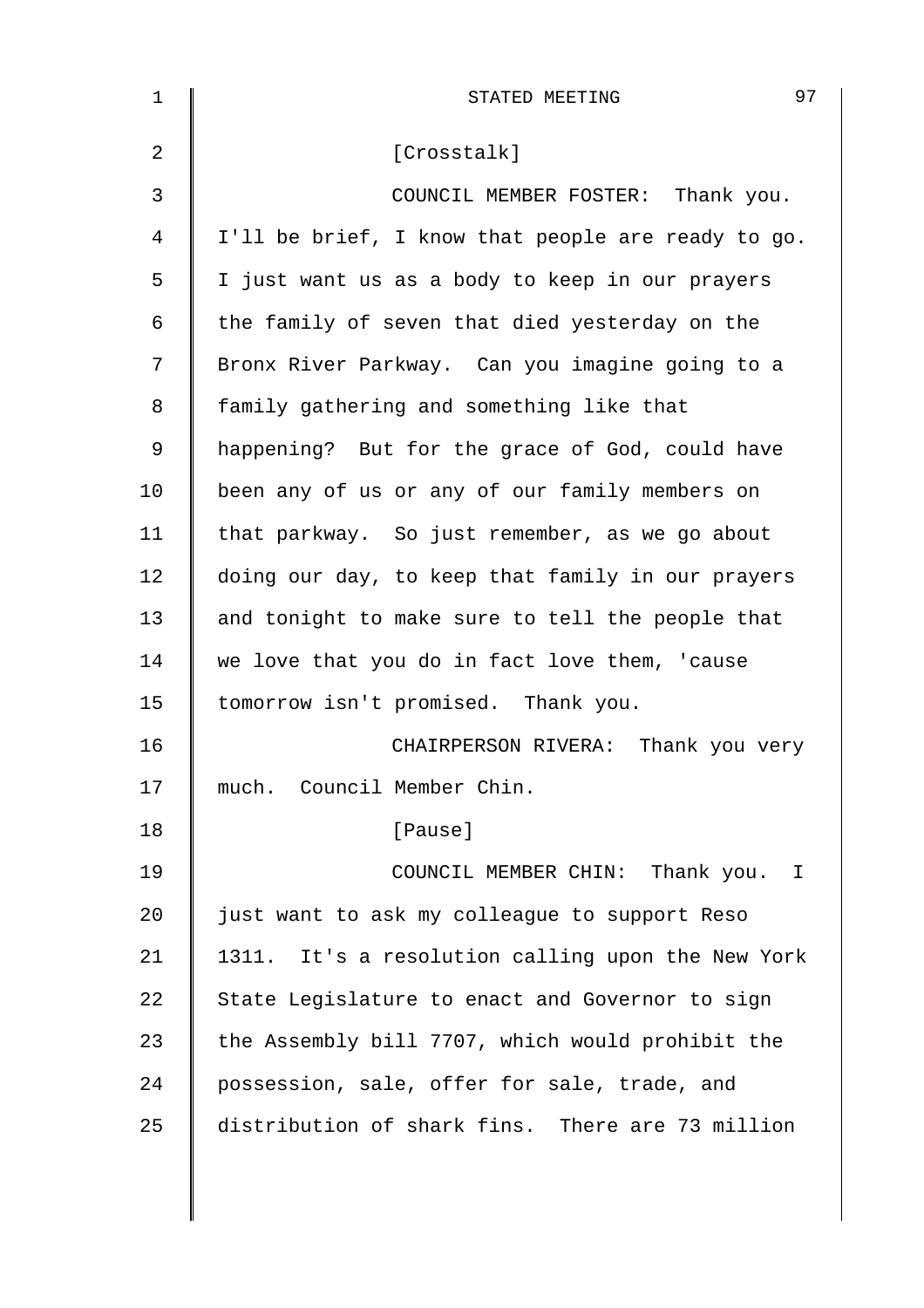[Crosstalk]

COUNCIL MEMBER FOSTER: Thank you. I'll be brief, I know that people are ready to go. I just want us as a body to keep in our prayers the family of seven that died yesterday on the Bronx River Parkway. Can you imagine going to a family gathering and something like that happening? But for the grace of God, could have been any of us or any of our family members on that parkway. So just remember, as we go about doing our day, to keep that family in our prayers and tonight to make sure to tell the people that we love that you do in fact love them, 'cause tomorrow isn't promised. Thank you.

CHAIRPERSON RIVERA: Thank you very much. Council Member Chin.

[Pause]

COUNCIL MEMBER CHIN: Thank you. I just want to ask my colleague to support Reso 1311. It's a resolution calling upon the New York State Legislature to enact and Governor to sign the Assembly bill 7707, which would prohibit the possession, sale, offer for sale, trade, and distribution of shark fins. There are 73 million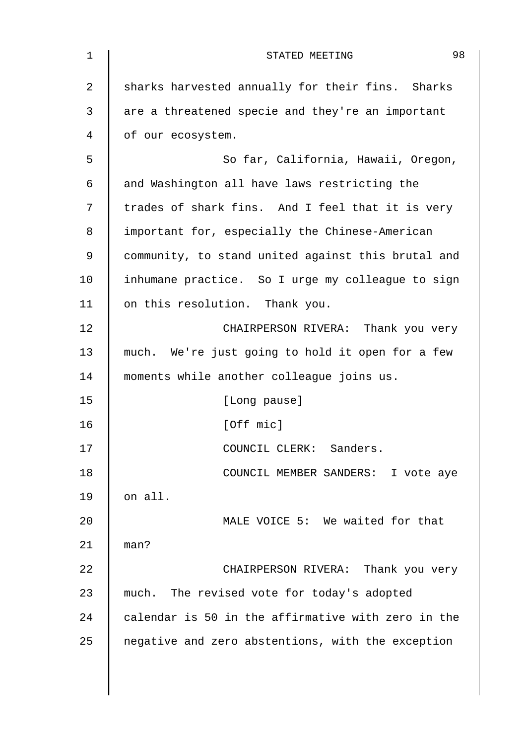sharks harvested annually for their fins. Sharks are a threatened specie and they're an important of our ecosystem.

So far, California, Hawaii, Oregon, and Washington all have laws restricting the trades of shark fins. And I feel that it is very important for, especially the Chinese-American community, to stand united against this brutal and inhumane practice. So I urge my colleague to sign on this resolution. Thank you.

CHAIRPERSON RIVERA: Thank you very much. We're just going to hold it open for a few moments while another colleague joins us.

[Long pause]

[Off mic]

COUNCIL CLERK: Sanders.

COUNCIL MEMBER SANDERS: I vote aye on all.

MALE VOICE 5: We waited for that man?

CHAIRPERSON RIVERA: Thank you very much. The revised vote for today's adopted calendar is 50 in the affirmative with zero in the negative and zero abstentions, with the exception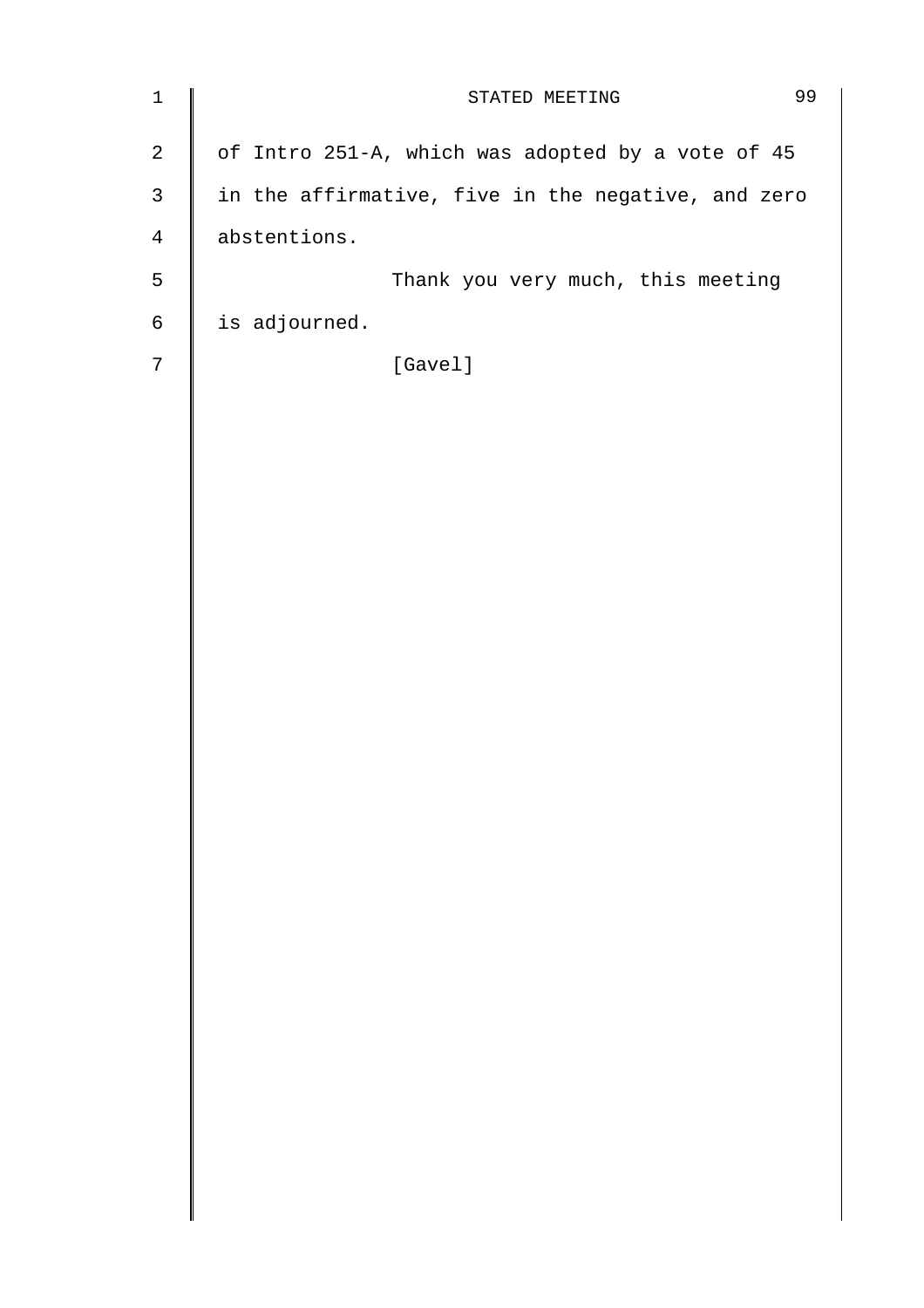of Intro 251-A, which was adopted by a vote of 45 in the affirmative, five in the negative, and zero abstentions.

Thank you very much, this meeting is adjourned.

[Gavel]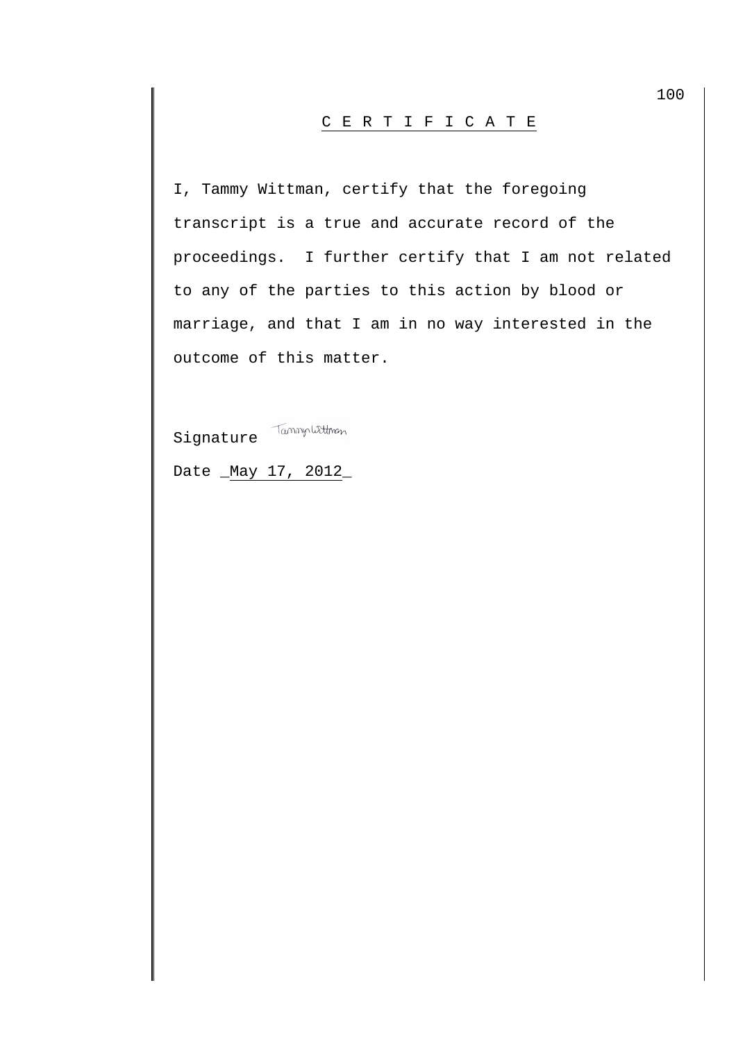# C E R T I F I C A T E

I, Tammy Wittman, certify that the foregoing transcript is a true and accurate record of the proceedings. I further certify that I am not related to any of the parties to this action by blood or marriage, and that I am in no way interested in the outcome of this matter.

Signature Tammy Wittman

Date _May 17, 2012_